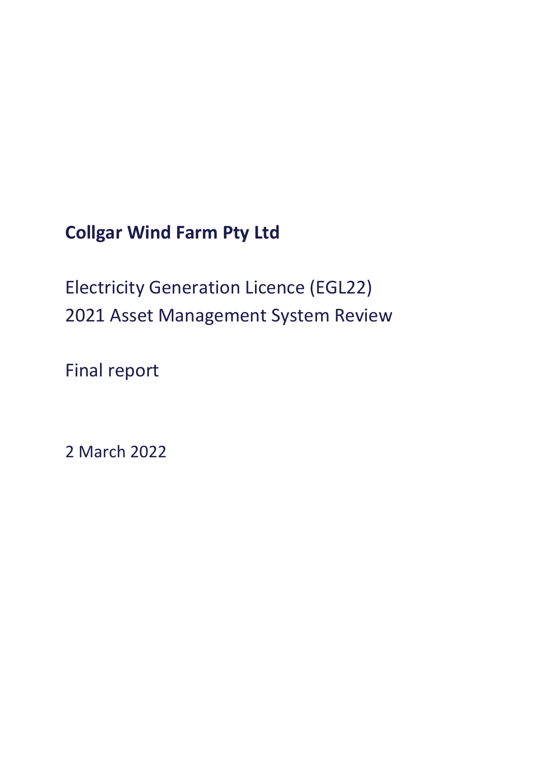# Collgar Wind Farm Pty Ltd

Electricity Generation Licence (EGL22)
2021 Asset Management System Review

Final report

2 March 2022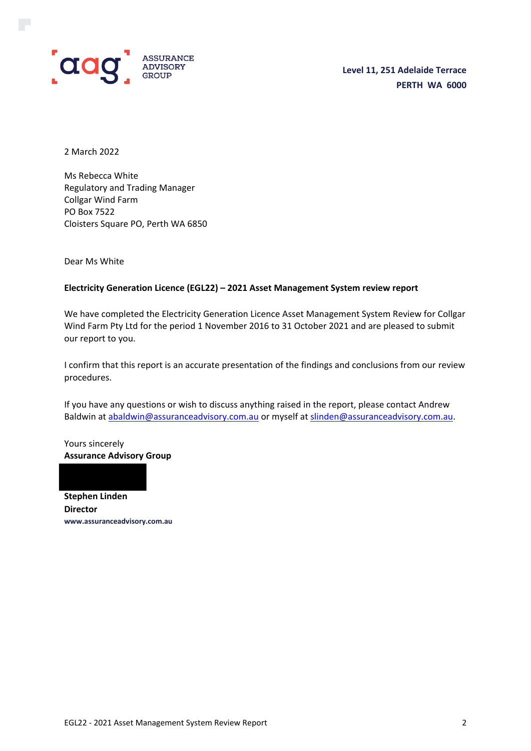ASSURANCE ADVISORY GROUP

Level 11, 251 Adelaide Terrace
PERTH WA 6000

2 March 2022

Ms Rebecca White
Regulatory and Trading Manager
Collgar Wind Farm
PO Box 7522
Cloisters Square PO, Perth WA 6850

Dear Ms White

**Electricity Generation Licence (EGL22) – 2021 Asset Management System review report**

We have completed the Electricity Generation Licence Asset Management System Review for Collgar Wind Farm Pty Ltd for the period 1 November 2016 to 31 October 2021 and are pleased to submit our report to you.

I confirm that this report is an accurate presentation of the findings and conclusions from our review procedures.

If you have any questions or wish to discuss anything raised in the report, please contact Andrew Baldwin at abaldwin@assuranceadvisory.com.au or myself at slinden@assuranceadvisory.com.au.

Yours sincerely
**Assurance Advisory Group**

**Stephen Linden**
**Director**
**www.assuranceadvisory.com.au**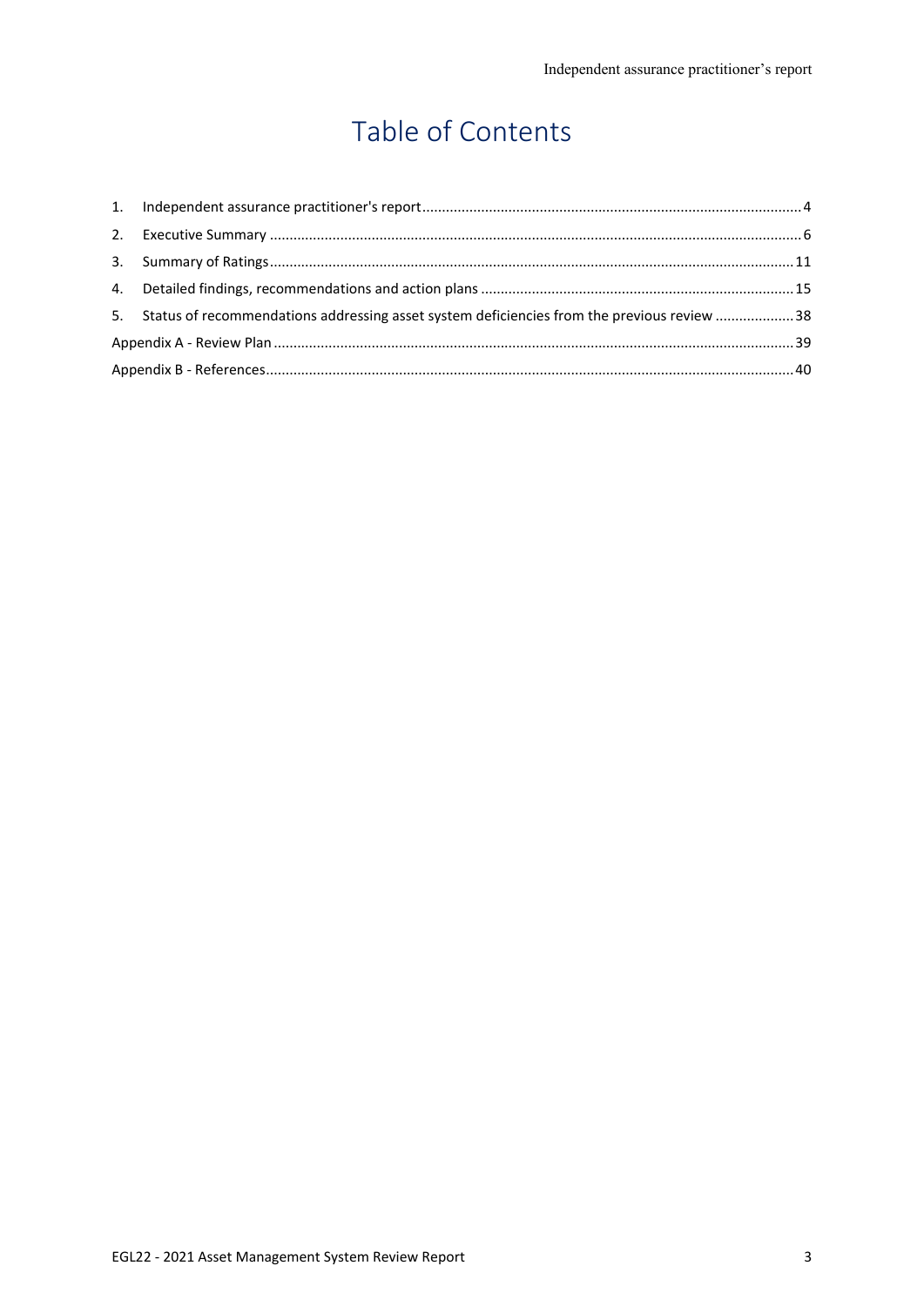# Table of Contents

1. Independent assurance practitioner's report ........ 4
2. Executive Summary ........ 6
3. Summary of Ratings ........ 11
4. Detailed findings, recommendations and action plans ........ 15
5. Status of recommendations addressing asset system deficiencies from the previous review ........ 38

Appendix A - Review Plan ........ 39

Appendix B - References ........ 40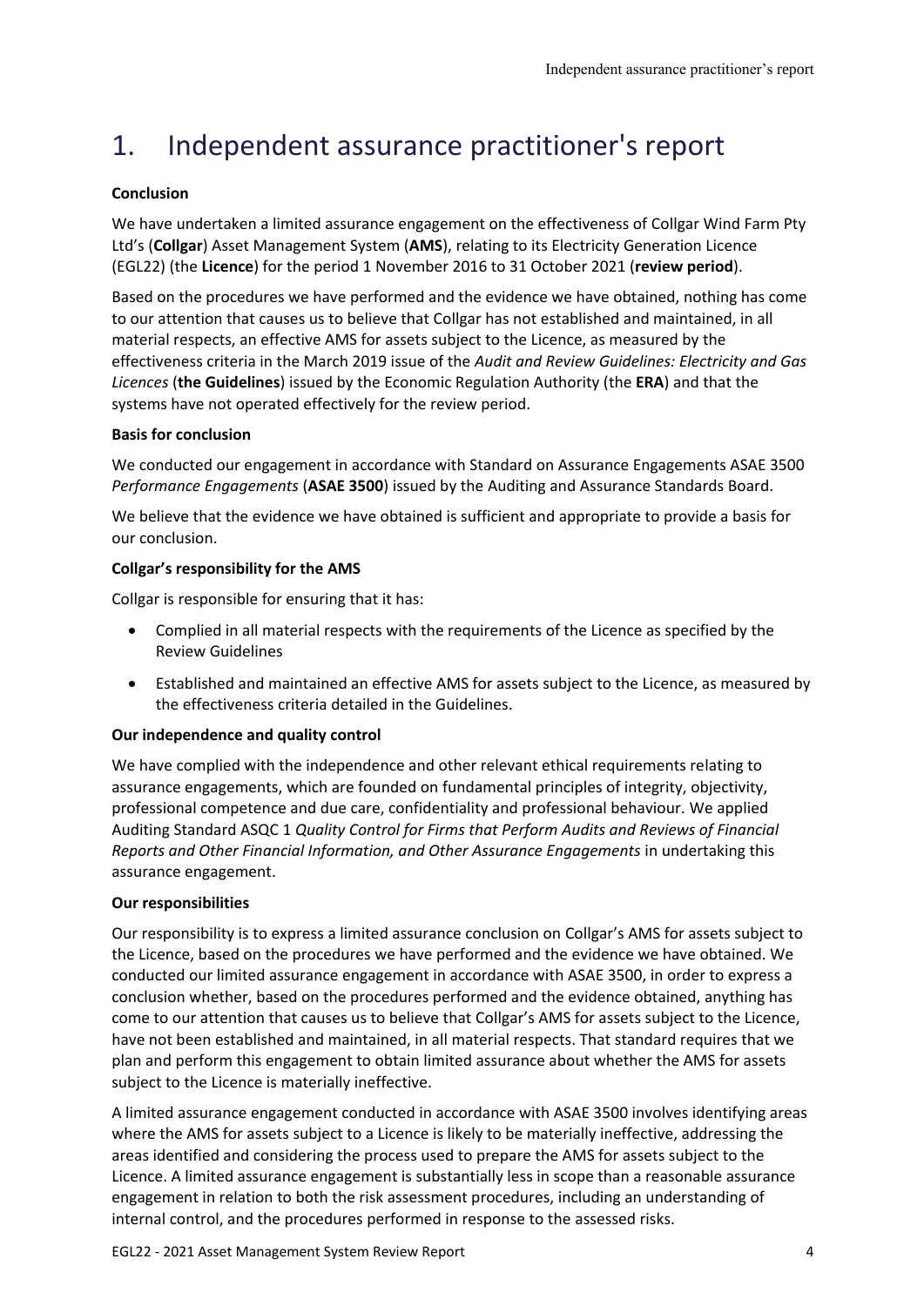# 1. Independent assurance practitioner's report

**Conclusion**

We have undertaken a limited assurance engagement on the effectiveness of Collgar Wind Farm Pty Ltd's (**Collgar**) Asset Management System (**AMS**), relating to its Electricity Generation Licence (EGL22) (the **Licence**) for the period 1 November 2016 to 31 October 2021 (**review period**).

Based on the procedures we have performed and the evidence we have obtained, nothing has come to our attention that causes us to believe that Collgar has not established and maintained, in all material respects, an effective AMS for assets subject to the Licence, as measured by the effectiveness criteria in the March 2019 issue of the *Audit and Review Guidelines: Electricity and Gas Licences* (**the Guidelines**) issued by the Economic Regulation Authority (the **ERA**) and that the systems have not operated effectively for the review period.

**Basis for conclusion**

We conducted our engagement in accordance with Standard on Assurance Engagements ASAE 3500 *Performance Engagements* (**ASAE 3500**) issued by the Auditing and Assurance Standards Board.

We believe that the evidence we have obtained is sufficient and appropriate to provide a basis for our conclusion.

**Collgar's responsibility for the AMS**

Collgar is responsible for ensuring that it has:

- Complied in all material respects with the requirements of the Licence as specified by the Review Guidelines
- Established and maintained an effective AMS for assets subject to the Licence, as measured by the effectiveness criteria detailed in the Guidelines.

**Our independence and quality control**

We have complied with the independence and other relevant ethical requirements relating to assurance engagements, which are founded on fundamental principles of integrity, objectivity, professional competence and due care, confidentiality and professional behaviour. We applied Auditing Standard ASQC 1 *Quality Control for Firms that Perform Audits and Reviews of Financial Reports and Other Financial Information, and Other Assurance Engagements* in undertaking this assurance engagement.

**Our responsibilities**

Our responsibility is to express a limited assurance conclusion on Collgar's AMS for assets subject to the Licence, based on the procedures we have performed and the evidence we have obtained. We conducted our limited assurance engagement in accordance with ASAE 3500, in order to express a conclusion whether, based on the procedures performed and the evidence obtained, anything has come to our attention that causes us to believe that Collgar's AMS for assets subject to the Licence, have not been established and maintained, in all material respects. That standard requires that we plan and perform this engagement to obtain limited assurance about whether the AMS for assets subject to the Licence is materially ineffective.

A limited assurance engagement conducted in accordance with ASAE 3500 involves identifying areas where the AMS for assets subject to a Licence is likely to be materially ineffective, addressing the areas identified and considering the process used to prepare the AMS for assets subject to the Licence. A limited assurance engagement is substantially less in scope than a reasonable assurance engagement in relation to both the risk assessment procedures, including an understanding of internal control, and the procedures performed in response to the assessed risks.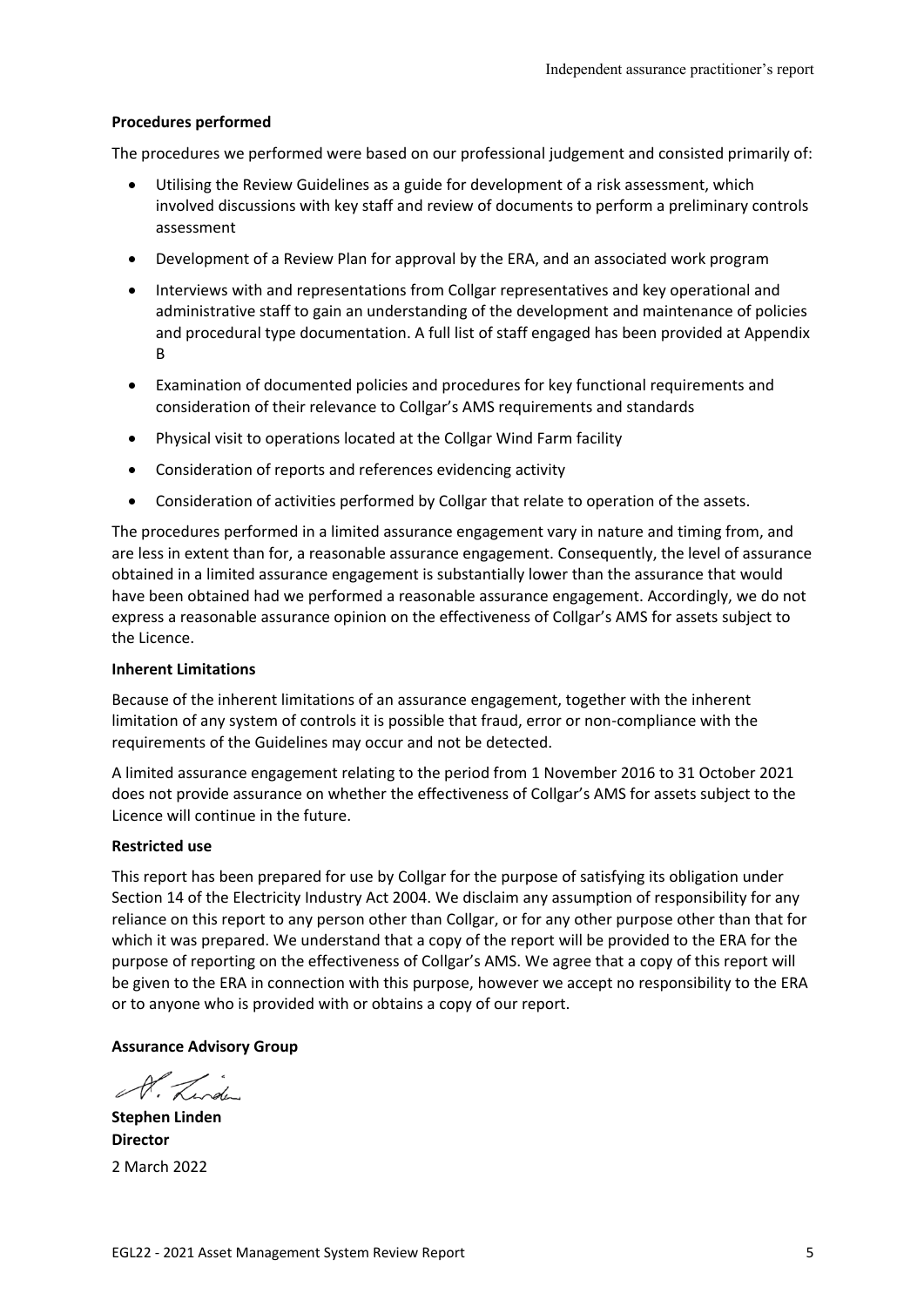**Procedures performed**

The procedures we performed were based on our professional judgement and consisted primarily of:

- Utilising the Review Guidelines as a guide for development of a risk assessment, which involved discussions with key staff and review of documents to perform a preliminary controls assessment
- Development of a Review Plan for approval by the ERA, and an associated work program
- Interviews with and representations from Collgar representatives and key operational and administrative staff to gain an understanding of the development and maintenance of policies and procedural type documentation. A full list of staff engaged has been provided at Appendix B
- Examination of documented policies and procedures for key functional requirements and consideration of their relevance to Collgar's AMS requirements and standards
- Physical visit to operations located at the Collgar Wind Farm facility
- Consideration of reports and references evidencing activity
- Consideration of activities performed by Collgar that relate to operation of the assets.

The procedures performed in a limited assurance engagement vary in nature and timing from, and are less in extent than for, a reasonable assurance engagement. Consequently, the level of assurance obtained in a limited assurance engagement is substantially lower than the assurance that would have been obtained had we performed a reasonable assurance engagement. Accordingly, we do not express a reasonable assurance opinion on the effectiveness of Collgar's AMS for assets subject to the Licence.

**Inherent Limitations**

Because of the inherent limitations of an assurance engagement, together with the inherent limitation of any system of controls it is possible that fraud, error or non-compliance with the requirements of the Guidelines may occur and not be detected.

A limited assurance engagement relating to the period from 1 November 2016 to 31 October 2021 does not provide assurance on whether the effectiveness of Collgar's AMS for assets subject to the Licence will continue in the future.

**Restricted use**

This report has been prepared for use by Collgar for the purpose of satisfying its obligation under Section 14 of the Electricity Industry Act 2004. We disclaim any assumption of responsibility for any reliance on this report to any person other than Collgar, or for any other purpose other than that for which it was prepared. We understand that a copy of the report will be provided to the ERA for the purpose of reporting on the effectiveness of Collgar's AMS. We agree that a copy of this report will be given to the ERA in connection with this purpose, however we accept no responsibility to the ERA or to anyone who is provided with or obtains a copy of our report.

**Assurance Advisory Group**

**Stephen Linden**
**Director**
2 March 2022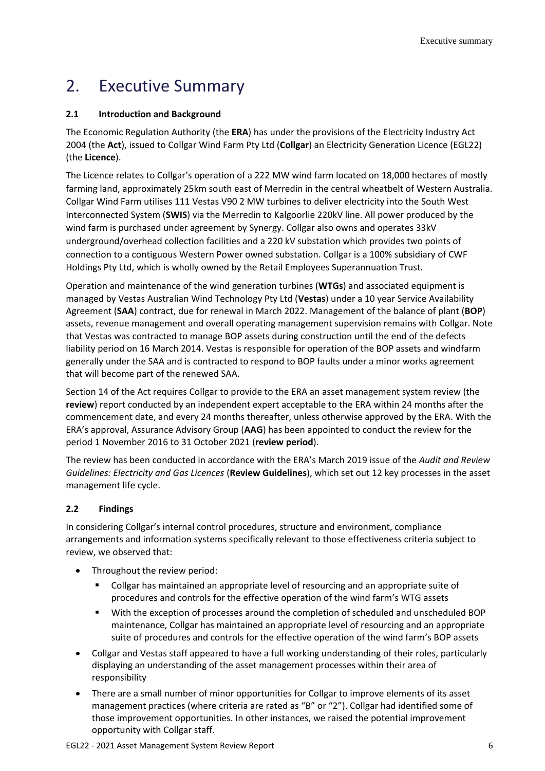# 2. Executive Summary

## 2.1 Introduction and Background

The Economic Regulation Authority (the **ERA**) has under the provisions of the Electricity Industry Act 2004 (the **Act**), issued to Collgar Wind Farm Pty Ltd (**Collgar**) an Electricity Generation Licence (EGL22) (the **Licence**).

The Licence relates to Collgar's operation of a 222 MW wind farm located on 18,000 hectares of mostly farming land, approximately 25km south east of Merredin in the central wheatbelt of Western Australia. Collgar Wind Farm utilises 111 Vestas V90 2 MW turbines to deliver electricity into the South West Interconnected System (**SWIS**) via the Merredin to Kalgoorlie 220kV line. All power produced by the wind farm is purchased under agreement by Synergy. Collgar also owns and operates 33kV underground/overhead collection facilities and a 220 kV substation which provides two points of connection to a contiguous Western Power owned substation. Collgar is a 100% subsidiary of CWF Holdings Pty Ltd, which is wholly owned by the Retail Employees Superannuation Trust.

Operation and maintenance of the wind generation turbines (**WTGs**) and associated equipment is managed by Vestas Australian Wind Technology Pty Ltd (**Vestas**) under a 10 year Service Availability Agreement (**SAA**) contract, due for renewal in March 2022. Management of the balance of plant (**BOP**) assets, revenue management and overall operating management supervision remains with Collgar. Note that Vestas was contracted to manage BOP assets during construction until the end of the defects liability period on 16 March 2014. Vestas is responsible for operation of the BOP assets and windfarm generally under the SAA and is contracted to respond to BOP faults under a minor works agreement that will become part of the renewed SAA.

Section 14 of the Act requires Collgar to provide to the ERA an asset management system review (the **review**) report conducted by an independent expert acceptable to the ERA within 24 months after the commencement date, and every 24 months thereafter, unless otherwise approved by the ERA. With the ERA's approval, Assurance Advisory Group (**AAG**) has been appointed to conduct the review for the period 1 November 2016 to 31 October 2021 (**review period**).

The review has been conducted in accordance with the ERA's March 2019 issue of the *Audit and Review Guidelines: Electricity and Gas Licences* (**Review Guidelines**), which set out 12 key processes in the asset management life cycle.

## 2.2 Findings

In considering Collgar's internal control procedures, structure and environment, compliance arrangements and information systems specifically relevant to those effectiveness criteria subject to review, we observed that:

- Throughout the review period:
  - Collgar has maintained an appropriate level of resourcing and an appropriate suite of procedures and controls for the effective operation of the wind farm's WTG assets
  - With the exception of processes around the completion of scheduled and unscheduled BOP maintenance, Collgar has maintained an appropriate level of resourcing and an appropriate suite of procedures and controls for the effective operation of the wind farm's BOP assets
- Collgar and Vestas staff appeared to have a full working understanding of their roles, particularly displaying an understanding of the asset management processes within their area of responsibility
- There are a small number of minor opportunities for Collgar to improve elements of its asset management practices (where criteria are rated as "B" or "2"). Collgar had identified some of those improvement opportunities. In other instances, we raised the potential improvement opportunity with Collgar staff.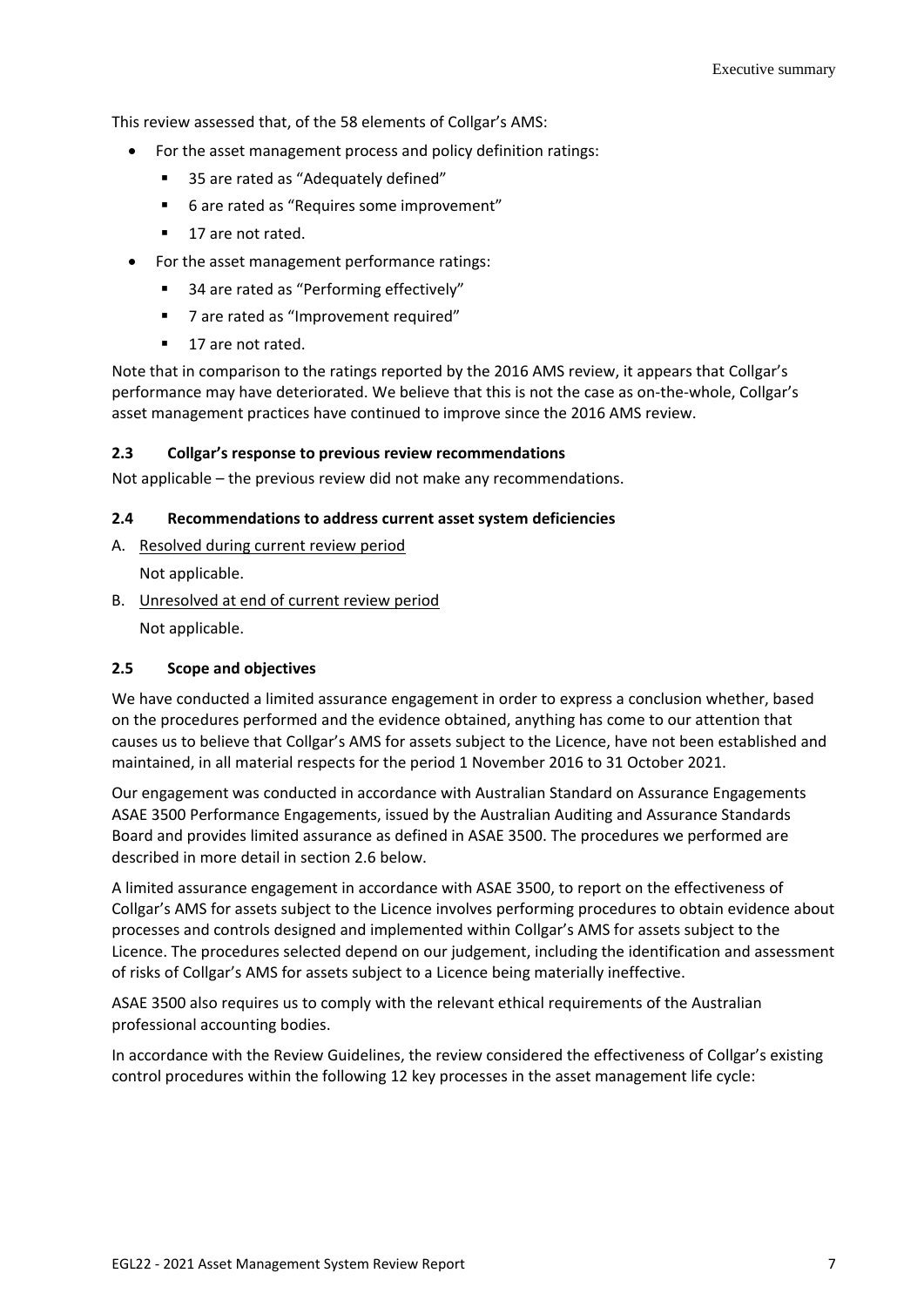This review assessed that, of the 58 elements of Collgar's AMS:

- For the asset management process and policy definition ratings:
  - 35 are rated as "Adequately defined"
  - 6 are rated as "Requires some improvement"
  - 17 are not rated.
- For the asset management performance ratings:
  - 34 are rated as "Performing effectively"
  - 7 are rated as "Improvement required"
  - 17 are not rated.

Note that in comparison to the ratings reported by the 2016 AMS review, it appears that Collgar's performance may have deteriorated. We believe that this is not the case as on-the-whole, Collgar's asset management practices have continued to improve since the 2016 AMS review.

### 2.3 Collgar's response to previous review recommendations

Not applicable – the previous review did not make any recommendations.

### 2.4 Recommendations to address current asset system deficiencies

A. Resolved during current review period

   Not applicable.

B. Unresolved at end of current review period

   Not applicable.

### 2.5 Scope and objectives

We have conducted a limited assurance engagement in order to express a conclusion whether, based on the procedures performed and the evidence obtained, anything has come to our attention that causes us to believe that Collgar's AMS for assets subject to the Licence, have not been established and maintained, in all material respects for the period 1 November 2016 to 31 October 2021.

Our engagement was conducted in accordance with Australian Standard on Assurance Engagements ASAE 3500 Performance Engagements, issued by the Australian Auditing and Assurance Standards Board and provides limited assurance as defined in ASAE 3500. The procedures we performed are described in more detail in section 2.6 below.

A limited assurance engagement in accordance with ASAE 3500, to report on the effectiveness of Collgar's AMS for assets subject to the Licence involves performing procedures to obtain evidence about processes and controls designed and implemented within Collgar's AMS for assets subject to the Licence. The procedures selected depend on our judgement, including the identification and assessment of risks of Collgar's AMS for assets subject to a Licence being materially ineffective.

ASAE 3500 also requires us to comply with the relevant ethical requirements of the Australian professional accounting bodies.

In accordance with the Review Guidelines, the review considered the effectiveness of Collgar's existing control procedures within the following 12 key processes in the asset management life cycle: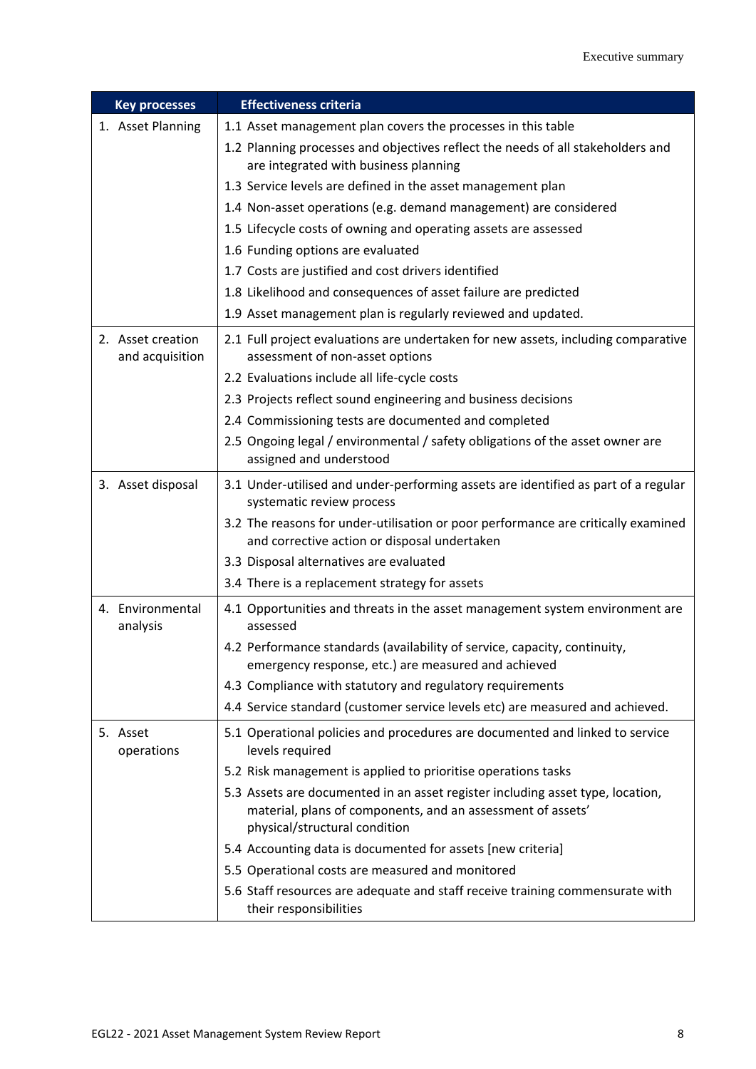| Key processes | Effectiveness criteria |
|---|---|
| 1. Asset Planning | 1.1 Asset management plan covers the processes in this table |
| | 1.2 Planning processes and objectives reflect the needs of all stakeholders and are integrated with business planning |
| | 1.3 Service levels are defined in the asset management plan |
| | 1.4 Non-asset operations (e.g. demand management) are considered |
| | 1.5 Lifecycle costs of owning and operating assets are assessed |
| | 1.6 Funding options are evaluated |
| | 1.7 Costs are justified and cost drivers identified |
| | 1.8 Likelihood and consequences of asset failure are predicted |
| | 1.9 Asset management plan is regularly reviewed and updated. |
| 2. Asset creation and acquisition | 2.1 Full project evaluations are undertaken for new assets, including comparative assessment of non-asset options |
| | 2.2 Evaluations include all life-cycle costs |
| | 2.3 Projects reflect sound engineering and business decisions |
| | 2.4 Commissioning tests are documented and completed |
| | 2.5 Ongoing legal / environmental / safety obligations of the asset owner are assigned and understood |
| 3. Asset disposal | 3.1 Under-utilised and under-performing assets are identified as part of a regular systematic review process |
| | 3.2 The reasons for under-utilisation or poor performance are critically examined and corrective action or disposal undertaken |
| | 3.3 Disposal alternatives are evaluated |
| | 3.4 There is a replacement strategy for assets |
| 4. Environmental analysis | 4.1 Opportunities and threats in the asset management system environment are assessed |
| | 4.2 Performance standards (availability of service, capacity, continuity, emergency response, etc.) are measured and achieved |
| | 4.3 Compliance with statutory and regulatory requirements |
| | 4.4 Service standard (customer service levels etc) are measured and achieved. |
| 5. Asset operations | 5.1 Operational policies and procedures are documented and linked to service levels required |
| | 5.2 Risk management is applied to prioritise operations tasks |
| | 5.3 Assets are documented in an asset register including asset type, location, material, plans of components, and an assessment of assets' physical/structural condition |
| | 5.4 Accounting data is documented for assets [new criteria] |
| | 5.5 Operational costs are measured and monitored |
| | 5.6 Staff resources are adequate and staff receive training commensurate with their responsibilities |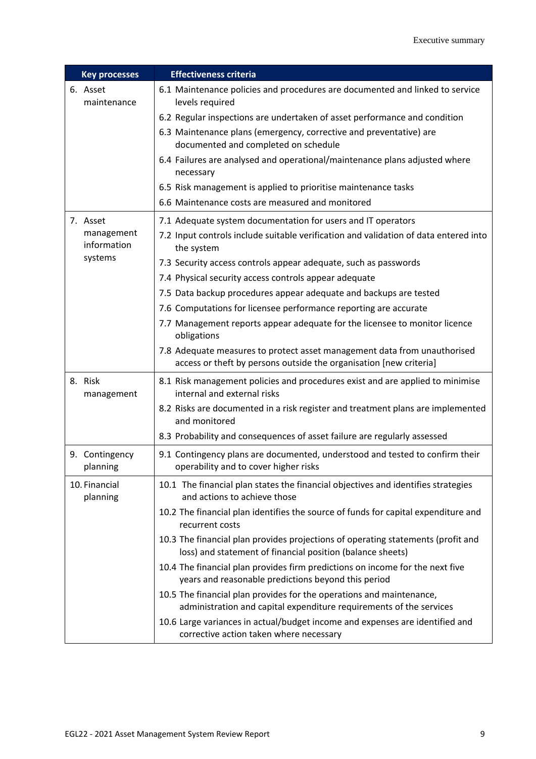| Key processes | Effectiveness criteria |
| --- | --- |
| 6. Asset maintenance | 6.1 Maintenance policies and procedures are documented and linked to service levels required |
| | 6.2 Regular inspections are undertaken of asset performance and condition |
| | 6.3 Maintenance plans (emergency, corrective and preventative) are documented and completed on schedule |
| | 6.4 Failures are analysed and operational/maintenance plans adjusted where necessary |
| | 6.5 Risk management is applied to prioritise maintenance tasks |
| | 6.6 Maintenance costs are measured and monitored |
| 7. Asset management information systems | 7.1 Adequate system documentation for users and IT operators |
| | 7.2 Input controls include suitable verification and validation of data entered into the system |
| | 7.3 Security access controls appear adequate, such as passwords |
| | 7.4 Physical security access controls appear adequate |
| | 7.5 Data backup procedures appear adequate and backups are tested |
| | 7.6 Computations for licensee performance reporting are accurate |
| | 7.7 Management reports appear adequate for the licensee to monitor licence obligations |
| | 7.8 Adequate measures to protect asset management data from unauthorised access or theft by persons outside the organisation [new criteria] |
| 8. Risk management | 8.1 Risk management policies and procedures exist and are applied to minimise internal and external risks |
| | 8.2 Risks are documented in a risk register and treatment plans are implemented and monitored |
| | 8.3 Probability and consequences of asset failure are regularly assessed |
| 9. Contingency planning | 9.1 Contingency plans are documented, understood and tested to confirm their operability and to cover higher risks |
| 10. Financial planning | 10.1 The financial plan states the financial objectives and identifies strategies and actions to achieve those |
| | 10.2 The financial plan identifies the source of funds for capital expenditure and recurrent costs |
| | 10.3 The financial plan provides projections of operating statements (profit and loss) and statement of financial position (balance sheets) |
| | 10.4 The financial plan provides firm predictions on income for the next five years and reasonable predictions beyond this period |
| | 10.5 The financial plan provides for the operations and maintenance, administration and capital expenditure requirements of the services |
| | 10.6 Large variances in actual/budget income and expenses are identified and corrective action taken where necessary |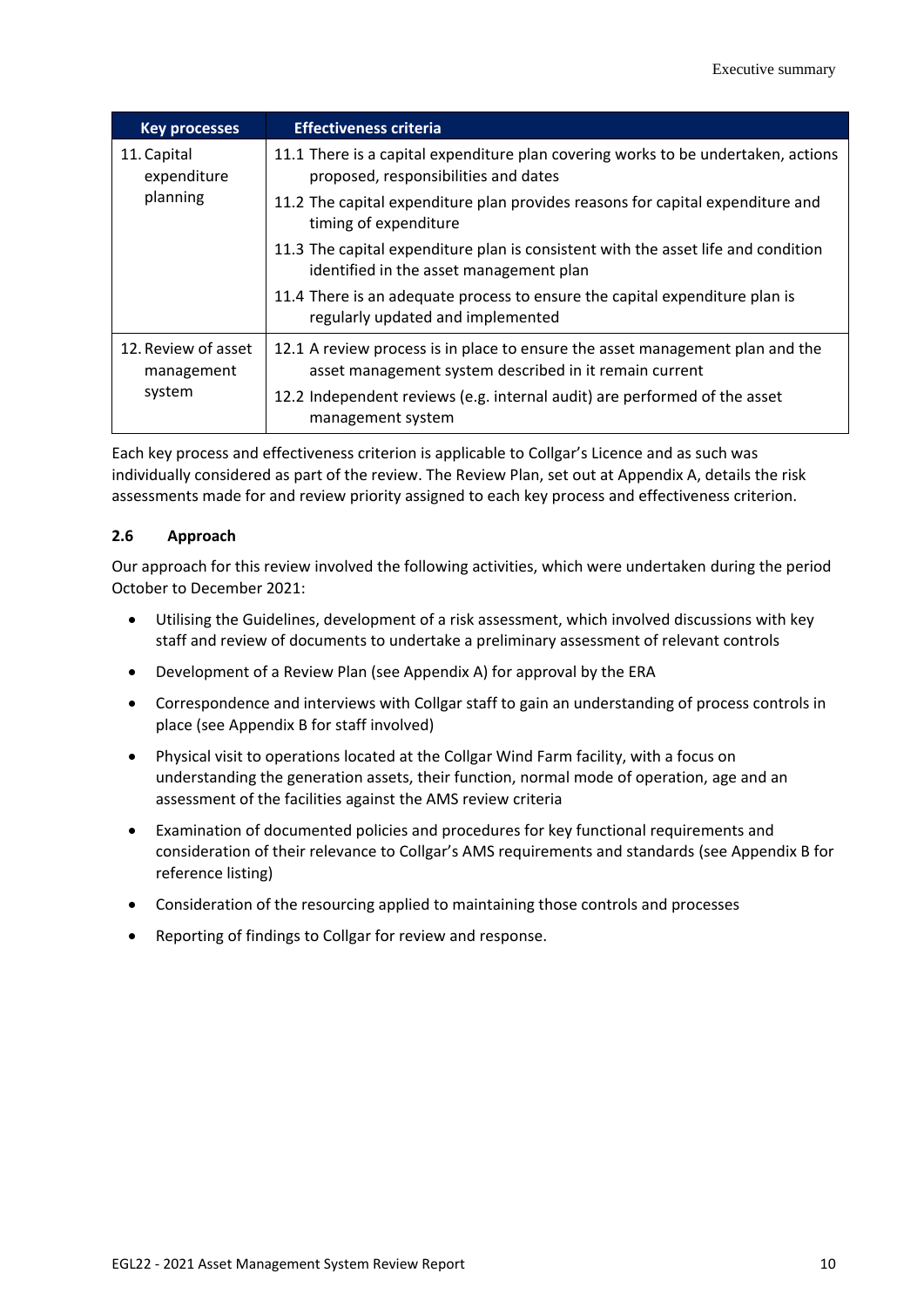| Key processes | Effectiveness criteria |
|---|---|
| 11. Capital expenditure planning | 11.1 There is a capital expenditure plan covering works to be undertaken, actions proposed, responsibilities and dates |
| | 11.2 The capital expenditure plan provides reasons for capital expenditure and timing of expenditure |
| | 11.3 The capital expenditure plan is consistent with the asset life and condition identified in the asset management plan |
| | 11.4 There is an adequate process to ensure the capital expenditure plan is regularly updated and implemented |
| 12. Review of asset management system | 12.1 A review process is in place to ensure the asset management plan and the asset management system described in it remain current |
| | 12.2 Independent reviews (e.g. internal audit) are performed of the asset management system |

Each key process and effectiveness criterion is applicable to Collgar's Licence and as such was individually considered as part of the review. The Review Plan, set out at Appendix A, details the risk assessments made for and review priority assigned to each key process and effectiveness criterion.

### 2.6 Approach

Our approach for this review involved the following activities, which were undertaken during the period October to December 2021:

- Utilising the Guidelines, development of a risk assessment, which involved discussions with key staff and review of documents to undertake a preliminary assessment of relevant controls
- Development of a Review Plan (see Appendix A) for approval by the ERA
- Correspondence and interviews with Collgar staff to gain an understanding of process controls in place (see Appendix B for staff involved)
- Physical visit to operations located at the Collgar Wind Farm facility, with a focus on understanding the generation assets, their function, normal mode of operation, age and an assessment of the facilities against the AMS review criteria
- Examination of documented policies and procedures for key functional requirements and consideration of their relevance to Collgar's AMS requirements and standards (see Appendix B for reference listing)
- Consideration of the resourcing applied to maintaining those controls and processes
- Reporting of findings to Collgar for review and response.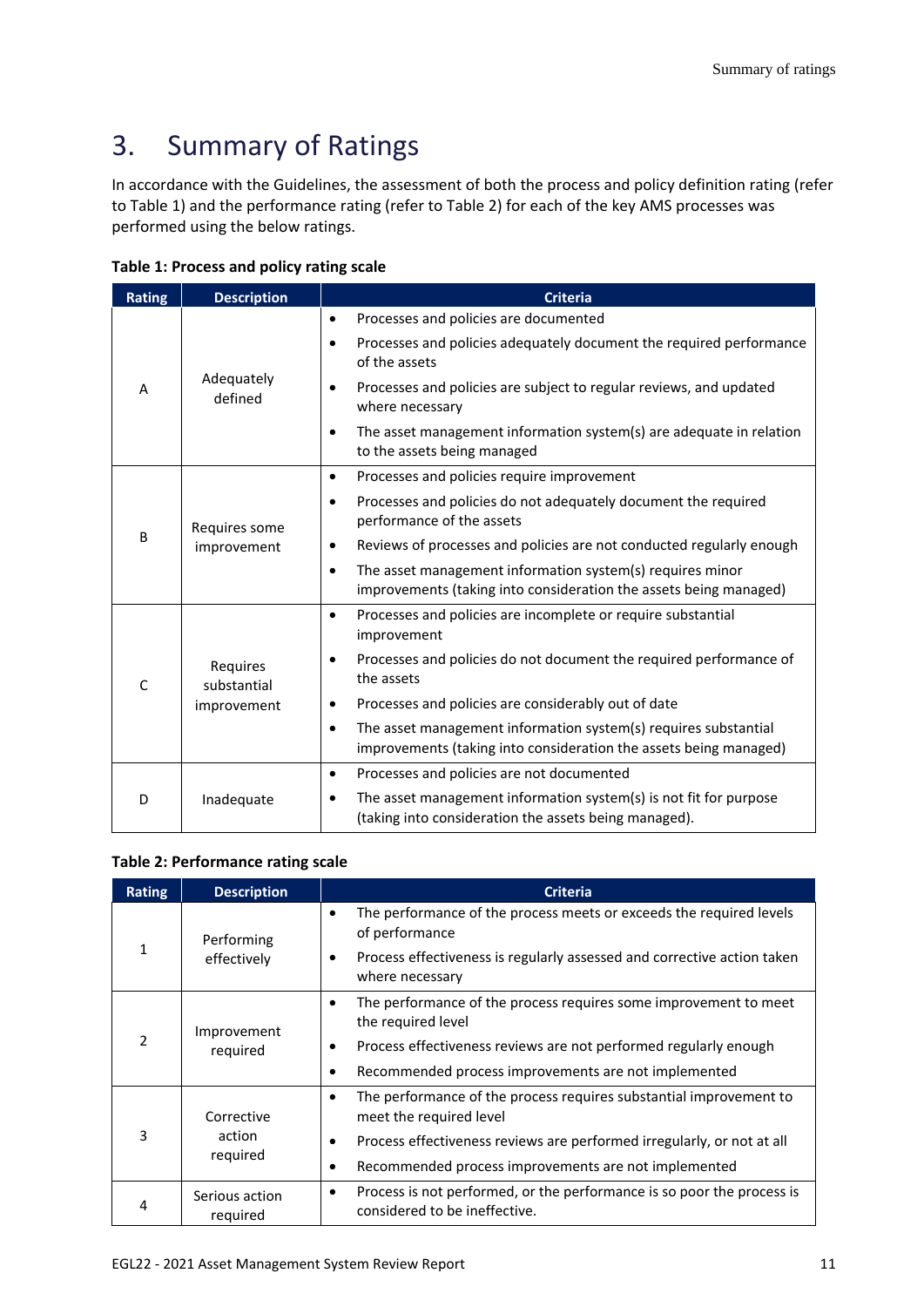# 3. Summary of Ratings

In accordance with the Guidelines, the assessment of both the process and policy definition rating (refer to Table 1) and the performance rating (refer to Table 2) for each of the key AMS processes was performed using the below ratings.

**Table 1: Process and policy rating scale**

| Rating | Description | Criteria |
|---|---|---|
| A | Adequately defined | • Processes and policies are documented<br>• Processes and policies adequately document the required performance of the assets<br>• Processes and policies are subject to regular reviews, and updated where necessary<br>• The asset management information system(s) are adequate in relation to the assets being managed |
| B | Requires some improvement | • Processes and policies require improvement<br>• Processes and policies do not adequately document the required performance of the assets<br>• Reviews of processes and policies are not conducted regularly enough<br>• The asset management information system(s) requires minor improvements (taking into consideration the assets being managed) |
| C | Requires substantial improvement | • Processes and policies are incomplete or require substantial improvement<br>• Processes and policies do not document the required performance of the assets<br>• Processes and policies are considerably out of date<br>• The asset management information system(s) requires substantial improvements (taking into consideration the assets being managed) |
| D | Inadequate | • Processes and policies are not documented<br>• The asset management information system(s) is not fit for purpose (taking into consideration the assets being managed). |

**Table 2: Performance rating scale**

| Rating | Description | Criteria |
|---|---|---|
| 1 | Performing effectively | • The performance of the process meets or exceeds the required levels of performance<br>• Process effectiveness is regularly assessed and corrective action taken where necessary |
| 2 | Improvement required | • The performance of the process requires some improvement to meet the required level<br>• Process effectiveness reviews are not performed regularly enough<br>• Recommended process improvements are not implemented |
| 3 | Corrective action required | • The performance of the process requires substantial improvement to meet the required level<br>• Process effectiveness reviews are performed irregularly, or not at all<br>• Recommended process improvements are not implemented |
| 4 | Serious action required | • Process is not performed, or the performance is so poor the process is considered to be ineffective. |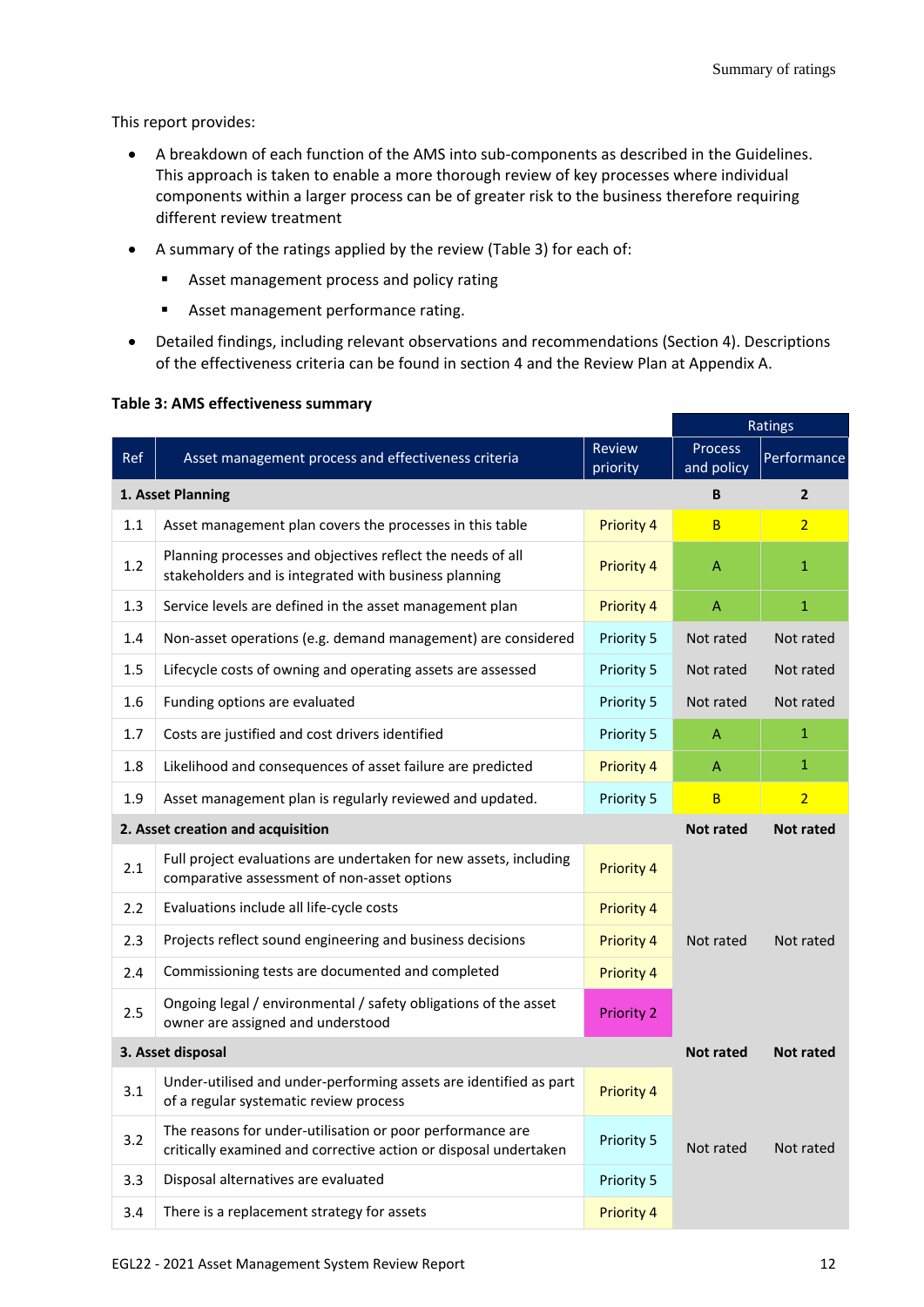This report provides:

- A breakdown of each function of the AMS into sub-components as described in the Guidelines. This approach is taken to enable a more thorough review of key processes where individual components within a larger process can be of greater risk to the business therefore requiring different review treatment
- A summary of the ratings applied by the review (Table 3) for each of:
  - Asset management process and policy rating
  - Asset management performance rating.
- Detailed findings, including relevant observations and recommendations (Section 4). Descriptions of the effectiveness criteria can be found in section 4 and the Review Plan at Appendix A.

**Table 3: AMS effectiveness summary**

| Ref | Asset management process and effectiveness criteria | Review priority | Ratings | |
|---|---|---|---|---|
| | | | Process and policy | Performance |
| **1. Asset Planning** | | | **B** | **2** |
| 1.1 | Asset management plan covers the processes in this table | Priority 4 | B | 2 |
| 1.2 | Planning processes and objectives reflect the needs of all stakeholders and is integrated with business planning | Priority 4 | A | 1 |
| 1.3 | Service levels are defined in the asset management plan | Priority 4 | A | 1 |
| 1.4 | Non-asset operations (e.g. demand management) are considered | Priority 5 | Not rated | Not rated |
| 1.5 | Lifecycle costs of owning and operating assets are assessed | Priority 5 | Not rated | Not rated |
| 1.6 | Funding options are evaluated | Priority 5 | Not rated | Not rated |
| 1.7 | Costs are justified and cost drivers identified | Priority 5 | A | 1 |
| 1.8 | Likelihood and consequences of asset failure are predicted | Priority 4 | A | 1 |
| 1.9 | Asset management plan is regularly reviewed and updated. | Priority 5 | B | 2 |
| **2. Asset creation and acquisition** | | | **Not rated** | **Not rated** |
| 2.1 | Full project evaluations are undertaken for new assets, including comparative assessment of non-asset options | Priority 4 | Not rated | Not rated |
| 2.2 | Evaluations include all life-cycle costs | Priority 4 | | |
| 2.3 | Projects reflect sound engineering and business decisions | Priority 4 | | |
| 2.4 | Commissioning tests are documented and completed | Priority 4 | | |
| 2.5 | Ongoing legal / environmental / safety obligations of the asset owner are assigned and understood | Priority 2 | | |
| **3. Asset disposal** | | | **Not rated** | **Not rated** |
| 3.1 | Under-utilised and under-performing assets are identified as part of a regular systematic review process | Priority 4 | Not rated | Not rated |
| 3.2 | The reasons for under-utilisation or poor performance are critically examined and corrective action or disposal undertaken | Priority 5 | | |
| 3.3 | Disposal alternatives are evaluated | Priority 5 | | |
| 3.4 | There is a replacement strategy for assets | Priority 4 | | |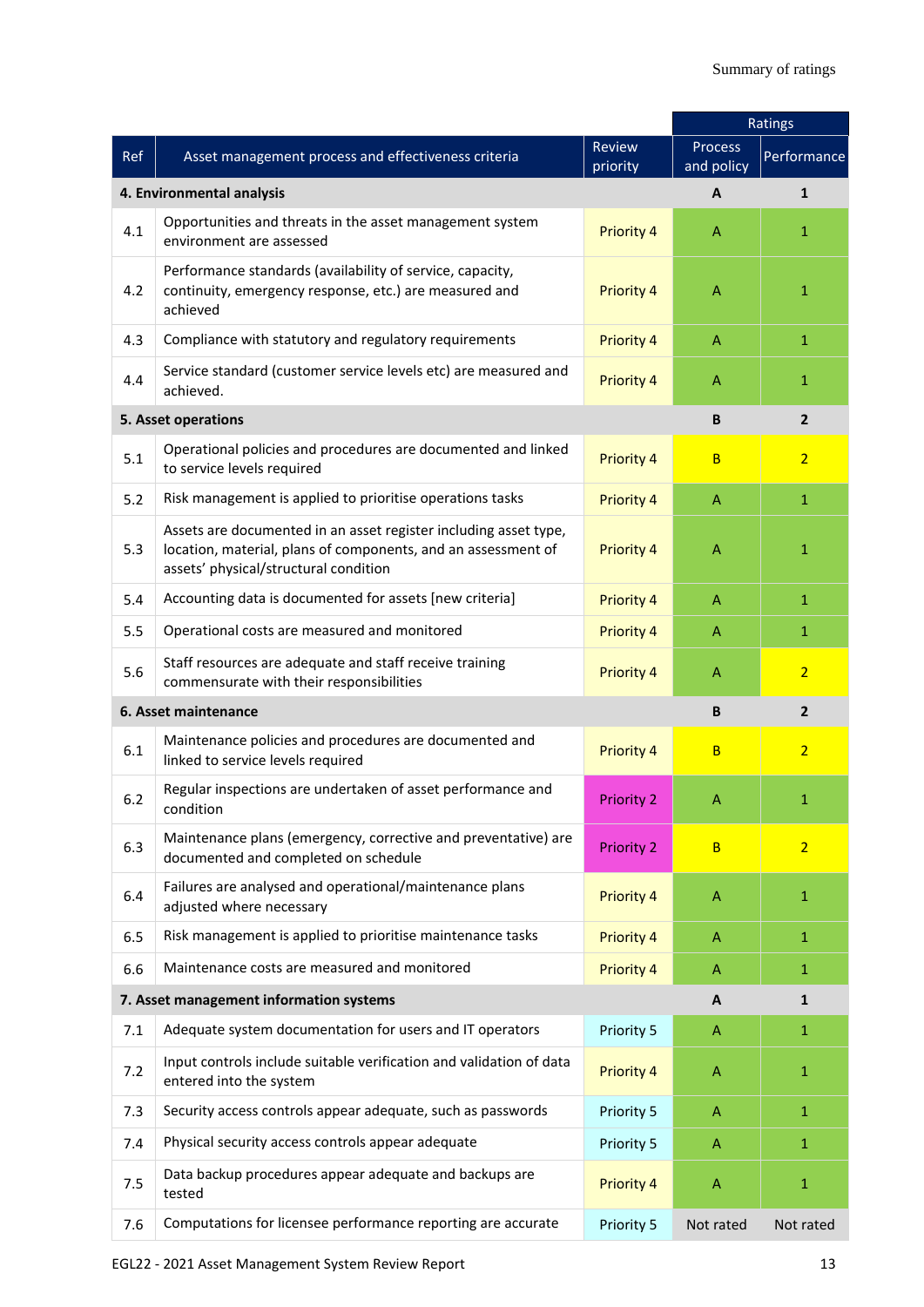| Ref | Asset management process and effectiveness criteria | Review priority | Ratings | |
|---|---|---|---|---|
| | | | Process and policy | Performance |
| **4. Environmental analysis** | | | **A** | **1** |
| 4.1 | Opportunities and threats in the asset management system environment are assessed | Priority 4 | A | 1 |
| 4.2 | Performance standards (availability of service, capacity, continuity, emergency response, etc.) are measured and achieved | Priority 4 | A | 1 |
| 4.3 | Compliance with statutory and regulatory requirements | Priority 4 | A | 1 |
| 4.4 | Service standard (customer service levels etc) are measured and achieved. | Priority 4 | A | 1 |
| **5. Asset operations** | | | **B** | **2** |
| 5.1 | Operational policies and procedures are documented and linked to service levels required | Priority 4 | B | 2 |
| 5.2 | Risk management is applied to prioritise operations tasks | Priority 4 | A | 1 |
| 5.3 | Assets are documented in an asset register including asset type, location, material, plans of components, and an assessment of assets' physical/structural condition | Priority 4 | A | 1 |
| 5.4 | Accounting data is documented for assets [new criteria] | Priority 4 | A | 1 |
| 5.5 | Operational costs are measured and monitored | Priority 4 | A | 1 |
| 5.6 | Staff resources are adequate and staff receive training commensurate with their responsibilities | Priority 4 | A | 2 |
| **6. Asset maintenance** | | | **B** | **2** |
| 6.1 | Maintenance policies and procedures are documented and linked to service levels required | Priority 4 | B | 2 |
| 6.2 | Regular inspections are undertaken of asset performance and condition | Priority 2 | A | 1 |
| 6.3 | Maintenance plans (emergency, corrective and preventative) are documented and completed on schedule | Priority 2 | B | 2 |
| 6.4 | Failures are analysed and operational/maintenance plans adjusted where necessary | Priority 4 | A | 1 |
| 6.5 | Risk management is applied to prioritise maintenance tasks | Priority 4 | A | 1 |
| 6.6 | Maintenance costs are measured and monitored | Priority 4 | A | 1 |
| **7. Asset management information systems** | | | **A** | **1** |
| 7.1 | Adequate system documentation for users and IT operators | Priority 5 | A | 1 |
| 7.2 | Input controls include suitable verification and validation of data entered into the system | Priority 4 | A | 1 |
| 7.3 | Security access controls appear adequate, such as passwords | Priority 5 | A | 1 |
| 7.4 | Physical security access controls appear adequate | Priority 5 | A | 1 |
| 7.5 | Data backup procedures appear adequate and backups are tested | Priority 4 | A | 1 |
| 7.6 | Computations for licensee performance reporting are accurate | Priority 5 | Not rated | Not rated |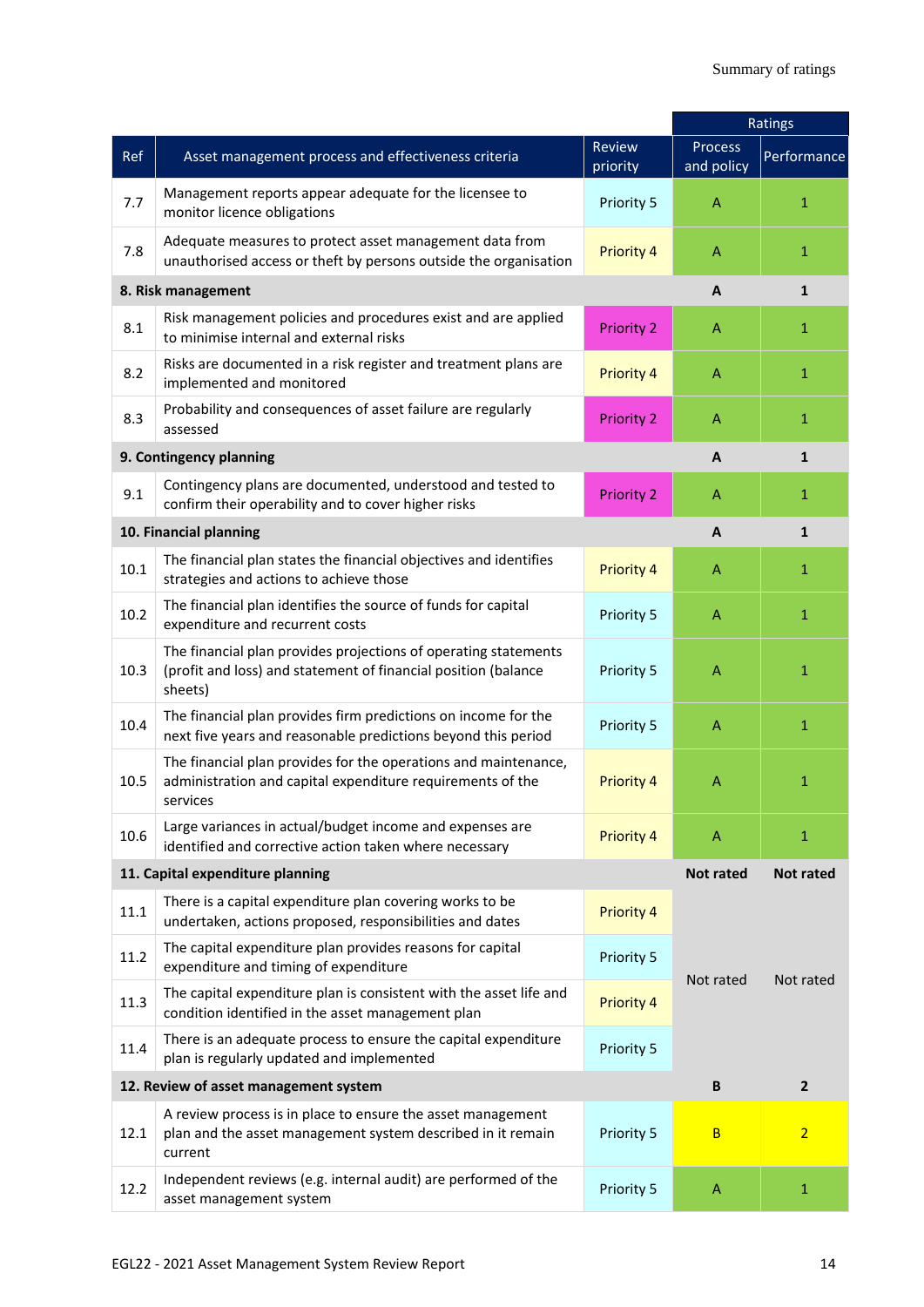| Ref | Asset management process and effectiveness criteria | Review priority | Ratings | |
|---|---|---|---|---|
| | | | Process and policy | Performance |
| 7.7 | Management reports appear adequate for the licensee to monitor licence obligations | Priority 5 | A | 1 |
| 7.8 | Adequate measures to protect asset management data from unauthorised access or theft by persons outside the organisation | Priority 4 | A | 1 |
| **8. Risk management** | | | **A** | **1** |
| 8.1 | Risk management policies and procedures exist and are applied to minimise internal and external risks | Priority 2 | A | 1 |
| 8.2 | Risks are documented in a risk register and treatment plans are implemented and monitored | Priority 4 | A | 1 |
| 8.3 | Probability and consequences of asset failure are regularly assessed | Priority 2 | A | 1 |
| **9. Contingency planning** | | | **A** | **1** |
| 9.1 | Contingency plans are documented, understood and tested to confirm their operability and to cover higher risks | Priority 2 | A | 1 |
| **10. Financial planning** | | | **A** | **1** |
| 10.1 | The financial plan states the financial objectives and identifies strategies and actions to achieve those | Priority 4 | A | 1 |
| 10.2 | The financial plan identifies the source of funds for capital expenditure and recurrent costs | Priority 5 | A | 1 |
| 10.3 | The financial plan provides projections of operating statements (profit and loss) and statement of financial position (balance sheets) | Priority 5 | A | 1 |
| 10.4 | The financial plan provides firm predictions on income for the next five years and reasonable predictions beyond this period | Priority 5 | A | 1 |
| 10.5 | The financial plan provides for the operations and maintenance, administration and capital expenditure requirements of the services | Priority 4 | A | 1 |
| 10.6 | Large variances in actual/budget income and expenses are identified and corrective action taken where necessary | Priority 4 | A | 1 |
| **11. Capital expenditure planning** | | | **Not rated** | **Not rated** |
| 11.1 | There is a capital expenditure plan covering works to be undertaken, actions proposed, responsibilities and dates | Priority 4 | Not rated | Not rated |
| 11.2 | The capital expenditure plan provides reasons for capital expenditure and timing of expenditure | Priority 5 | | |
| 11.3 | The capital expenditure plan is consistent with the asset life and condition identified in the asset management plan | Priority 4 | | |
| 11.4 | There is an adequate process to ensure the capital expenditure plan is regularly updated and implemented | Priority 5 | | |
| **12. Review of asset management system** | | | **B** | **2** |
| 12.1 | A review process is in place to ensure the asset management plan and the asset management system described in it remain current | Priority 5 | B | 2 |
| 12.2 | Independent reviews (e.g. internal audit) are performed of the asset management system | Priority 5 | A | 1 |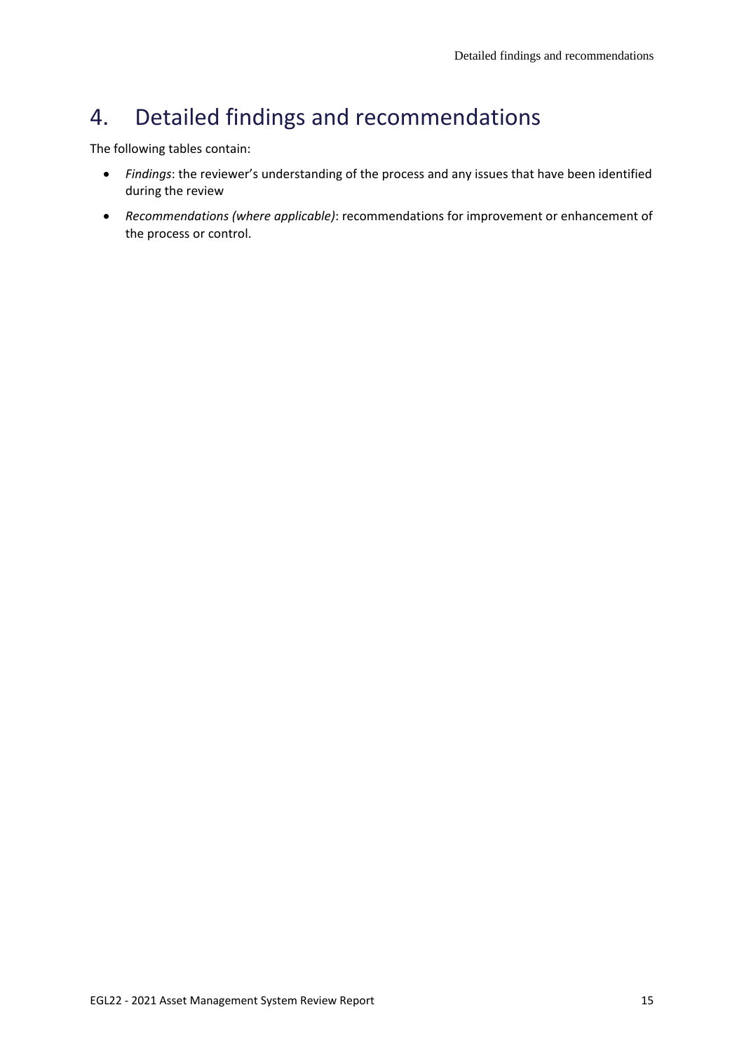# 4. Detailed findings and recommendations

The following tables contain:

- *Findings*: the reviewer's understanding of the process and any issues that have been identified during the review
- *Recommendations (where applicable)*: recommendations for improvement or enhancement of the process or control.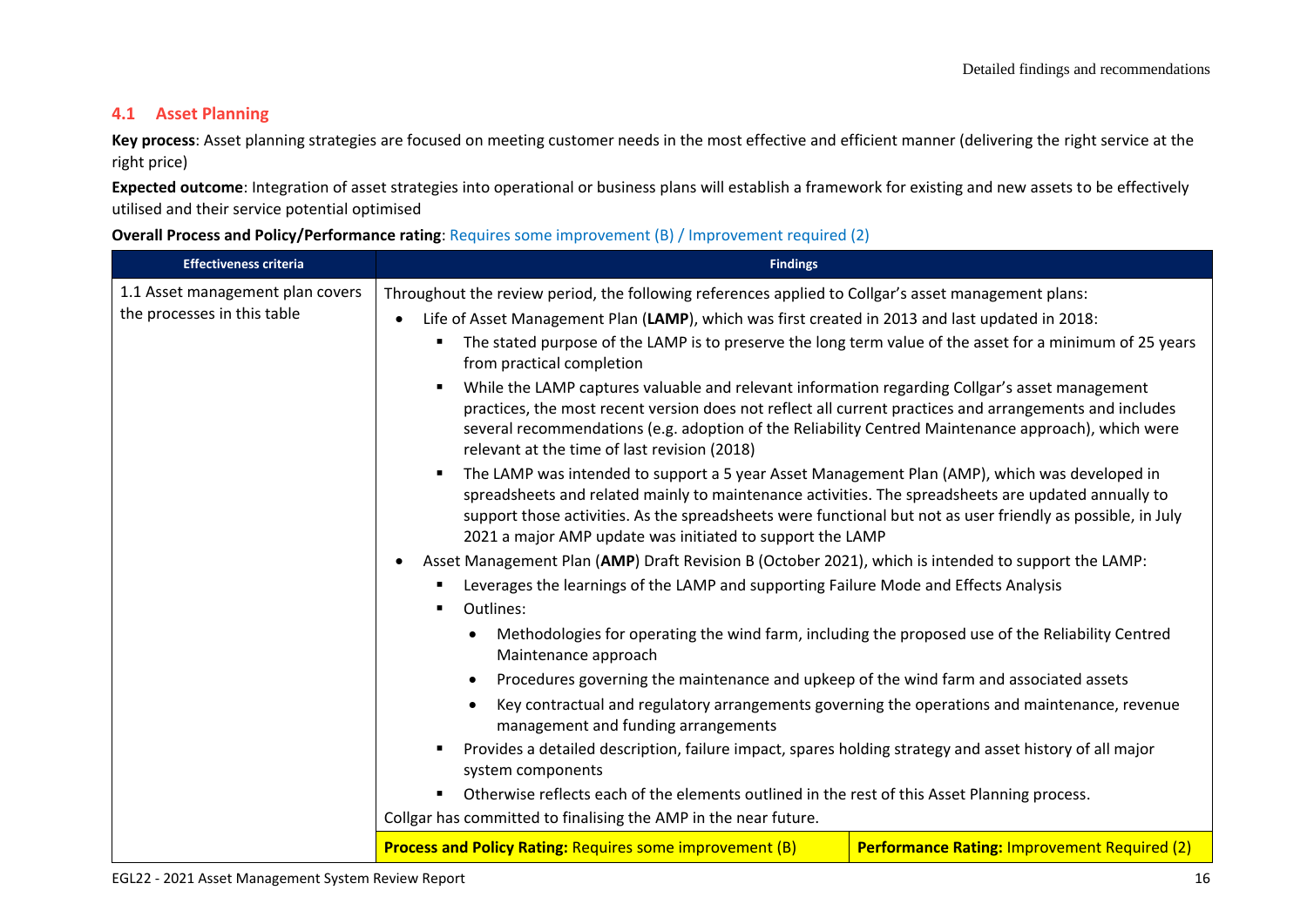## 4.1 Asset Planning

**Key process**: Asset planning strategies are focused on meeting customer needs in the most effective and efficient manner (delivering the right service at the right price)

**Expected outcome**: Integration of asset strategies into operational or business plans will establish a framework for existing and new assets to be effectively utilised and their service potential optimised

**Overall Process and Policy/Performance rating**: Requires some improvement (B) / Improvement required (2)

| Effectiveness criteria | Findings | |
|---|---|---|
| 1.1 Asset management plan covers the processes in this table | Throughout the review period, the following references applied to Collgar's asset management plans:<br>• Life of Asset Management Plan (**LAMP**), which was first created in 2013 and last updated in 2018:<br>&nbsp;&nbsp;▪ The stated purpose of the LAMP is to preserve the long term value of the asset for a minimum of 25 years from practical completion<br>&nbsp;&nbsp;▪ While the LAMP captures valuable and relevant information regarding Collgar's asset management practices, the most recent version does not reflect all current practices and arrangements and includes several recommendations (e.g. adoption of the Reliability Centred Maintenance approach), which were relevant at the time of last revision (2018)<br>&nbsp;&nbsp;▪ The LAMP was intended to support a 5 year Asset Management Plan (AMP), which was developed in spreadsheets and related mainly to maintenance activities. The spreadsheets are updated annually to support those activities. As the spreadsheets were functional but not as user friendly as possible, in July 2021 a major AMP update was initiated to support the LAMP<br>• Asset Management Plan (**AMP**) Draft Revision B (October 2021), which is intended to support the LAMP:<br>&nbsp;&nbsp;▪ Leverages the learnings of the LAMP and supporting Failure Mode and Effects Analysis<br>&nbsp;&nbsp;▪ Outlines:<br>&nbsp;&nbsp;&nbsp;&nbsp;• Methodologies for operating the wind farm, including the proposed use of the Reliability Centred Maintenance approach<br>&nbsp;&nbsp;&nbsp;&nbsp;• Procedures governing the maintenance and upkeep of the wind farm and associated assets<br>&nbsp;&nbsp;&nbsp;&nbsp;• Key contractual and regulatory arrangements governing the operations and maintenance, revenue management and funding arrangements<br>&nbsp;&nbsp;▪ Provides a detailed description, failure impact, spares holding strategy and asset history of all major system components<br>&nbsp;&nbsp;▪ Otherwise reflects each of the elements outlined in the rest of this Asset Planning process.<br>Collgar has committed to finalising the AMP in the near future. | |
| | **Process and Policy Rating:** Requires some improvement (B) | **Performance Rating:** Improvement Required (2) |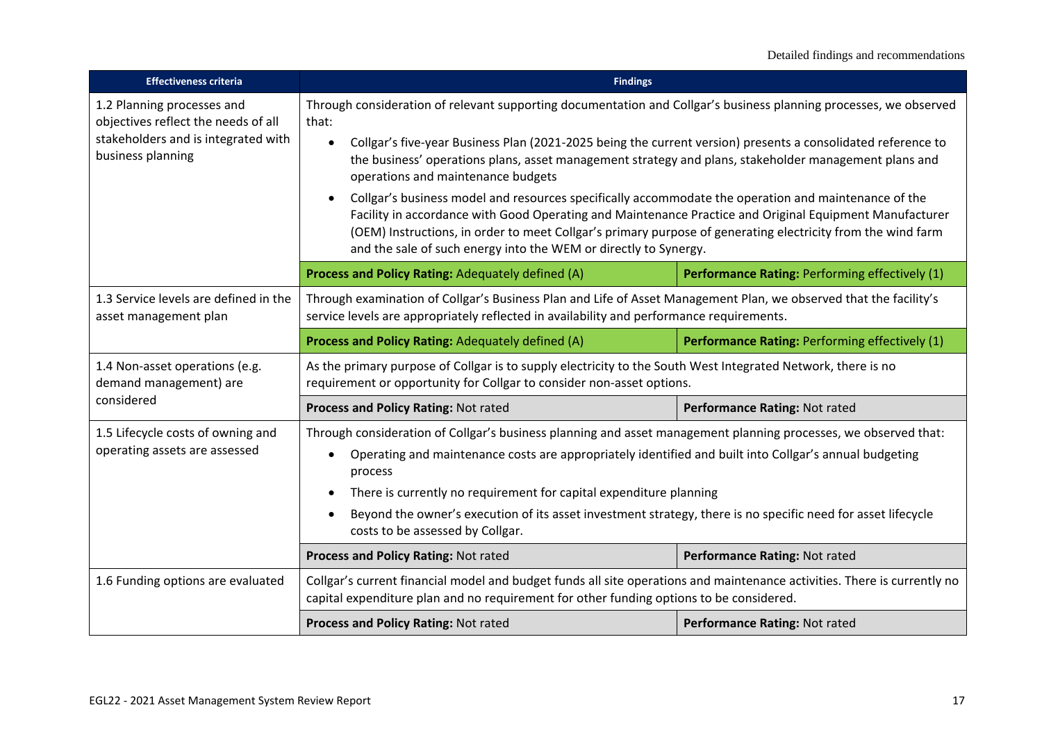| Effectiveness criteria | Findings | |
|---|---|---|
| 1.2 Planning processes and objectives reflect the needs of all stakeholders and is integrated with business planning | Through consideration of relevant supporting documentation and Collgar's business planning processes, we observed that:<br>• Collgar's five-year Business Plan (2021-2025 being the current version) presents a consolidated reference to the business' operations plans, asset management strategy and plans, stakeholder management plans and operations and maintenance budgets<br>• Collgar's business model and resources specifically accommodate the operation and maintenance of the Facility in accordance with Good Operating and Maintenance Practice and Original Equipment Manufacturer (OEM) Instructions, in order to meet Collgar's primary purpose of generating electricity from the wind farm and the sale of such energy into the WEM or directly to Synergy. | |
| | **Process and Policy Rating:** Adequately defined (A) | **Performance Rating:** Performing effectively (1) |
| 1.3 Service levels are defined in the asset management plan | Through examination of Collgar's Business Plan and Life of Asset Management Plan, we observed that the facility's service levels are appropriately reflected in availability and performance requirements. | |
| | **Process and Policy Rating:** Adequately defined (A) | **Performance Rating:** Performing effectively (1) |
| 1.4 Non-asset operations (e.g. demand management) are considered | As the primary purpose of Collgar is to supply electricity to the South West Integrated Network, there is no requirement or opportunity for Collgar to consider non-asset options. | |
| | **Process and Policy Rating:** Not rated | **Performance Rating:** Not rated |
| 1.5 Lifecycle costs of owning and operating assets are assessed | Through consideration of Collgar's business planning and asset management planning processes, we observed that:<br>• Operating and maintenance costs are appropriately identified and built into Collgar's annual budgeting process<br>• There is currently no requirement for capital expenditure planning<br>• Beyond the owner's execution of its asset investment strategy, there is no specific need for asset lifecycle costs to be assessed by Collgar. | |
| | **Process and Policy Rating:** Not rated | **Performance Rating:** Not rated |
| 1.6 Funding options are evaluated | Collgar's current financial model and budget funds all site operations and maintenance activities. There is currently no capital expenditure plan and no requirement for other funding options to be considered. | |
| | **Process and Policy Rating:** Not rated | **Performance Rating:** Not rated |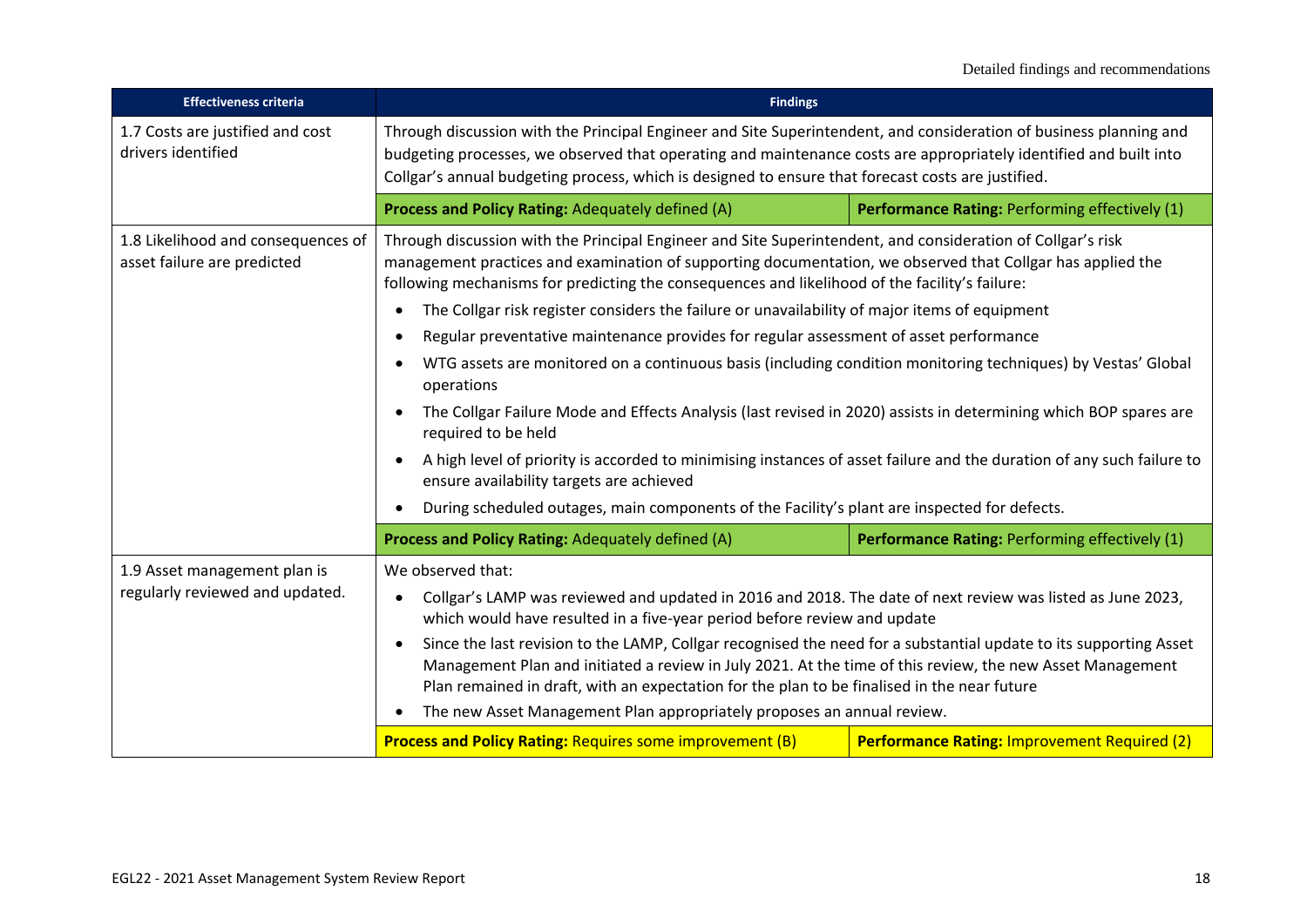| Effectiveness criteria | Findings | |
|---|---|---|
| 1.7 Costs are justified and cost drivers identified | Through discussion with the Principal Engineer and Site Superintendent, and consideration of business planning and budgeting processes, we observed that operating and maintenance costs are appropriately identified and built into Collgar's annual budgeting process, which is designed to ensure that forecast costs are justified. | |
| | **Process and Policy Rating:** Adequately defined (A) | **Performance Rating:** Performing effectively (1) |
| 1.8 Likelihood and consequences of asset failure are predicted | Through discussion with the Principal Engineer and Site Superintendent, and consideration of Collgar's risk management practices and examination of supporting documentation, we observed that Collgar has applied the following mechanisms for predicting the consequences and likelihood of the facility's failure:<br>• The Collgar risk register considers the failure or unavailability of major items of equipment<br>• Regular preventative maintenance provides for regular assessment of asset performance<br>• WTG assets are monitored on a continuous basis (including condition monitoring techniques) by Vestas' Global operations<br>• The Collgar Failure Mode and Effects Analysis (last revised in 2020) assists in determining which BOP spares are required to be held<br>• A high level of priority is accorded to minimising instances of asset failure and the duration of any such failure to ensure availability targets are achieved<br>• During scheduled outages, main components of the Facility's plant are inspected for defects. | |
| | **Process and Policy Rating:** Adequately defined (A) | **Performance Rating:** Performing effectively (1) |
| 1.9 Asset management plan is regularly reviewed and updated. | We observed that:<br>• Collgar's LAMP was reviewed and updated in 2016 and 2018. The date of next review was listed as June 2023, which would have resulted in a five-year period before review and update<br>• Since the last revision to the LAMP, Collgar recognised the need for a substantial update to its supporting Asset Management Plan and initiated a review in July 2021. At the time of this review, the new Asset Management Plan remained in draft, with an expectation for the plan to be finalised in the near future<br>• The new Asset Management Plan appropriately proposes an annual review. | |
| | **Process and Policy Rating:** Requires some improvement (B) | **Performance Rating:** Improvement Required (2) |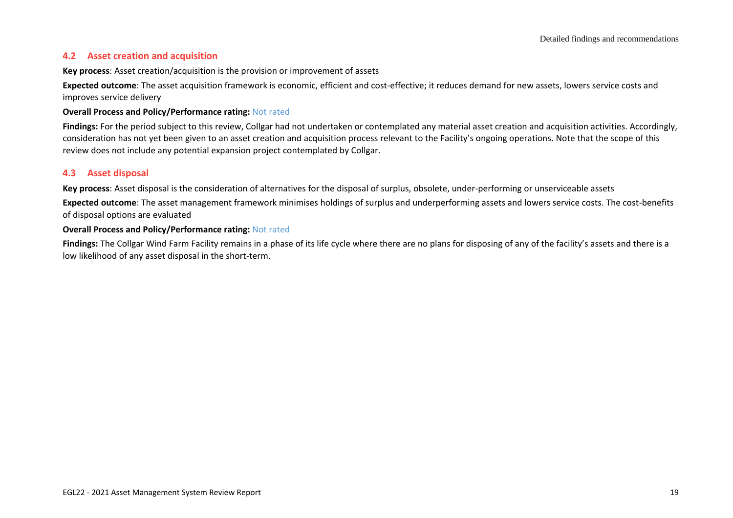## 4.2 Asset creation and acquisition

**Key process**: Asset creation/acquisition is the provision or improvement of assets

**Expected outcome**: The asset acquisition framework is economic, efficient and cost-effective; it reduces demand for new assets, lowers service costs and improves service delivery

**Overall Process and Policy/Performance rating:** Not rated

**Findings:** For the period subject to this review, Collgar had not undertaken or contemplated any material asset creation and acquisition activities. Accordingly, consideration has not yet been given to an asset creation and acquisition process relevant to the Facility's ongoing operations. Note that the scope of this review does not include any potential expansion project contemplated by Collgar.

## 4.3 Asset disposal

**Key process**: Asset disposal is the consideration of alternatives for the disposal of surplus, obsolete, under-performing or unserviceable assets

**Expected outcome**: The asset management framework minimises holdings of surplus and underperforming assets and lowers service costs. The cost-benefits of disposal options are evaluated

**Overall Process and Policy/Performance rating:** Not rated

**Findings:** The Collgar Wind Farm Facility remains in a phase of its life cycle where there are no plans for disposing of any of the facility's assets and there is a low likelihood of any asset disposal in the short-term.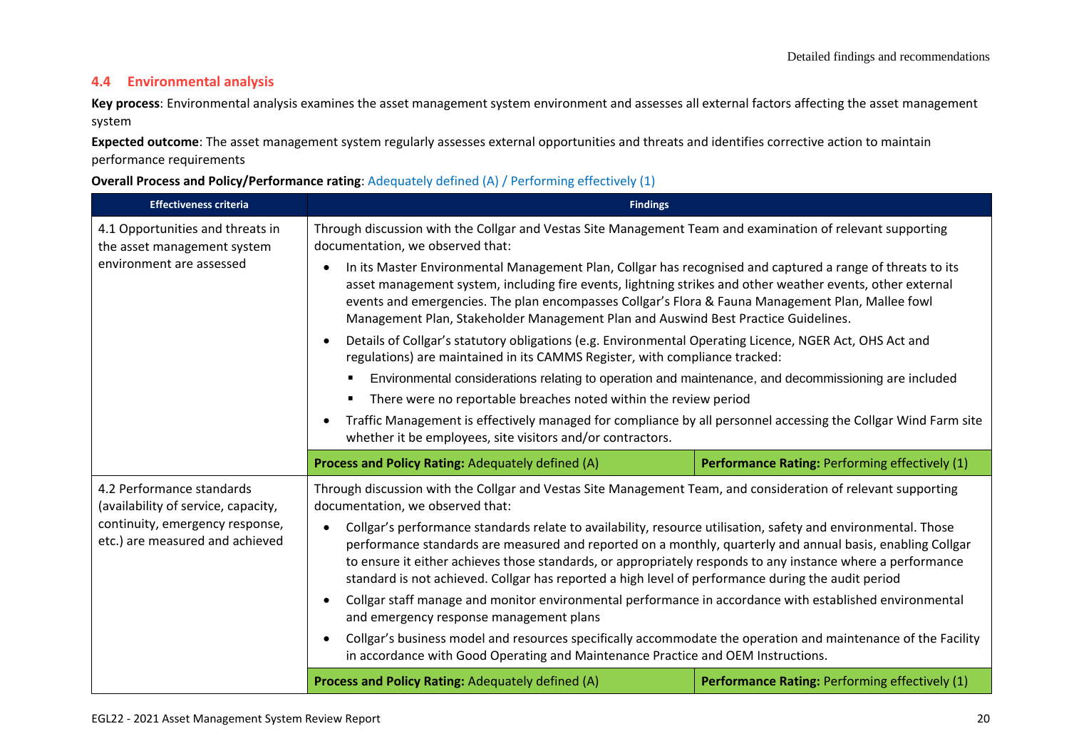## 4.4 Environmental analysis

**Key process**: Environmental analysis examines the asset management system environment and assesses all external factors affecting the asset management system

**Expected outcome**: The asset management system regularly assesses external opportunities and threats and identifies corrective action to maintain performance requirements

**Overall Process and Policy/Performance rating**: Adequately defined (A) / Performing effectively (1)

| Effectiveness criteria | Findings | |
|---|---|---|
| 4.1 Opportunities and threats in the asset management system environment are assessed | Through discussion with the Collgar and Vestas Site Management Team and examination of relevant supporting documentation, we observed that:<br>• In its Master Environmental Management Plan, Collgar has recognised and captured a range of threats to its asset management system, including fire events, lightning strikes and other weather events, other external events and emergencies. The plan encompasses Collgar's Flora & Fauna Management Plan, Mallee fowl Management Plan, Stakeholder Management Plan and Auswind Best Practice Guidelines.<br>• Details of Collgar's statutory obligations (e.g. Environmental Operating Licence, NGER Act, OHS Act and regulations) are maintained in its CAMMS Register, with compliance tracked:<br>  ▪ Environmental considerations relating to operation and maintenance, and decommissioning are included<br>  ▪ There were no reportable breaches noted within the review period<br>• Traffic Management is effectively managed for compliance by all personnel accessing the Collgar Wind Farm site whether it be employees, site visitors and/or contractors. | |
| | **Process and Policy Rating:** Adequately defined (A) | **Performance Rating:** Performing effectively (1) |
| 4.2 Performance standards (availability of service, capacity, continuity, emergency response, etc.) are measured and achieved | Through discussion with the Collgar and Vestas Site Management Team, and consideration of relevant supporting documentation, we observed that:<br>• Collgar's performance standards relate to availability, resource utilisation, safety and environmental. Those performance standards are measured and reported on a monthly, quarterly and annual basis, enabling Collgar to ensure it either achieves those standards, or appropriately responds to any instance where a performance standard is not achieved. Collgar has reported a high level of performance during the audit period<br>• Collgar staff manage and monitor environmental performance in accordance with established environmental and emergency response management plans<br>• Collgar's business model and resources specifically accommodate the operation and maintenance of the Facility in accordance with Good Operating and Maintenance Practice and OEM Instructions. | |
| | **Process and Policy Rating:** Adequately defined (A) | **Performance Rating:** Performing effectively (1) |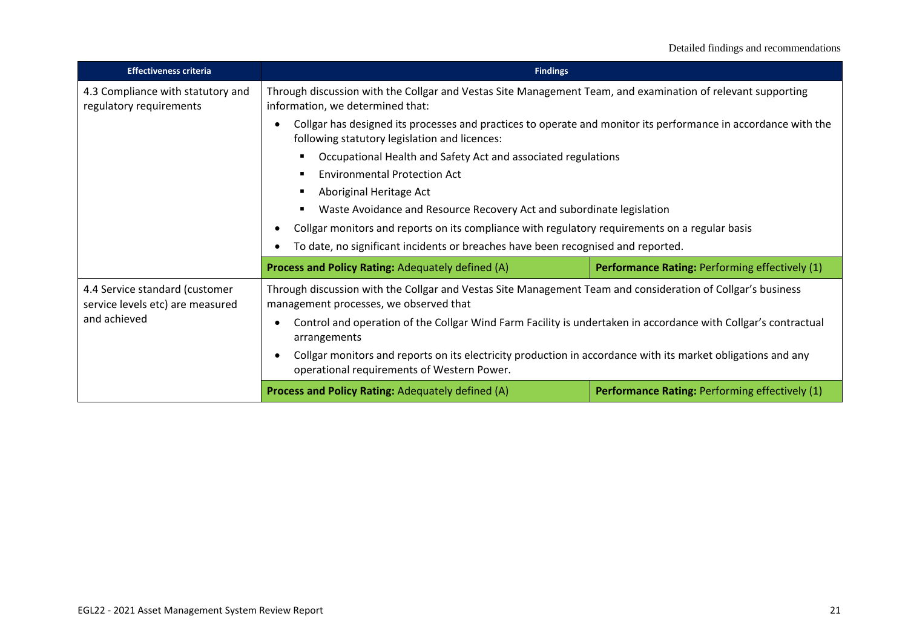| Effectiveness criteria | Findings | |
|---|---|---|
| 4.3 Compliance with statutory and regulatory requirements | Through discussion with the Collgar and Vestas Site Management Team, and examination of relevant supporting information, we determined that:<br>• Collgar has designed its processes and practices to operate and monitor its performance in accordance with the following statutory legislation and licences:<br>▪ Occupational Health and Safety Act and associated regulations<br>▪ Environmental Protection Act<br>▪ Aboriginal Heritage Act<br>▪ Waste Avoidance and Resource Recovery Act and subordinate legislation<br>• Collgar monitors and reports on its compliance with regulatory requirements on a regular basis<br>• To date, no significant incidents or breaches have been recognised and reported. | |
| | **Process and Policy Rating:** Adequately defined (A) | **Performance Rating:** Performing effectively (1) |
| 4.4 Service standard (customer service levels etc) are measured and achieved | Through discussion with the Collgar and Vestas Site Management Team and consideration of Collgar's business management processes, we observed that<br>• Control and operation of the Collgar Wind Farm Facility is undertaken in accordance with Collgar's contractual arrangements<br>• Collgar monitors and reports on its electricity production in accordance with its market obligations and any operational requirements of Western Power. | |
| | **Process and Policy Rating:** Adequately defined (A) | **Performance Rating:** Performing effectively (1) |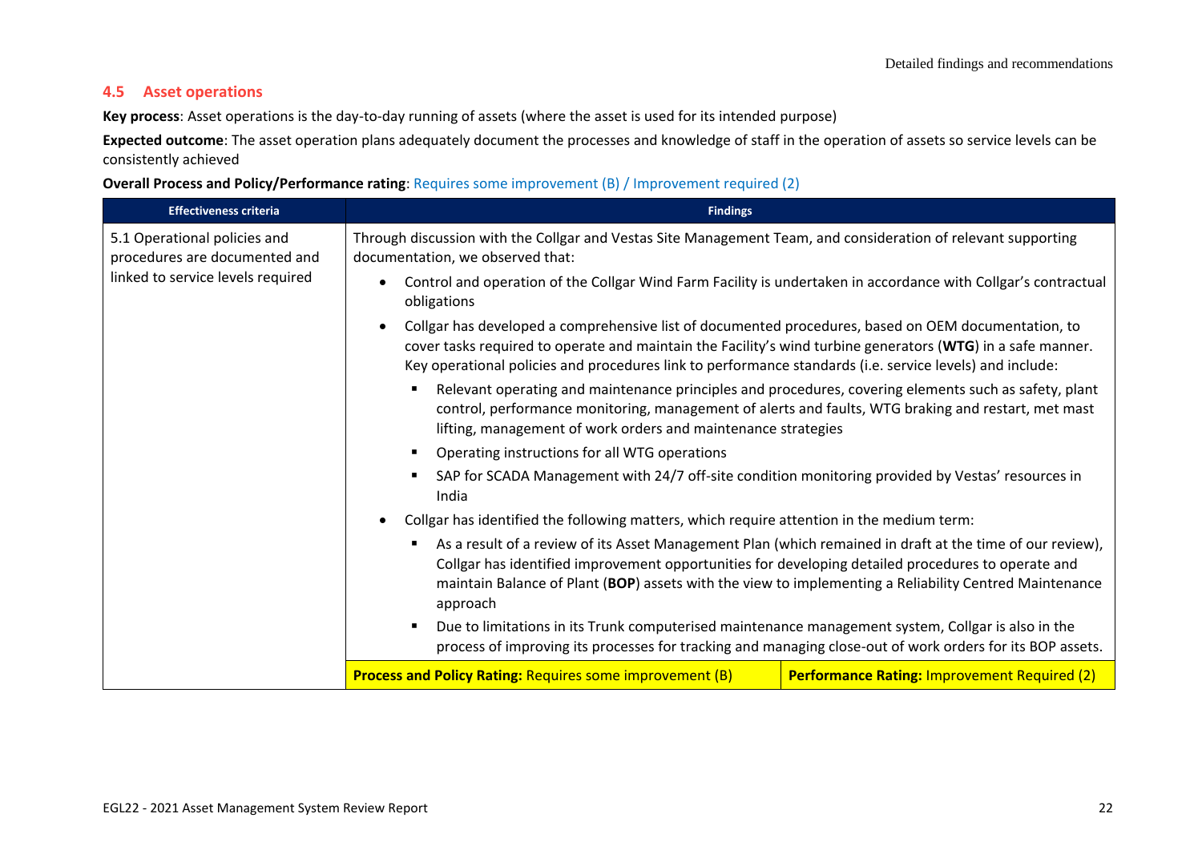## 4.5 Asset operations

**Key process**: Asset operations is the day-to-day running of assets (where the asset is used for its intended purpose)

**Expected outcome**: The asset operation plans adequately document the processes and knowledge of staff in the operation of assets so service levels can be consistently achieved

**Overall Process and Policy/Performance rating**: Requires some improvement (B) / Improvement required (2)

| Effectiveness criteria | Findings | |
|---|---|---|
| 5.1 Operational policies and procedures are documented and linked to service levels required | Through discussion with the Collgar and Vestas Site Management Team, and consideration of relevant supporting documentation, we observed that:<br>• Control and operation of the Collgar Wind Farm Facility is undertaken in accordance with Collgar's contractual obligations<br>• Collgar has developed a comprehensive list of documented procedures, based on OEM documentation, to cover tasks required to operate and maintain the Facility's wind turbine generators (**WTG**) in a safe manner. Key operational policies and procedures link to performance standards (i.e. service levels) and include:<br>  ▪ Relevant operating and maintenance principles and procedures, covering elements such as safety, plant control, performance monitoring, management of alerts and faults, WTG braking and restart, met mast lifting, management of work orders and maintenance strategies<br>  ▪ Operating instructions for all WTG operations<br>  ▪ SAP for SCADA Management with 24/7 off-site condition monitoring provided by Vestas' resources in India<br>• Collgar has identified the following matters, which require attention in the medium term:<br>  ▪ As a result of a review of its Asset Management Plan (which remained in draft at the time of our review), Collgar has identified improvement opportunities for developing detailed procedures to operate and maintain Balance of Plant (**BOP**) assets with the view to implementing a Reliability Centred Maintenance approach<br>  ▪ Due to limitations in its Trunk computerised maintenance management system, Collgar is also in the process of improving its processes for tracking and managing close-out of work orders for its BOP assets. | |
| | **Process and Policy Rating:** Requires some improvement (B) | **Performance Rating:** Improvement Required (2) |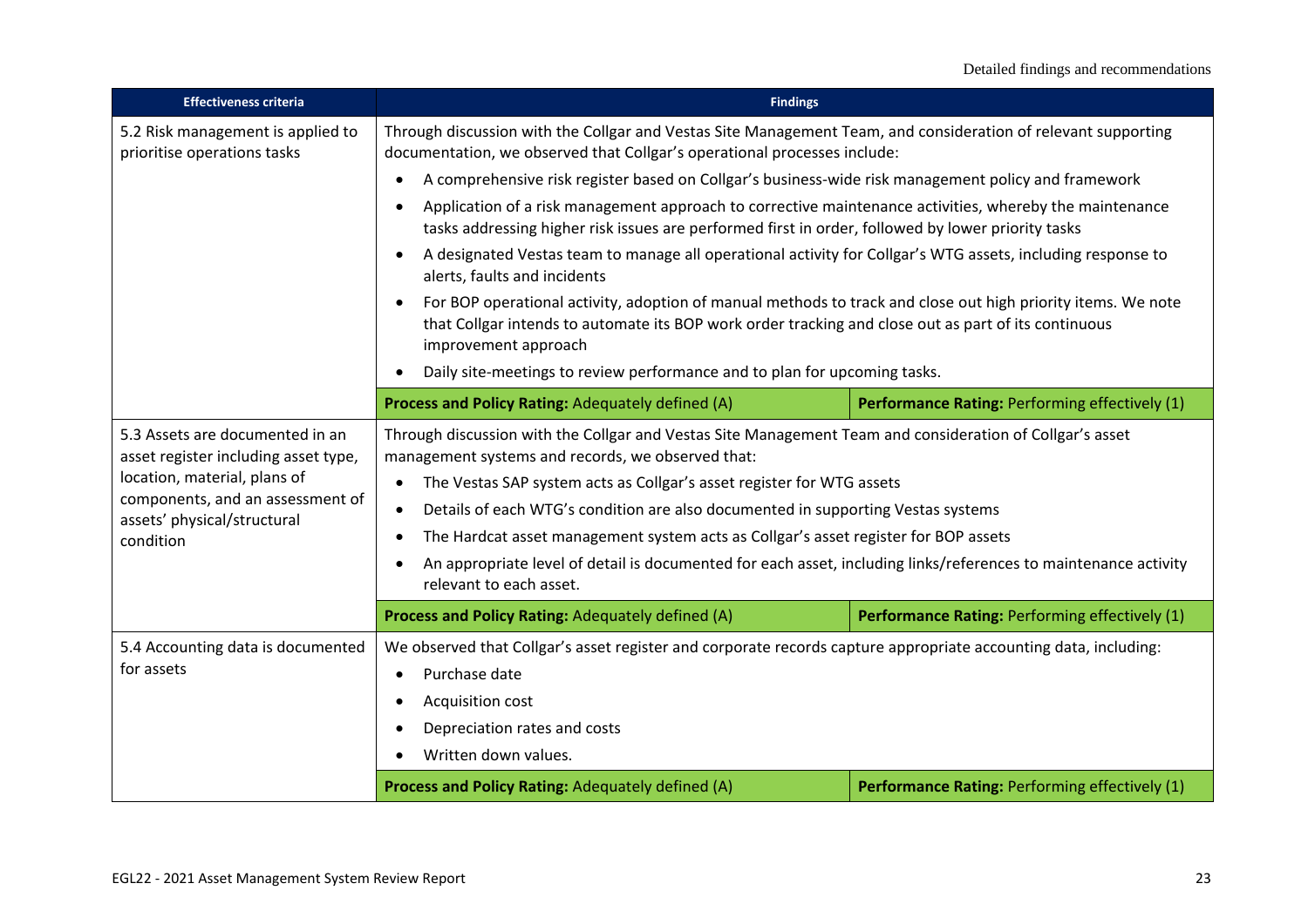| Effectiveness criteria | Findings | |
|---|---|---|
| 5.2 Risk management is applied to prioritise operations tasks | Through discussion with the Collgar and Vestas Site Management Team, and consideration of relevant supporting documentation, we observed that Collgar's operational processes include:<br>• A comprehensive risk register based on Collgar's business-wide risk management policy and framework<br>• Application of a risk management approach to corrective maintenance activities, whereby the maintenance tasks addressing higher risk issues are performed first in order, followed by lower priority tasks<br>• A designated Vestas team to manage all operational activity for Collgar's WTG assets, including response to alerts, faults and incidents<br>• For BOP operational activity, adoption of manual methods to track and close out high priority items. We note that Collgar intends to automate its BOP work order tracking and close out as part of its continuous improvement approach<br>• Daily site-meetings to review performance and to plan for upcoming tasks. | |
| | **Process and Policy Rating:** Adequately defined (A) | **Performance Rating:** Performing effectively (1) |
| 5.3 Assets are documented in an asset register including asset type, location, material, plans of components, and an assessment of assets' physical/structural condition | Through discussion with the Collgar and Vestas Site Management Team and consideration of Collgar's asset management systems and records, we observed that:<br>• The Vestas SAP system acts as Collgar's asset register for WTG assets<br>• Details of each WTG's condition are also documented in supporting Vestas systems<br>• The Hardcat asset management system acts as Collgar's asset register for BOP assets<br>• An appropriate level of detail is documented for each asset, including links/references to maintenance activity relevant to each asset. | |
| | **Process and Policy Rating:** Adequately defined (A) | **Performance Rating:** Performing effectively (1) |
| 5.4 Accounting data is documented for assets | We observed that Collgar's asset register and corporate records capture appropriate accounting data, including:<br>• Purchase date<br>• Acquisition cost<br>• Depreciation rates and costs<br>• Written down values. | |
| | **Process and Policy Rating:** Adequately defined (A) | **Performance Rating:** Performing effectively (1) |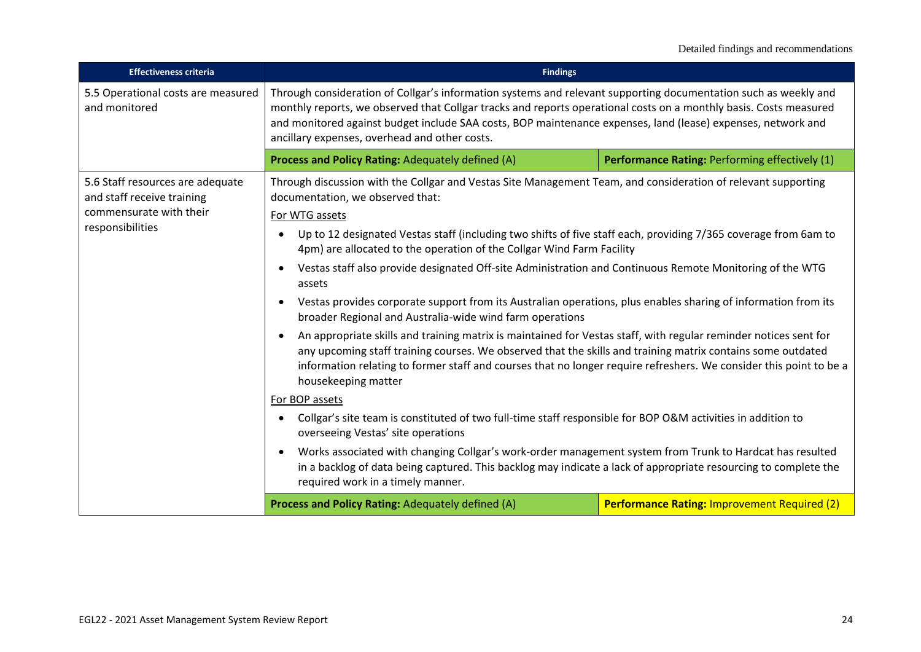| Effectiveness criteria | Findings | |
|---|---|---|
| 5.5 Operational costs are measured and monitored | Through consideration of Collgar's information systems and relevant supporting documentation such as weekly and monthly reports, we observed that Collgar tracks and reports operational costs on a monthly basis. Costs measured and monitored against budget include SAA costs, BOP maintenance expenses, land (lease) expenses, network and ancillary expenses, overhead and other costs. | |
| | **Process and Policy Rating:** Adequately defined (A) | **Performance Rating:** Performing effectively (1) |
| 5.6 Staff resources are adequate and staff receive training commensurate with their responsibilities | Through discussion with the Collgar and Vestas Site Management Team, and consideration of relevant supporting documentation, we observed that:<br>For WTG assets<br>• Up to 12 designated Vestas staff (including two shifts of five staff each, providing 7/365 coverage from 6am to 4pm) are allocated to the operation of the Collgar Wind Farm Facility<br>• Vestas staff also provide designated Off-site Administration and Continuous Remote Monitoring of the WTG assets<br>• Vestas provides corporate support from its Australian operations, plus enables sharing of information from its broader Regional and Australia-wide wind farm operations<br>• An appropriate skills and training matrix is maintained for Vestas staff, with regular reminder notices sent for any upcoming staff training courses. We observed that the skills and training matrix contains some outdated information relating to former staff and courses that no longer require refreshers. We consider this point to be a housekeeping matter<br>For BOP assets<br>• Collgar's site team is constituted of two full-time staff responsible for BOP O&M activities in addition to overseeing Vestas' site operations<br>• Works associated with changing Collgar's work-order management system from Trunk to Hardcat has resulted in a backlog of data being captured. This backlog may indicate a lack of appropriate resourcing to complete the required work in a timely manner. | |
| | **Process and Policy Rating:** Adequately defined (A) | **Performance Rating:** Improvement Required (2) |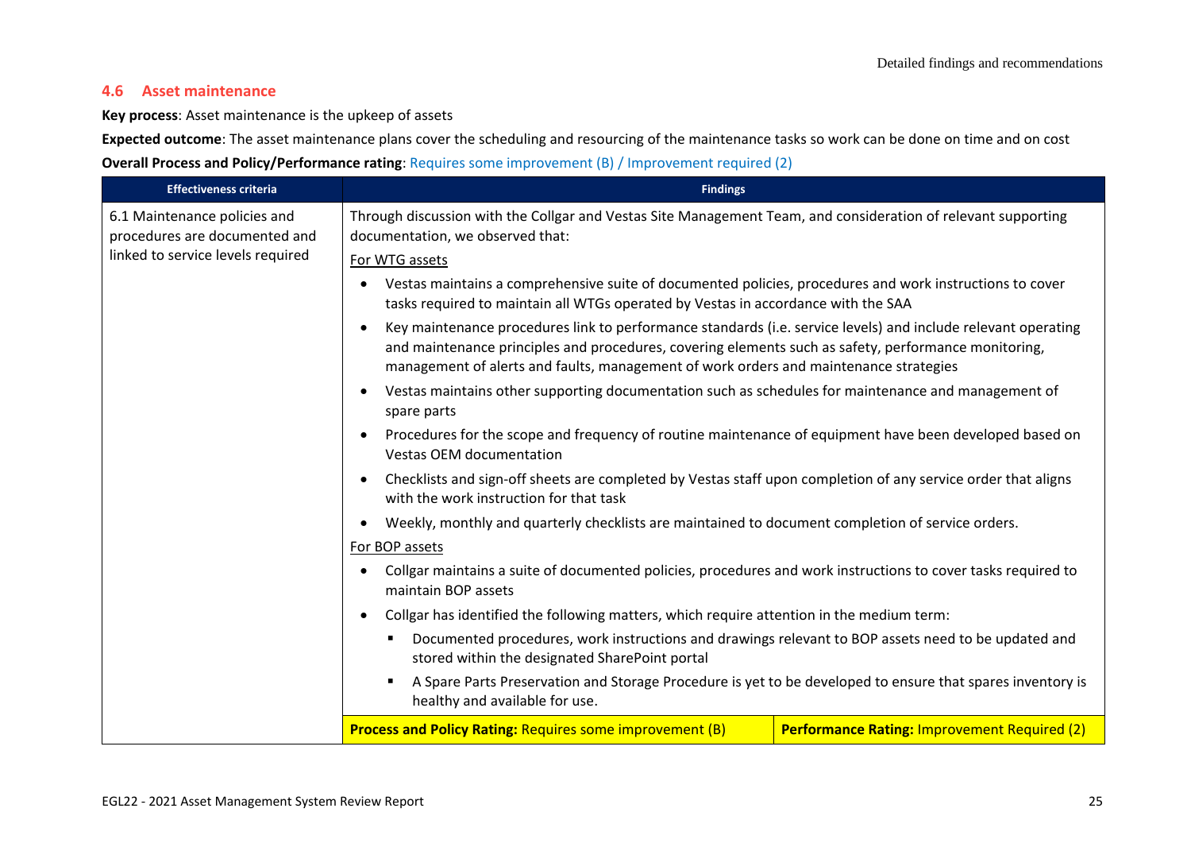## 4.6 Asset maintenance

**Key process**: Asset maintenance is the upkeep of assets

**Expected outcome**: The asset maintenance plans cover the scheduling and resourcing of the maintenance tasks so work can be done on time and on cost

**Overall Process and Policy/Performance rating**: Requires some improvement (B) / Improvement required (2)

| Effectiveness criteria | Findings | |
|---|---|---|
| 6.1 Maintenance policies and procedures are documented and linked to service levels required | Through discussion with the Collgar and Vestas Site Management Team, and consideration of relevant supporting documentation, we observed that:<br><br>For WTG assets<br><br>• Vestas maintains a comprehensive suite of documented policies, procedures and work instructions to cover tasks required to maintain all WTGs operated by Vestas in accordance with the SAA<br>• Key maintenance procedures link to performance standards (i.e. service levels) and include relevant operating and maintenance principles and procedures, covering elements such as safety, performance monitoring, management of alerts and faults, management of work orders and maintenance strategies<br>• Vestas maintains other supporting documentation such as schedules for maintenance and management of spare parts<br>• Procedures for the scope and frequency of routine maintenance of equipment have been developed based on Vestas OEM documentation<br>• Checklists and sign-off sheets are completed by Vestas staff upon completion of any service order that aligns with the work instruction for that task<br>• Weekly, monthly and quarterly checklists are maintained to document completion of service orders.<br><br>For BOP assets<br><br>• Collgar maintains a suite of documented policies, procedures and work instructions to cover tasks required to maintain BOP assets<br>• Collgar has identified the following matters, which require attention in the medium term:<br>  ▪ Documented procedures, work instructions and drawings relevant to BOP assets need to be updated and stored within the designated SharePoint portal<br>  ▪ A Spare Parts Preservation and Storage Procedure is yet to be developed to ensure that spares inventory is healthy and available for use. | |
| | **Process and Policy Rating:** Requires some improvement (B) | **Performance Rating:** Improvement Required (2) |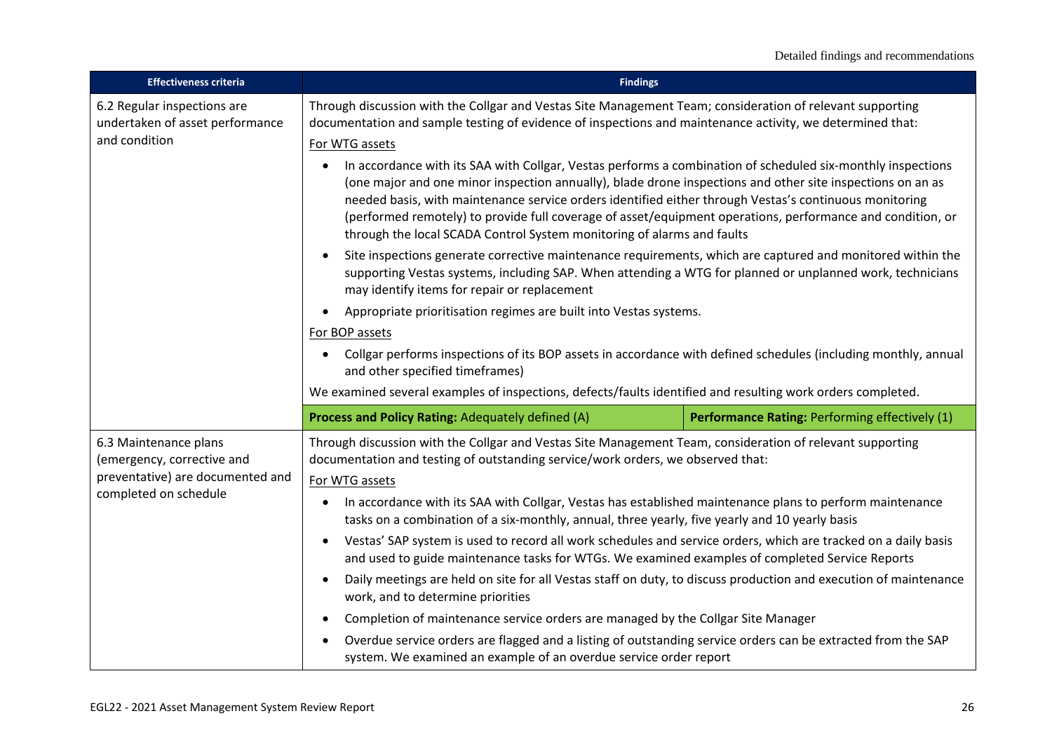| Effectiveness criteria | Findings | |
|---|---|---|
| 6.2 Regular inspections are undertaken of asset performance and condition | Through discussion with the Collgar and Vestas Site Management Team; consideration of relevant supporting documentation and sample testing of evidence of inspections and maintenance activity, we determined that:<br><br>For WTG assets<br><br>• In accordance with its SAA with Collgar, Vestas performs a combination of scheduled six-monthly inspections (one major and one minor inspection annually), blade drone inspections and other site inspections on an as needed basis, with maintenance service orders identified either through Vestas's continuous monitoring (performed remotely) to provide full coverage of asset/equipment operations, performance and condition, or through the local SCADA Control System monitoring of alarms and faults<br>• Site inspections generate corrective maintenance requirements, which are captured and monitored within the supporting Vestas systems, including SAP. When attending a WTG for planned or unplanned work, technicians may identify items for repair or replacement<br>• Appropriate prioritisation regimes are built into Vestas systems.<br><br>For BOP assets<br><br>• Collgar performs inspections of its BOP assets in accordance with defined schedules (including monthly, annual and other specified timeframes)<br><br>We examined several examples of inspections, defects/faults identified and resulting work orders completed. | |
| | **Process and Policy Rating:** Adequately defined (A) | **Performance Rating:** Performing effectively (1) |
| 6.3 Maintenance plans (emergency, corrective and preventative) are documented and completed on schedule | Through discussion with the Collgar and Vestas Site Management Team, consideration of relevant supporting documentation and testing of outstanding service/work orders, we observed that:<br><br>For WTG assets<br><br>• In accordance with its SAA with Collgar, Vestas has established maintenance plans to perform maintenance tasks on a combination of a six-monthly, annual, three yearly, five yearly and 10 yearly basis<br>• Vestas' SAP system is used to record all work schedules and service orders, which are tracked on a daily basis and used to guide maintenance tasks for WTGs. We examined examples of completed Service Reports<br>• Daily meetings are held on site for all Vestas staff on duty, to discuss production and execution of maintenance work, and to determine priorities<br>• Completion of maintenance service orders are managed by the Collgar Site Manager<br>• Overdue service orders are flagged and a listing of outstanding service orders can be extracted from the SAP system. We examined an example of an overdue service order report | |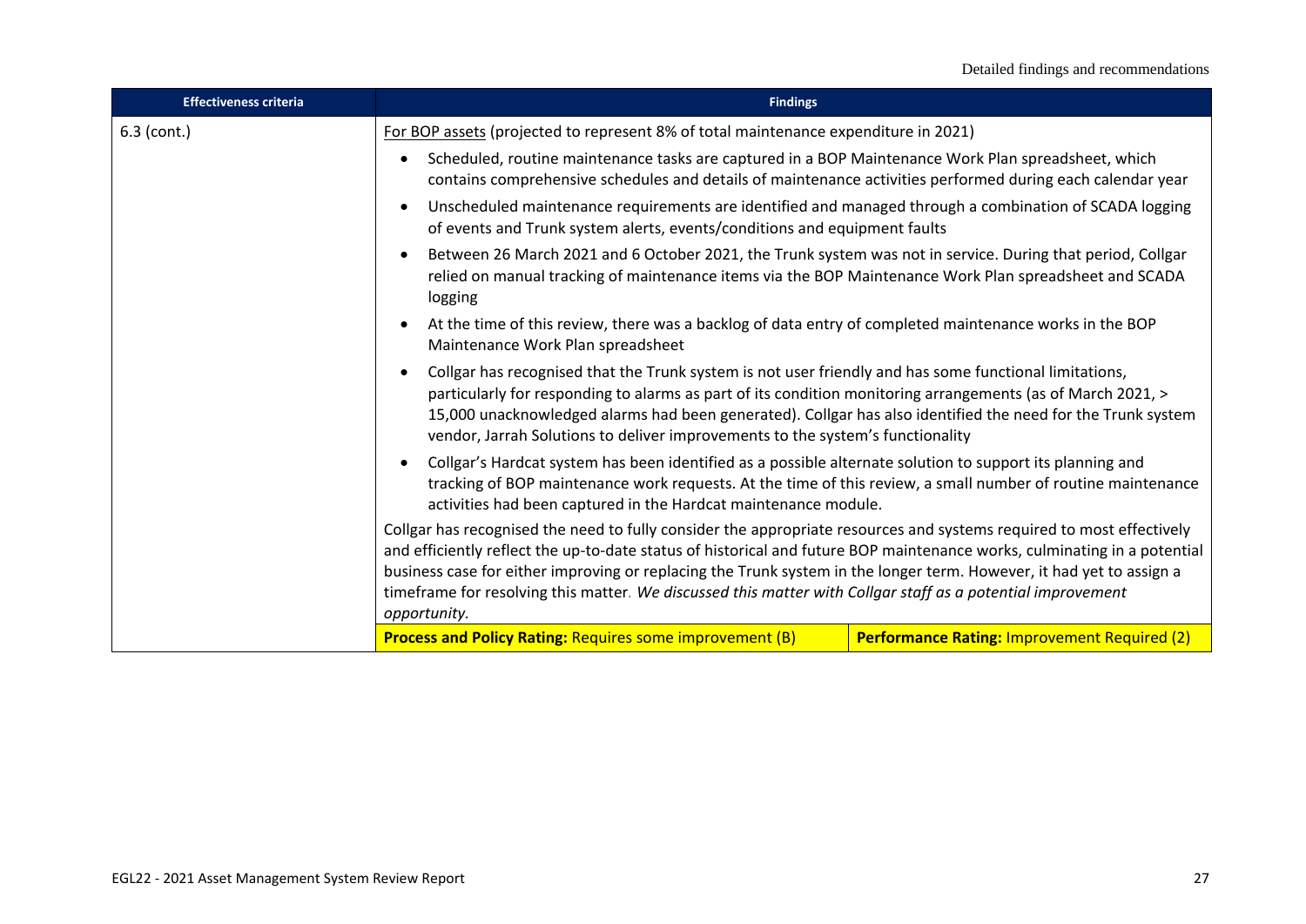| Effectiveness criteria | Findings | |
|---|---|---|
| 6.3 (cont.) | For BOP assets (projected to represent 8% of total maintenance expenditure in 2021)<br><ul><li>Scheduled, routine maintenance tasks are captured in a BOP Maintenance Work Plan spreadsheet, which contains comprehensive schedules and details of maintenance activities performed during each calendar year</li><li>Unscheduled maintenance requirements are identified and managed through a combination of SCADA logging of events and Trunk system alerts, events/conditions and equipment faults</li><li>Between 26 March 2021 and 6 October 2021, the Trunk system was not in service. During that period, Collgar relied on manual tracking of maintenance items via the BOP Maintenance Work Plan spreadsheet and SCADA logging</li><li>At the time of this review, there was a backlog of data entry of completed maintenance works in the BOP Maintenance Work Plan spreadsheet</li><li>Collgar has recognised that the Trunk system is not user friendly and has some functional limitations, particularly for responding to alarms as part of its condition monitoring arrangements (as of March 2021, > 15,000 unacknowledged alarms had been generated). Collgar has also identified the need for the Trunk system vendor, Jarrah Solutions to deliver improvements to the system's functionality</li><li>Collgar's Hardcat system has been identified as a possible alternate solution to support its planning and tracking of BOP maintenance work requests. At the time of this review, a small number of routine maintenance activities had been captured in the Hardcat maintenance module.</li></ul>Collgar has recognised the need to fully consider the appropriate resources and systems required to most effectively and efficiently reflect the up-to-date status of historical and future BOP maintenance works, culminating in a potential business case for either improving or replacing the Trunk system in the longer term. However, it had yet to assign a timeframe for resolving this matter. *We discussed this matter with Collgar staff as a potential improvement opportunity.* | |
| | **Process and Policy Rating:** Requires some improvement (B) | **Performance Rating:** Improvement Required (2) |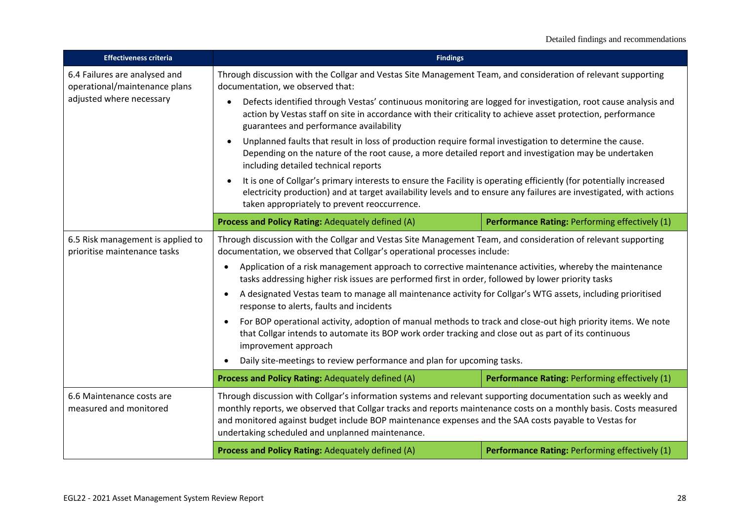| Effectiveness criteria | Findings | |
|---|---|---|
| 6.4 Failures are analysed and operational/maintenance plans adjusted where necessary | Through discussion with the Collgar and Vestas Site Management Team, and consideration of relevant supporting documentation, we observed that:<br>• Defects identified through Vestas' continuous monitoring are logged for investigation, root cause analysis and action by Vestas staff on site in accordance with their criticality to achieve asset protection, performance guarantees and performance availability<br>• Unplanned faults that result in loss of production require formal investigation to determine the cause. Depending on the nature of the root cause, a more detailed report and investigation may be undertaken including detailed technical reports<br>• It is one of Collgar's primary interests to ensure the Facility is operating efficiently (for potentially increased electricity production) and at target availability levels and to ensure any failures are investigated, with actions taken appropriately to prevent reoccurrence. | |
| | **Process and Policy Rating:** Adequately defined (A) | **Performance Rating:** Performing effectively (1) |
| 6.5 Risk management is applied to prioritise maintenance tasks | Through discussion with the Collgar and Vestas Site Management Team, and consideration of relevant supporting documentation, we observed that Collgar's operational processes include:<br>• Application of a risk management approach to corrective maintenance activities, whereby the maintenance tasks addressing higher risk issues are performed first in order, followed by lower priority tasks<br>• A designated Vestas team to manage all maintenance activity for Collgar's WTG assets, including prioritised response to alerts, faults and incidents<br>• For BOP operational activity, adoption of manual methods to track and close-out high priority items. We note that Collgar intends to automate its BOP work order tracking and close out as part of its continuous improvement approach<br>• Daily site-meetings to review performance and plan for upcoming tasks. | |
| | **Process and Policy Rating:** Adequately defined (A) | **Performance Rating:** Performing effectively (1) |
| 6.6 Maintenance costs are measured and monitored | Through discussion with Collgar's information systems and relevant supporting documentation such as weekly and monthly reports, we observed that Collgar tracks and reports maintenance costs on a monthly basis. Costs measured and monitored against budget include BOP maintenance expenses and the SAA costs payable to Vestas for undertaking scheduled and unplanned maintenance. | |
| | **Process and Policy Rating:** Adequately defined (A) | **Performance Rating:** Performing effectively (1) |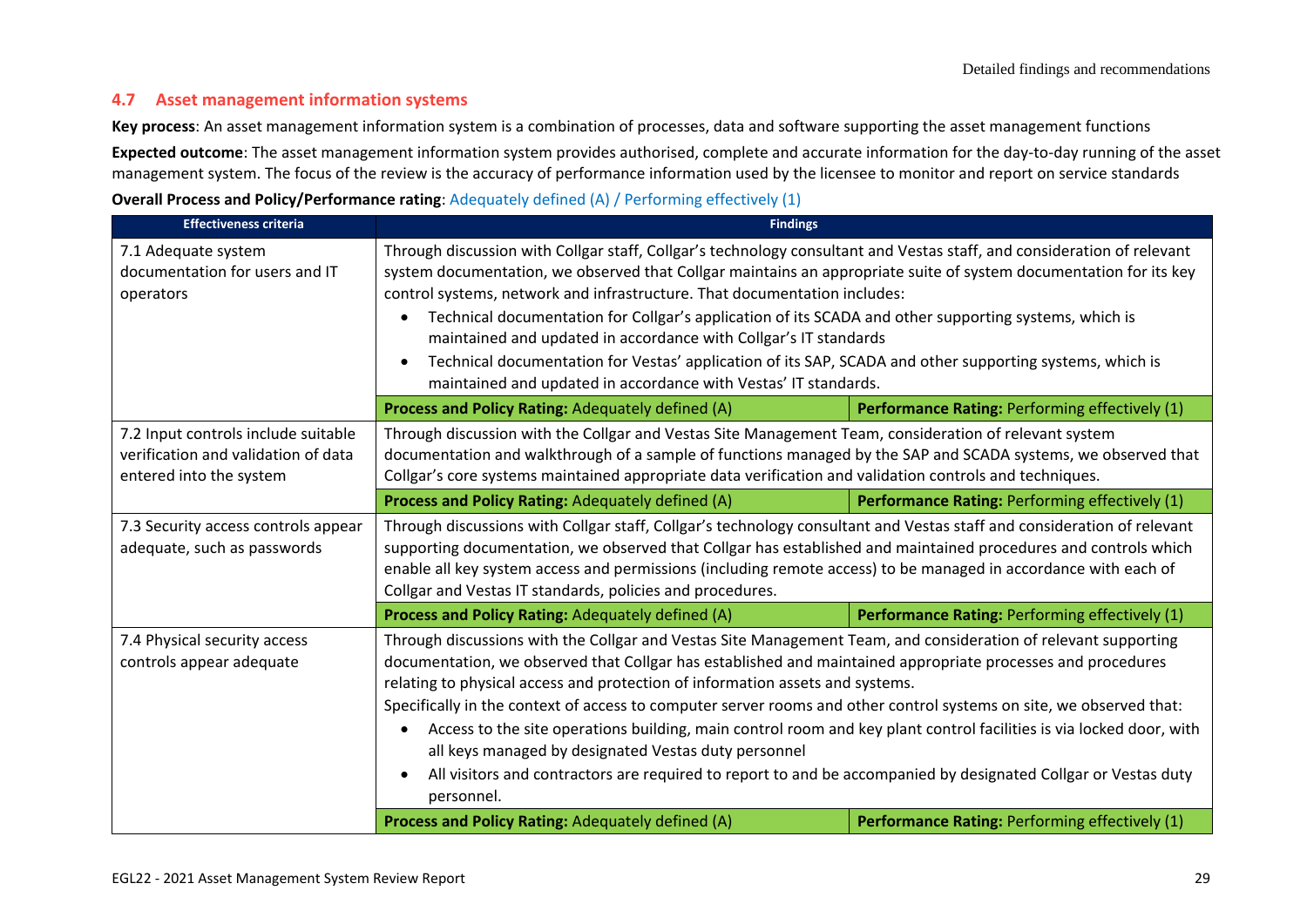## 4.7 Asset management information systems

**Key process**: An asset management information system is a combination of processes, data and software supporting the asset management functions

**Expected outcome**: The asset management information system provides authorised, complete and accurate information for the day-to-day running of the asset management system. The focus of the review is the accuracy of performance information used by the licensee to monitor and report on service standards

**Overall Process and Policy/Performance rating**: Adequately defined (A) / Performing effectively (1)

| Effectiveness criteria | Findings | |
|---|---|---|
| 7.1 Adequate system documentation for users and IT operators | Through discussion with Collgar staff, Collgar's technology consultant and Vestas staff, and consideration of relevant system documentation, we observed that Collgar maintains an appropriate suite of system documentation for its key control systems, network and infrastructure. That documentation includes:<br>• Technical documentation for Collgar's application of its SCADA and other supporting systems, which is maintained and updated in accordance with Collgar's IT standards<br>• Technical documentation for Vestas' application of its SAP, SCADA and other supporting systems, which is maintained and updated in accordance with Vestas' IT standards. | |
| | **Process and Policy Rating:** Adequately defined (A) | **Performance Rating:** Performing effectively (1) |
| 7.2 Input controls include suitable verification and validation of data entered into the system | Through discussion with the Collgar and Vestas Site Management Team, consideration of relevant system documentation and walkthrough of a sample of functions managed by the SAP and SCADA systems, we observed that Collgar's core systems maintained appropriate data verification and validation controls and techniques. | |
| | **Process and Policy Rating:** Adequately defined (A) | **Performance Rating:** Performing effectively (1) |
| 7.3 Security access controls appear adequate, such as passwords | Through discussions with Collgar staff, Collgar's technology consultant and Vestas staff and consideration of relevant supporting documentation, we observed that Collgar has established and maintained procedures and controls which enable all key system access and permissions (including remote access) to be managed in accordance with each of Collgar and Vestas IT standards, policies and procedures. | |
| | **Process and Policy Rating:** Adequately defined (A) | **Performance Rating:** Performing effectively (1) |
| 7.4 Physical security access controls appear adequate | Through discussions with the Collgar and Vestas Site Management Team, and consideration of relevant supporting documentation, we observed that Collgar has established and maintained appropriate processes and procedures relating to physical access and protection of information assets and systems.<br>Specifically in the context of access to computer server rooms and other control systems on site, we observed that:<br>• Access to the site operations building, main control room and key plant control facilities is via locked door, with all keys managed by designated Vestas duty personnel<br>• All visitors and contractors are required to report to and be accompanied by designated Collgar or Vestas duty personnel. | |
| | **Process and Policy Rating:** Adequately defined (A) | **Performance Rating:** Performing effectively (1) |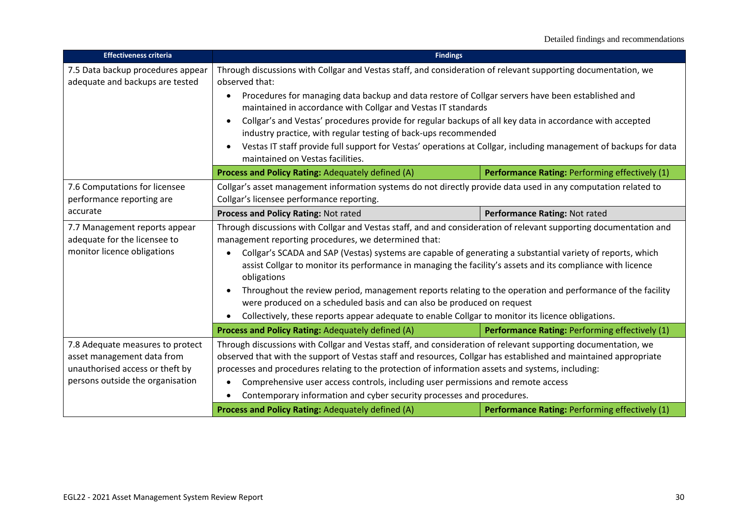| Effectiveness criteria | Findings | |
|---|---|---|
| 7.5 Data backup procedures appear adequate and backups are tested | Through discussions with Collgar and Vestas staff, and consideration of relevant supporting documentation, we observed that:<br>• Procedures for managing data backup and data restore of Collgar servers have been established and maintained in accordance with Collgar and Vestas IT standards<br>• Collgar's and Vestas' procedures provide for regular backups of all key data in accordance with accepted industry practice, with regular testing of back-ups recommended<br>• Vestas IT staff provide full support for Vestas' operations at Collgar, including management of backups for data maintained on Vestas facilities. | |
| | **Process and Policy Rating:** Adequately defined (A) | **Performance Rating:** Performing effectively (1) |
| 7.6 Computations for licensee performance reporting are accurate | Collgar's asset management information systems do not directly provide data used in any computation related to Collgar's licensee performance reporting. | |
| | **Process and Policy Rating:** Not rated | **Performance Rating:** Not rated |
| 7.7 Management reports appear adequate for the licensee to monitor licence obligations | Through discussions with Collgar and Vestas staff, and and consideration of relevant supporting documentation and management reporting procedures, we determined that:<br>• Collgar's SCADA and SAP (Vestas) systems are capable of generating a substantial variety of reports, which assist Collgar to monitor its performance in managing the facility's assets and its compliance with licence obligations<br>• Throughout the review period, management reports relating to the operation and performance of the facility were produced on a scheduled basis and can also be produced on request<br>• Collectively, these reports appear adequate to enable Collgar to monitor its licence obligations. | |
| | **Process and Policy Rating:** Adequately defined (A) | **Performance Rating:** Performing effectively (1) |
| 7.8 Adequate measures to protect asset management data from unauthorised access or theft by persons outside the organisation | Through discussions with Collgar and Vestas staff, and consideration of relevant supporting documentation, we observed that with the support of Vestas staff and resources, Collgar has established and maintained appropriate processes and procedures relating to the protection of information assets and systems, including:<br>• Comprehensive user access controls, including user permissions and remote access<br>• Contemporary information and cyber security processes and procedures. | |
| | **Process and Policy Rating:** Adequately defined (A) | **Performance Rating:** Performing effectively (1) |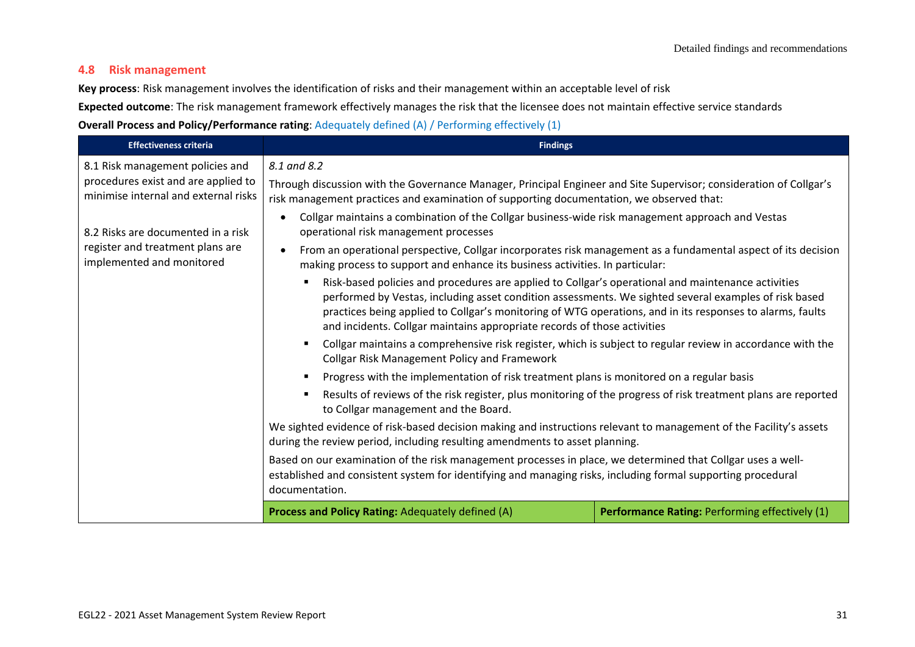## 4.8 Risk management

**Key process**: Risk management involves the identification of risks and their management within an acceptable level of risk

**Expected outcome**: The risk management framework effectively manages the risk that the licensee does not maintain effective service standards

**Overall Process and Policy/Performance rating**: Adequately defined (A) / Performing effectively (1)

| Effectiveness criteria | Findings | |
|---|---|---|
| 8.1 Risk management policies and procedures exist and are applied to minimise internal and external risks<br><br>8.2 Risks are documented in a risk register and treatment plans are implemented and monitored | *8.1 and 8.2*<br><br>Through discussion with the Governance Manager, Principal Engineer and Site Supervisor; consideration of Collgar's risk management practices and examination of supporting documentation, we observed that:<br><br>• Collgar maintains a combination of the Collgar business-wide risk management approach and Vestas operational risk management processes<br>• From an operational perspective, Collgar incorporates risk management as a fundamental aspect of its decision making process to support and enhance its business activities. In particular:<br>  ▪ Risk-based policies and procedures are applied to Collgar's operational and maintenance activities performed by Vestas, including asset condition assessments. We sighted several examples of risk based practices being applied to Collgar's monitoring of WTG operations, and in its responses to alarms, faults and incidents. Collgar maintains appropriate records of those activities<br>  ▪ Collgar maintains a comprehensive risk register, which is subject to regular review in accordance with the Collgar Risk Management Policy and Framework<br>  ▪ Progress with the implementation of risk treatment plans is monitored on a regular basis<br>  ▪ Results of reviews of the risk register, plus monitoring of the progress of risk treatment plans are reported to Collgar management and the Board.<br><br>We sighted evidence of risk-based decision making and instructions relevant to management of the Facility's assets during the review period, including resulting amendments to asset planning.<br><br>Based on our examination of the risk management processes in place, we determined that Collgar uses a well-established and consistent system for identifying and managing risks, including formal supporting procedural documentation. | |
| | **Process and Policy Rating:** Adequately defined (A) | **Performance Rating:** Performing effectively (1) |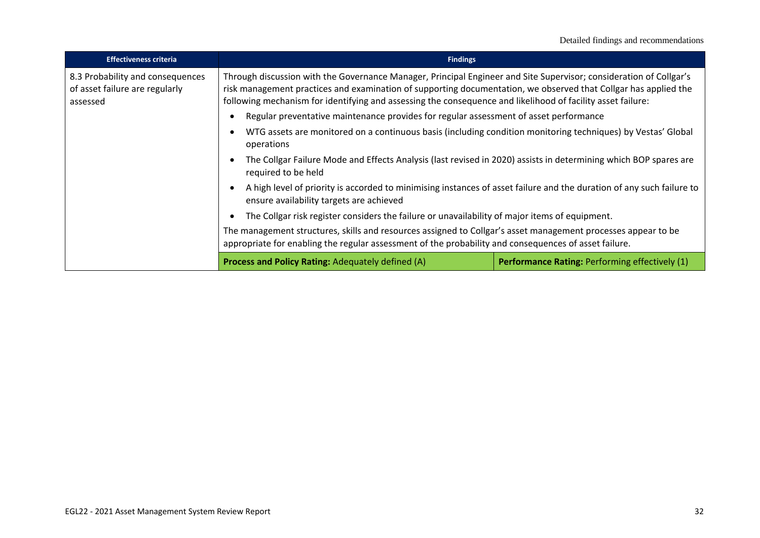| Effectiveness criteria | Findings | |
|---|---|---|
| 8.3 Probability and consequences of asset failure are regularly assessed | Through discussion with the Governance Manager, Principal Engineer and Site Supervisor; consideration of Collgar's risk management practices and examination of supporting documentation, we observed that Collgar has applied the following mechanism for identifying and assessing the consequence and likelihood of facility asset failure:<br>• Regular preventative maintenance provides for regular assessment of asset performance<br>• WTG assets are monitored on a continuous basis (including condition monitoring techniques) by Vestas' Global operations<br>• The Collgar Failure Mode and Effects Analysis (last revised in 2020) assists in determining which BOP spares are required to be held<br>• A high level of priority is accorded to minimising instances of asset failure and the duration of any such failure to ensure availability targets are achieved<br>• The Collgar risk register considers the failure or unavailability of major items of equipment.<br>The management structures, skills and resources assigned to Collgar's asset management processes appear to be appropriate for enabling the regular assessment of the probability and consequences of asset failure. | |
| | **Process and Policy Rating:** Adequately defined (A) | **Performance Rating:** Performing effectively (1) |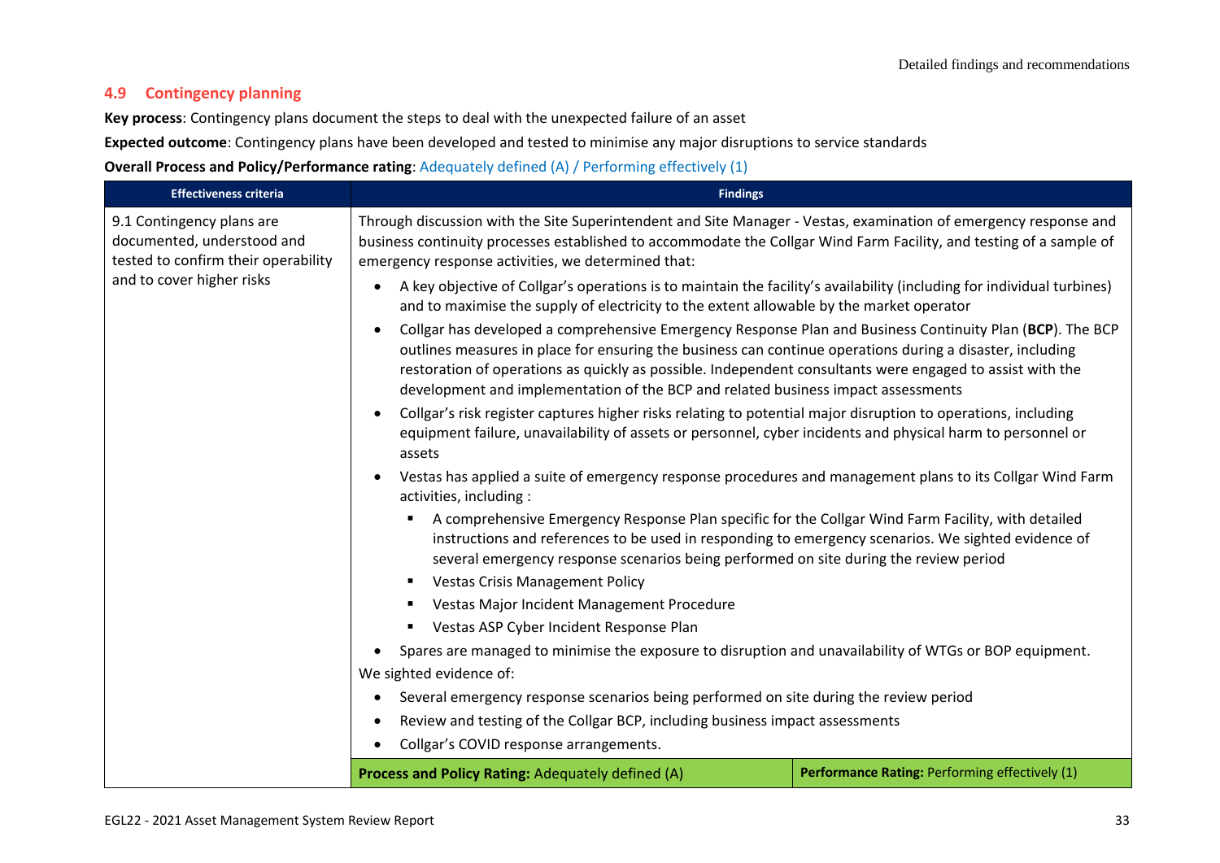## 4.9 Contingency planning

**Key process**: Contingency plans document the steps to deal with the unexpected failure of an asset

**Expected outcome**: Contingency plans have been developed and tested to minimise any major disruptions to service standards

**Overall Process and Policy/Performance rating**: Adequately defined (A) / Performing effectively (1)

| Effectiveness criteria | Findings | |
|---|---|---|
| 9.1 Contingency plans are documented, understood and tested to confirm their operability and to cover higher risks | Through discussion with the Site Superintendent and Site Manager - Vestas, examination of emergency response and business continuity processes established to accommodate the Collgar Wind Farm Facility, and testing of a sample of emergency response activities, we determined that:<br><br>• A key objective of Collgar's operations is to maintain the facility's availability (including for individual turbines) and to maximise the supply of electricity to the extent allowable by the market operator<br>• Collgar has developed a comprehensive Emergency Response Plan and Business Continuity Plan (**BCP**). The BCP outlines measures in place for ensuring the business can continue operations during a disaster, including restoration of operations as quickly as possible. Independent consultants were engaged to assist with the development and implementation of the BCP and related business impact assessments<br>• Collgar's risk register captures higher risks relating to potential major disruption to operations, including equipment failure, unavailability of assets or personnel, cyber incidents and physical harm to personnel or assets<br>• Vestas has applied a suite of emergency response procedures and management plans to its Collgar Wind Farm activities, including :<br>&nbsp;&nbsp;▪ A comprehensive Emergency Response Plan specific for the Collgar Wind Farm Facility, with detailed instructions and references to be used in responding to emergency scenarios. We sighted evidence of several emergency response scenarios being performed on site during the review period<br>&nbsp;&nbsp;▪ Vestas Crisis Management Policy<br>&nbsp;&nbsp;▪ Vestas Major Incident Management Procedure<br>&nbsp;&nbsp;▪ Vestas ASP Cyber Incident Response Plan<br>• Spares are managed to minimise the exposure to disruption and unavailability of WTGs or BOP equipment.<br><br>We sighted evidence of:<br><br>• Several emergency response scenarios being performed on site during the review period<br>• Review and testing of the Collgar BCP, including business impact assessments<br>• Collgar's COVID response arrangements. | |
| | **Process and Policy Rating:** Adequately defined (A) | **Performance Rating:** Performing effectively (1) |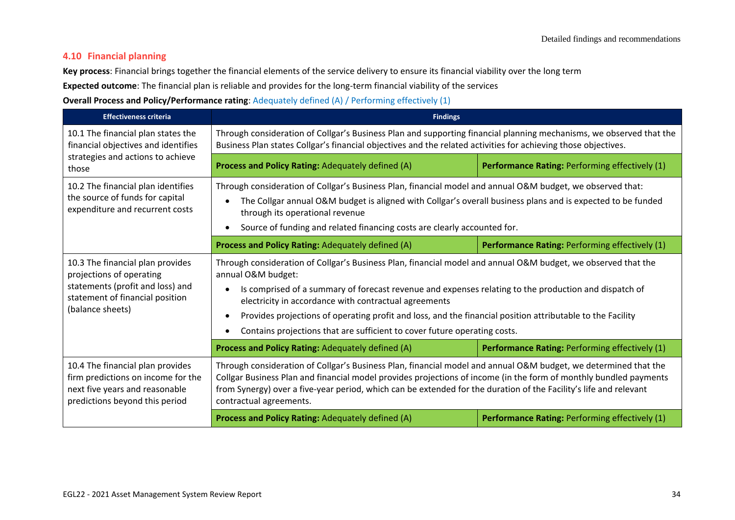## 4.10 Financial planning

**Key process**: Financial brings together the financial elements of the service delivery to ensure its financial viability over the long term

**Expected outcome**: The financial plan is reliable and provides for the long-term financial viability of the services

**Overall Process and Policy/Performance rating**: Adequately defined (A) / Performing effectively (1)

| Effectiveness criteria | Findings | |
|---|---|---|
| 10.1 The financial plan states the financial objectives and identifies strategies and actions to achieve those | Through consideration of Collgar's Business Plan and supporting financial planning mechanisms, we observed that the Business Plan states Collgar's financial objectives and the related activities for achieving those objectives. | |
| | **Process and Policy Rating:** Adequately defined (A) | **Performance Rating:** Performing effectively (1) |
| 10.2 The financial plan identifies the source of funds for capital expenditure and recurrent costs | Through consideration of Collgar's Business Plan, financial model and annual O&M budget, we observed that:<br>• The Collgar annual O&M budget is aligned with Collgar's overall business plans and is expected to be funded through its operational revenue<br>• Source of funding and related financing costs are clearly accounted for. | |
| | **Process and Policy Rating:** Adequately defined (A) | **Performance Rating:** Performing effectively (1) |
| 10.3 The financial plan provides projections of operating statements (profit and loss) and statement of financial position (balance sheets) | Through consideration of Collgar's Business Plan, financial model and annual O&M budget, we observed that the annual O&M budget:<br>• Is comprised of a summary of forecast revenue and expenses relating to the production and dispatch of electricity in accordance with contractual agreements<br>• Provides projections of operating profit and loss, and the financial position attributable to the Facility<br>• Contains projections that are sufficient to cover future operating costs. | |
| | **Process and Policy Rating:** Adequately defined (A) | **Performance Rating:** Performing effectively (1) |
| 10.4 The financial plan provides firm predictions on income for the next five years and reasonable predictions beyond this period | Through consideration of Collgar's Business Plan, financial model and annual O&M budget, we determined that the Collgar Business Plan and financial model provides projections of income (in the form of monthly bundled payments from Synergy) over a five-year period, which can be extended for the duration of the Facility's life and relevant contractual agreements. | |
| | **Process and Policy Rating:** Adequately defined (A) | **Performance Rating:** Performing effectively (1) |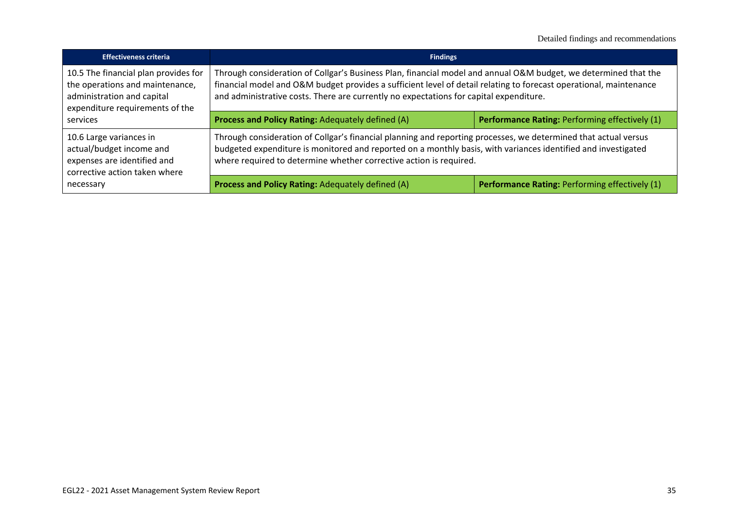| Effectiveness criteria | Findings | |
|---|---|---|
| 10.5 The financial plan provides for the operations and maintenance, administration and capital expenditure requirements of the services | Through consideration of Collgar's Business Plan, financial model and annual O&M budget, we determined that the financial model and O&M budget provides a sufficient level of detail relating to forecast operational, maintenance and administrative costs. There are currently no expectations for capital expenditure. | |
| | **Process and Policy Rating:** Adequately defined (A) | **Performance Rating:** Performing effectively (1) |
| 10.6 Large variances in actual/budget income and expenses are identified and corrective action taken where necessary | Through consideration of Collgar's financial planning and reporting processes, we determined that actual versus budgeted expenditure is monitored and reported on a monthly basis, with variances identified and investigated where required to determine whether corrective action is required. | |
| | **Process and Policy Rating:** Adequately defined (A) | **Performance Rating:** Performing effectively (1) |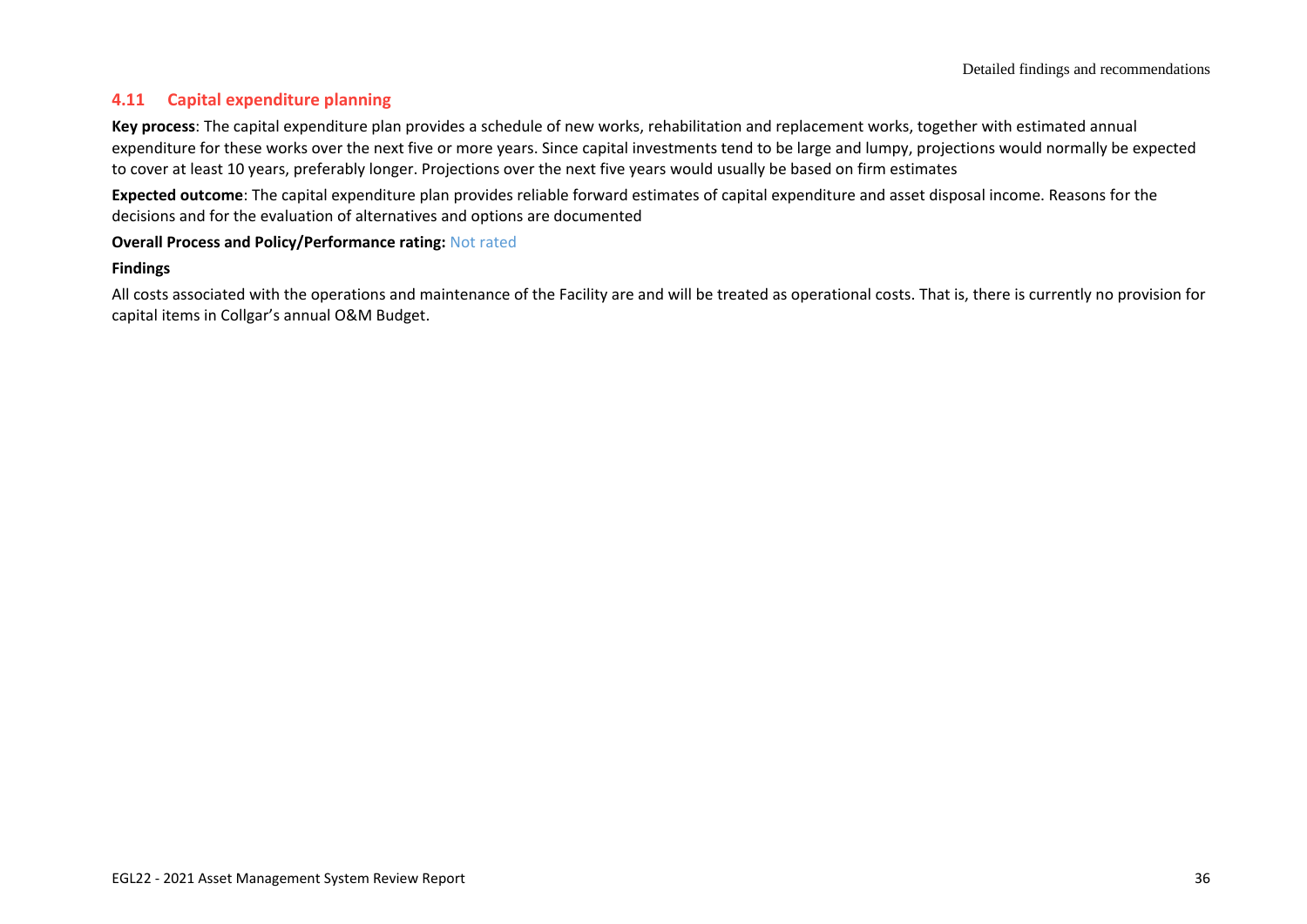## 4.11 Capital expenditure planning

**Key process**: The capital expenditure plan provides a schedule of new works, rehabilitation and replacement works, together with estimated annual expenditure for these works over the next five or more years. Since capital investments tend to be large and lumpy, projections would normally be expected to cover at least 10 years, preferably longer. Projections over the next five years would usually be based on firm estimates

**Expected outcome**: The capital expenditure plan provides reliable forward estimates of capital expenditure and asset disposal income. Reasons for the decisions and for the evaluation of alternatives and options are documented

**Overall Process and Policy/Performance rating:** Not rated

**Findings**

All costs associated with the operations and maintenance of the Facility are and will be treated as operational costs. That is, there is currently no provision for capital items in Collgar's annual O&M Budget.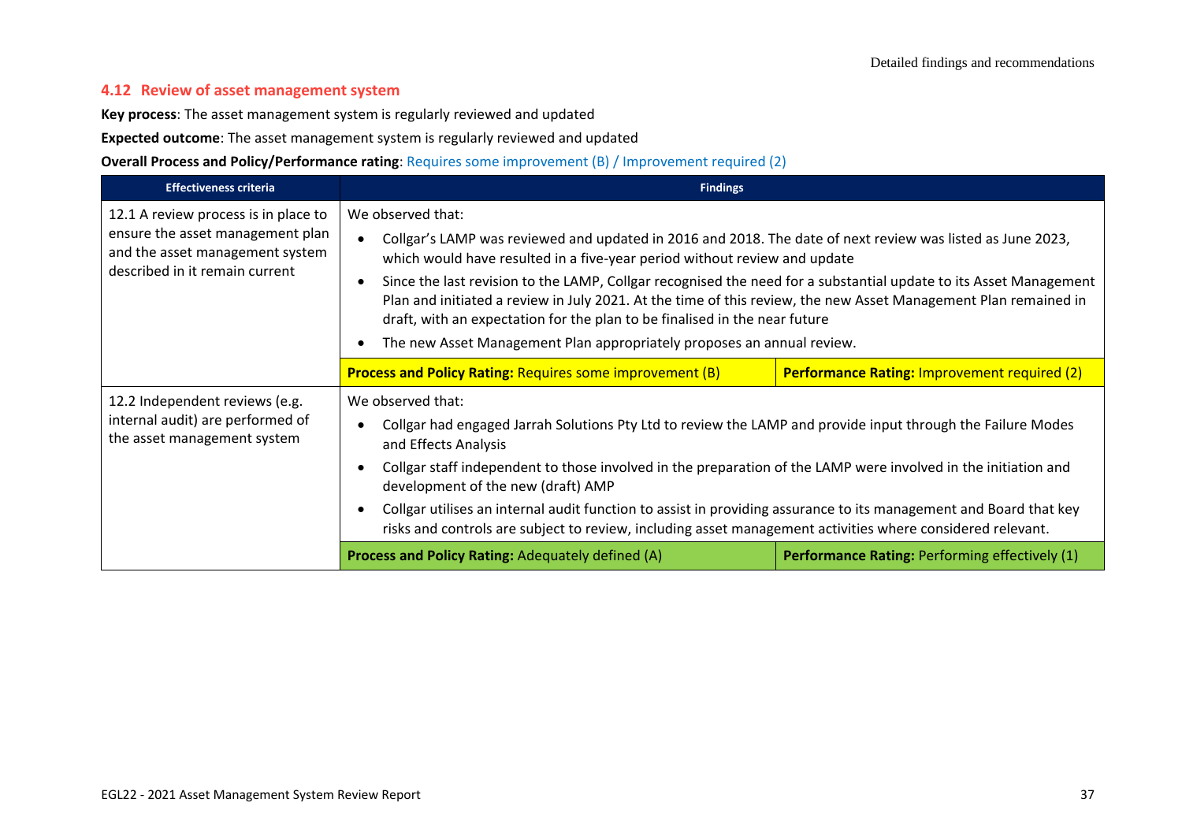## 4.12 Review of asset management system

**Key process**: The asset management system is regularly reviewed and updated

**Expected outcome**: The asset management system is regularly reviewed and updated

**Overall Process and Policy/Performance rating**: Requires some improvement (B) / Improvement required (2)

| Effectiveness criteria | Findings | |
|---|---|---|
| 12.1 A review process is in place to ensure the asset management plan and the asset management system described in it remain current | We observed that:<br>• Collgar's LAMP was reviewed and updated in 2016 and 2018. The date of next review was listed as June 2023, which would have resulted in a five-year period without review and update<br>• Since the last revision to the LAMP, Collgar recognised the need for a substantial update to its Asset Management Plan and initiated a review in July 2021. At the time of this review, the new Asset Management Plan remained in draft, with an expectation for the plan to be finalised in the near future<br>• The new Asset Management Plan appropriately proposes an annual review. | |
| | **Process and Policy Rating:** Requires some improvement (B) | **Performance Rating:** Improvement required (2) |
| 12.2 Independent reviews (e.g. internal audit) are performed of the asset management system | We observed that:<br>• Collgar had engaged Jarrah Solutions Pty Ltd to review the LAMP and provide input through the Failure Modes and Effects Analysis<br>• Collgar staff independent to those involved in the preparation of the LAMP were involved in the initiation and development of the new (draft) AMP<br>• Collgar utilises an internal audit function to assist in providing assurance to its management and Board that key risks and controls are subject to review, including asset management activities where considered relevant. | |
| | **Process and Policy Rating:** Adequately defined (A) | **Performance Rating:** Performing effectively (1) |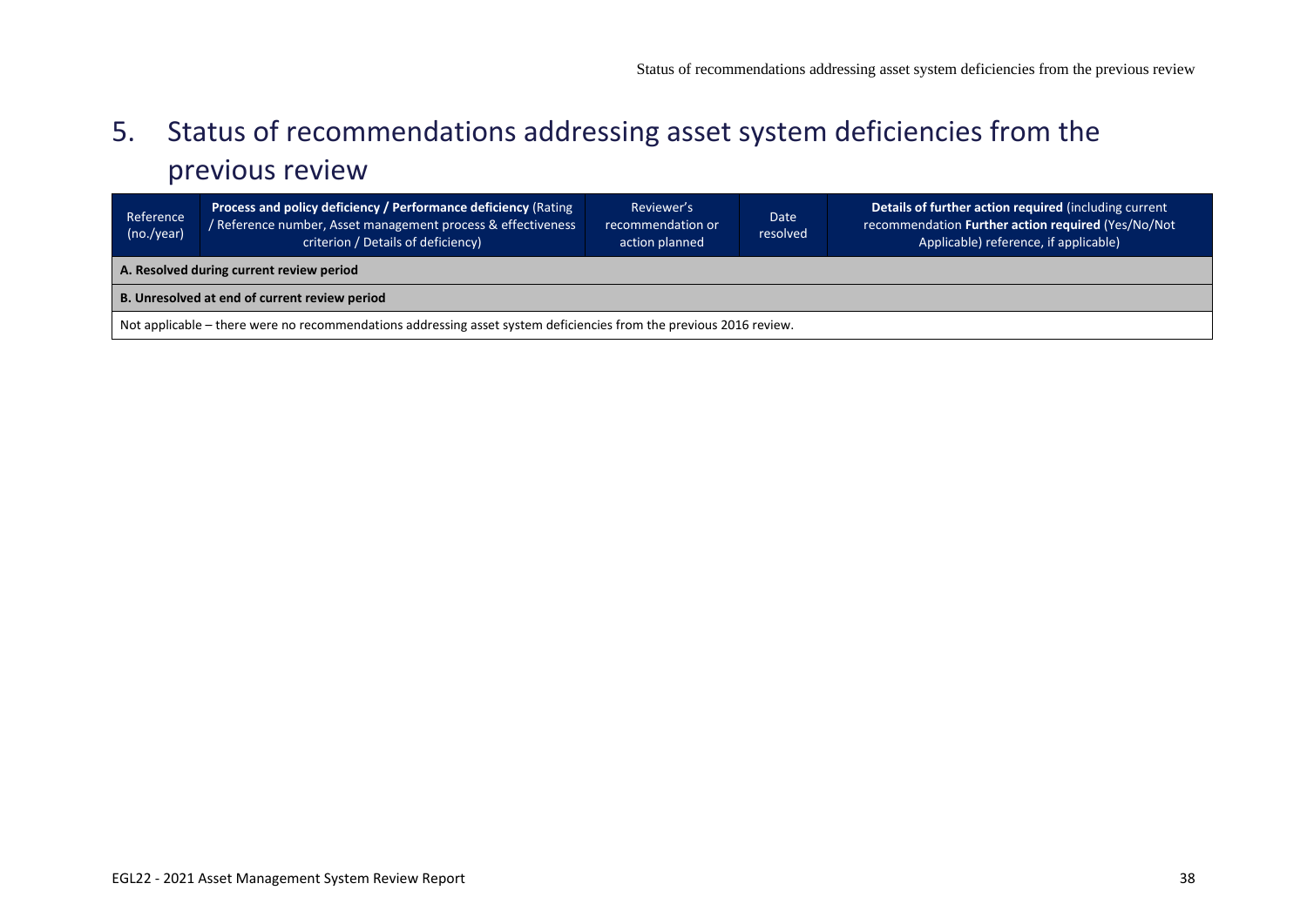# 5. Status of recommendations addressing asset system deficiencies from the previous review

| Reference (no./year) | **Process and policy deficiency / Performance deficiency** (Rating / Reference number, Asset management process & effectiveness criterion / Details of deficiency) | Reviewer's recommendation or action planned | Date resolved | **Details of further action required** (including current recommendation **Further action required** (Yes/No/Not Applicable) reference, if applicable) |
|---|---|---|---|---|
| **A. Resolved during current review period** | | | | |
| **B. Unresolved at end of current review period** | | | | |
| Not applicable – there were no recommendations addressing asset system deficiencies from the previous 2016 review. | | | | |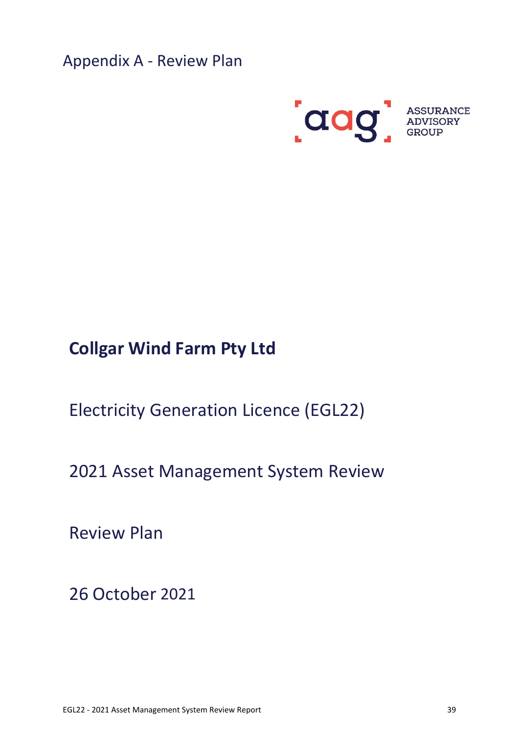# Appendix A - Review Plan

ASSURANCE ADVISORY GROUP

**Collgar Wind Farm Pty Ltd**

Electricity Generation Licence (EGL22)

2021 Asset Management System Review

Review Plan

26 October 2021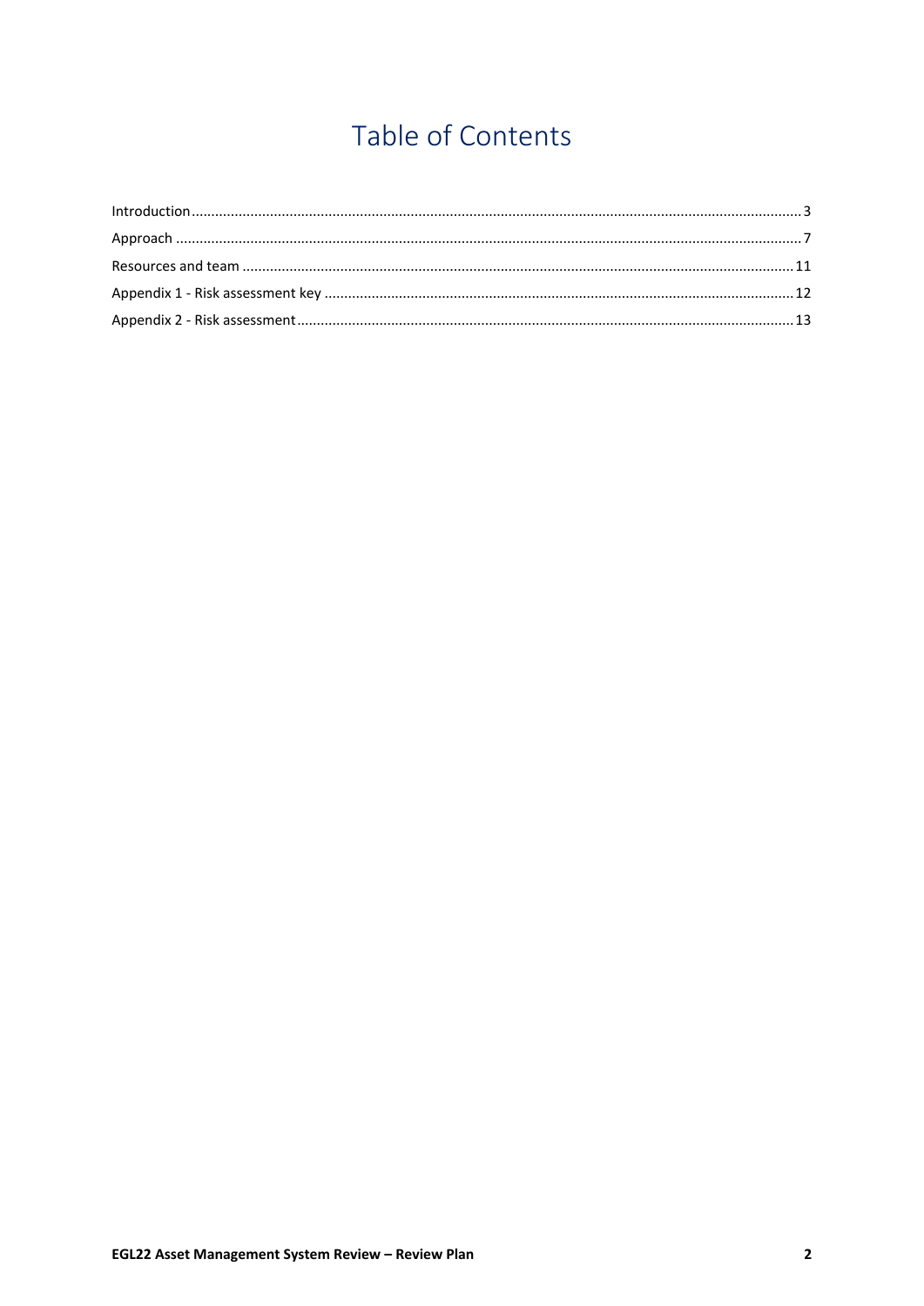# Table of Contents

Introduction ... 3

Approach ... 7

Resources and team ... 11

Appendix 1 - Risk assessment key ... 12

Appendix 2 - Risk assessment ... 13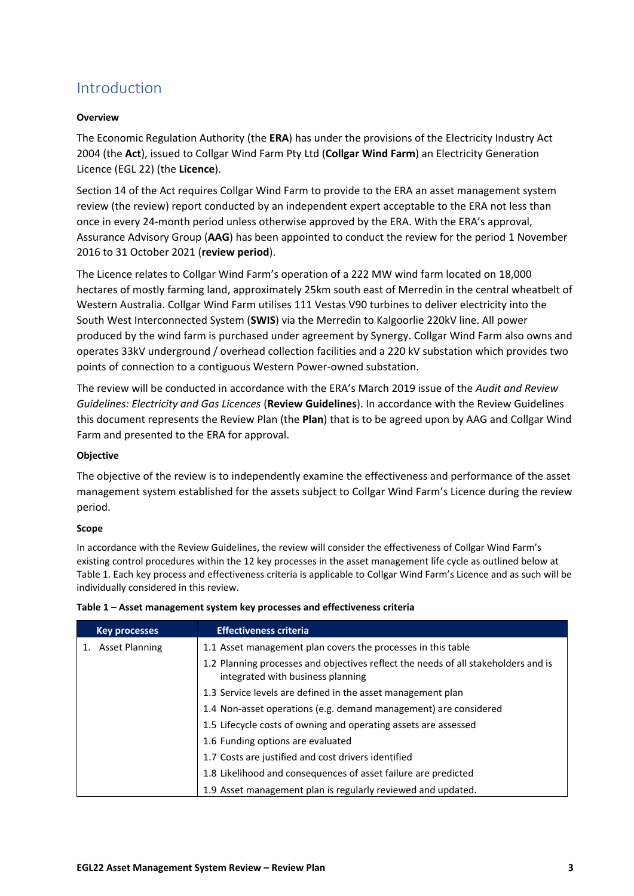# Introduction

**Overview**

The Economic Regulation Authority (the **ERA**) has under the provisions of the Electricity Industry Act 2004 (the **Act**), issued to Collgar Wind Farm Pty Ltd (**Collgar Wind Farm**) an Electricity Generation Licence (EGL 22) (the **Licence**).

Section 14 of the Act requires Collgar Wind Farm to provide to the ERA an asset management system review (the review) report conducted by an independent expert acceptable to the ERA not less than once in every 24-month period unless otherwise approved by the ERA. With the ERA's approval, Assurance Advisory Group (**AAG**) has been appointed to conduct the review for the period 1 November 2016 to 31 October 2021 (**review period**).

The Licence relates to Collgar Wind Farm's operation of a 222 MW wind farm located on 18,000 hectares of mostly farming land, approximately 25km south east of Merredin in the central wheatbelt of Western Australia. Collgar Wind Farm utilises 111 Vestas V90 turbines to deliver electricity into the South West Interconnected System (**SWIS**) via the Merredin to Kalgoorlie 220kV line. All power produced by the wind farm is purchased under agreement by Synergy. Collgar Wind Farm also owns and operates 33kV underground / overhead collection facilities and a 220 kV substation which provides two points of connection to a contiguous Western Power-owned substation.

The review will be conducted in accordance with the ERA's March 2019 issue of the *Audit and Review Guidelines: Electricity and Gas Licences* (**Review Guidelines**). In accordance with the Review Guidelines this document represents the Review Plan (the **Plan**) that is to be agreed upon by AAG and Collgar Wind Farm and presented to the ERA for approval.

**Objective**

The objective of the review is to independently examine the effectiveness and performance of the asset management system established for the assets subject to Collgar Wind Farm's Licence during the review period.

**Scope**

In accordance with the Review Guidelines, the review will consider the effectiveness of Collgar Wind Farm's existing control procedures within the 12 key processes in the asset management life cycle as outlined below at Table 1. Each key process and effectiveness criteria is applicable to Collgar Wind Farm's Licence and as such will be individually considered in this review.

**Table 1 – Asset management system key processes and effectiveness criteria**

| Key processes | Effectiveness criteria |
|---|---|
| 1. Asset Planning | 1.1 Asset management plan covers the processes in this table |
| | 1.2 Planning processes and objectives reflect the needs of all stakeholders and is integrated with business planning |
| | 1.3 Service levels are defined in the asset management plan |
| | 1.4 Non-asset operations (e.g. demand management) are considered |
| | 1.5 Lifecycle costs of owning and operating assets are assessed |
| | 1.6 Funding options are evaluated |
| | 1.7 Costs are justified and cost drivers identified |
| | 1.8 Likelihood and consequences of asset failure are predicted |
| | 1.9 Asset management plan is regularly reviewed and updated. |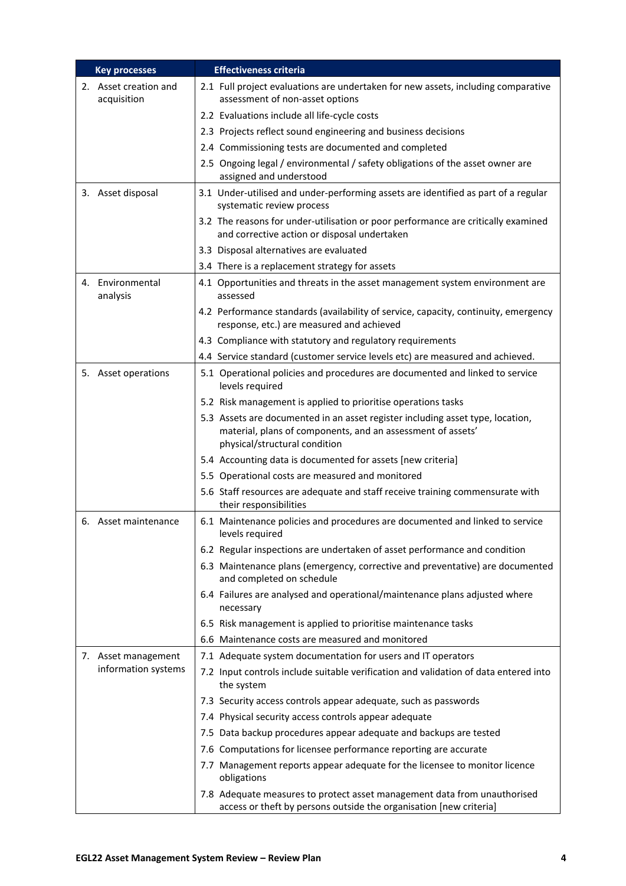| Key processes | Effectiveness criteria |
|---|---|
| 2. Asset creation and acquisition | 2.1 Full project evaluations are undertaken for new assets, including comparative assessment of non-asset options |
| | 2.2 Evaluations include all life-cycle costs |
| | 2.3 Projects reflect sound engineering and business decisions |
| | 2.4 Commissioning tests are documented and completed |
| | 2.5 Ongoing legal / environmental / safety obligations of the asset owner are assigned and understood |
| 3. Asset disposal | 3.1 Under-utilised and under-performing assets are identified as part of a regular systematic review process |
| | 3.2 The reasons for under-utilisation or poor performance are critically examined and corrective action or disposal undertaken |
| | 3.3 Disposal alternatives are evaluated |
| | 3.4 There is a replacement strategy for assets |
| 4. Environmental analysis | 4.1 Opportunities and threats in the asset management system environment are assessed |
| | 4.2 Performance standards (availability of service, capacity, continuity, emergency response, etc.) are measured and achieved |
| | 4.3 Compliance with statutory and regulatory requirements |
| | 4.4 Service standard (customer service levels etc) are measured and achieved. |
| 5. Asset operations | 5.1 Operational policies and procedures are documented and linked to service levels required |
| | 5.2 Risk management is applied to prioritise operations tasks |
| | 5.3 Assets are documented in an asset register including asset type, location, material, plans of components, and an assessment of assets' physical/structural condition |
| | 5.4 Accounting data is documented for assets [new criteria] |
| | 5.5 Operational costs are measured and monitored |
| | 5.6 Staff resources are adequate and staff receive training commensurate with their responsibilities |
| 6. Asset maintenance | 6.1 Maintenance policies and procedures are documented and linked to service levels required |
| | 6.2 Regular inspections are undertaken of asset performance and condition |
| | 6.3 Maintenance plans (emergency, corrective and preventative) are documented and completed on schedule |
| | 6.4 Failures are analysed and operational/maintenance plans adjusted where necessary |
| | 6.5 Risk management is applied to prioritise maintenance tasks |
| | 6.6 Maintenance costs are measured and monitored |
| 7. Asset management information systems | 7.1 Adequate system documentation for users and IT operators |
| | 7.2 Input controls include suitable verification and validation of data entered into the system |
| | 7.3 Security access controls appear adequate, such as passwords |
| | 7.4 Physical security access controls appear adequate |
| | 7.5 Data backup procedures appear adequate and backups are tested |
| | 7.6 Computations for licensee performance reporting are accurate |
| | 7.7 Management reports appear adequate for the licensee to monitor licence obligations |
| | 7.8 Adequate measures to protect asset management data from unauthorised access or theft by persons outside the organisation [new criteria] |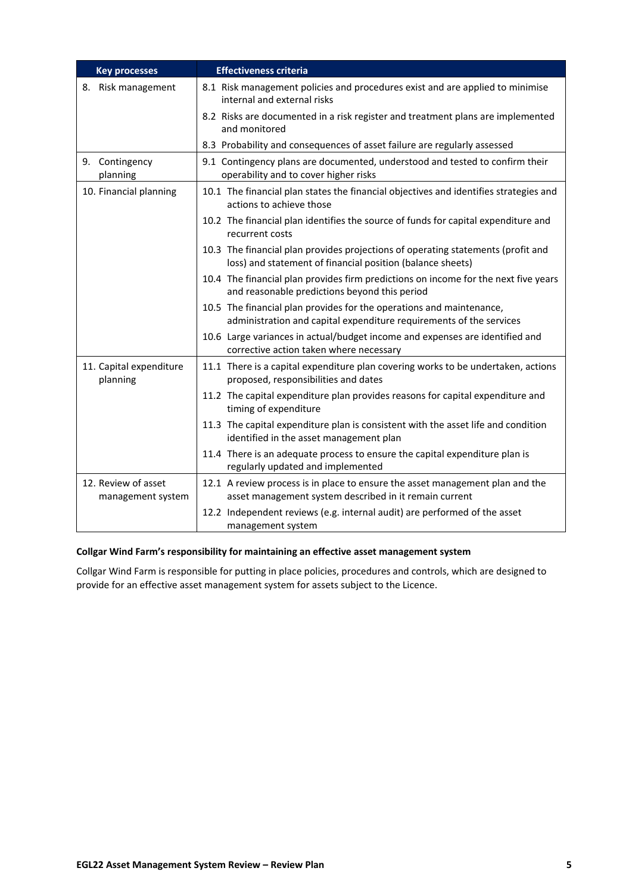| Key processes | Effectiveness criteria |
|---|---|
| 8. Risk management | 8.1 Risk management policies and procedures exist and are applied to minimise internal and external risks |
| | 8.2 Risks are documented in a risk register and treatment plans are implemented and monitored |
| | 8.3 Probability and consequences of asset failure are regularly assessed |
| 9. Contingency planning | 9.1 Contingency plans are documented, understood and tested to confirm their operability and to cover higher risks |
| 10. Financial planning | 10.1 The financial plan states the financial objectives and identifies strategies and actions to achieve those |
| | 10.2 The financial plan identifies the source of funds for capital expenditure and recurrent costs |
| | 10.3 The financial plan provides projections of operating statements (profit and loss) and statement of financial position (balance sheets) |
| | 10.4 The financial plan provides firm predictions on income for the next five years and reasonable predictions beyond this period |
| | 10.5 The financial plan provides for the operations and maintenance, administration and capital expenditure requirements of the services |
| | 10.6 Large variances in actual/budget income and expenses are identified and corrective action taken where necessary |
| 11. Capital expenditure planning | 11.1 There is a capital expenditure plan covering works to be undertaken, actions proposed, responsibilities and dates |
| | 11.2 The capital expenditure plan provides reasons for capital expenditure and timing of expenditure |
| | 11.3 The capital expenditure plan is consistent with the asset life and condition identified in the asset management plan |
| | 11.4 There is an adequate process to ensure the capital expenditure plan is regularly updated and implemented |
| 12. Review of asset management system | 12.1 A review process is in place to ensure the asset management plan and the asset management system described in it remain current |
| | 12.2 Independent reviews (e.g. internal audit) are performed of the asset management system |

**Collgar Wind Farm's responsibility for maintaining an effective asset management system**

Collgar Wind Farm is responsible for putting in place policies, procedures and controls, which are designed to provide for an effective asset management system for assets subject to the Licence.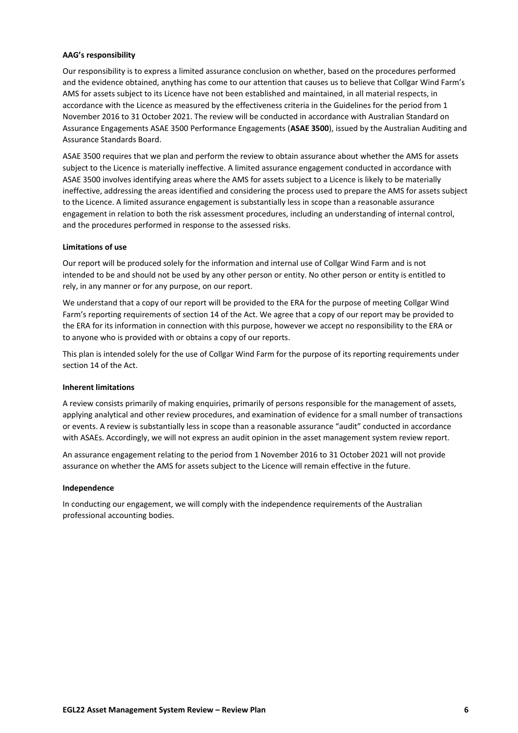**AAG's responsibility**

Our responsibility is to express a limited assurance conclusion on whether, based on the procedures performed and the evidence obtained, anything has come to our attention that causes us to believe that Collgar Wind Farm's AMS for assets subject to its Licence have not been established and maintained, in all material respects, in accordance with the Licence as measured by the effectiveness criteria in the Guidelines for the period from 1 November 2016 to 31 October 2021. The review will be conducted in accordance with Australian Standard on Assurance Engagements ASAE 3500 Performance Engagements (**ASAE 3500**), issued by the Australian Auditing and Assurance Standards Board.

ASAE 3500 requires that we plan and perform the review to obtain assurance about whether the AMS for assets subject to the Licence is materially ineffective. A limited assurance engagement conducted in accordance with ASAE 3500 involves identifying areas where the AMS for assets subject to a Licence is likely to be materially ineffective, addressing the areas identified and considering the process used to prepare the AMS for assets subject to the Licence. A limited assurance engagement is substantially less in scope than a reasonable assurance engagement in relation to both the risk assessment procedures, including an understanding of internal control, and the procedures performed in response to the assessed risks.

**Limitations of use**

Our report will be produced solely for the information and internal use of Collgar Wind Farm and is not intended to be and should not be used by any other person or entity. No other person or entity is entitled to rely, in any manner or for any purpose, on our report.

We understand that a copy of our report will be provided to the ERA for the purpose of meeting Collgar Wind Farm's reporting requirements of section 14 of the Act. We agree that a copy of our report may be provided to the ERA for its information in connection with this purpose, however we accept no responsibility to the ERA or to anyone who is provided with or obtains a copy of our reports.

This plan is intended solely for the use of Collgar Wind Farm for the purpose of its reporting requirements under section 14 of the Act.

**Inherent limitations**

A review consists primarily of making enquiries, primarily of persons responsible for the management of assets, applying analytical and other review procedures, and examination of evidence for a small number of transactions or events. A review is substantially less in scope than a reasonable assurance "audit" conducted in accordance with ASAEs. Accordingly, we will not express an audit opinion in the asset management system review report.

An assurance engagement relating to the period from 1 November 2016 to 31 October 2021 will not provide assurance on whether the AMS for assets subject to the Licence will remain effective in the future.

**Independence**

In conducting our engagement, we will comply with the independence requirements of the Australian professional accounting bodies.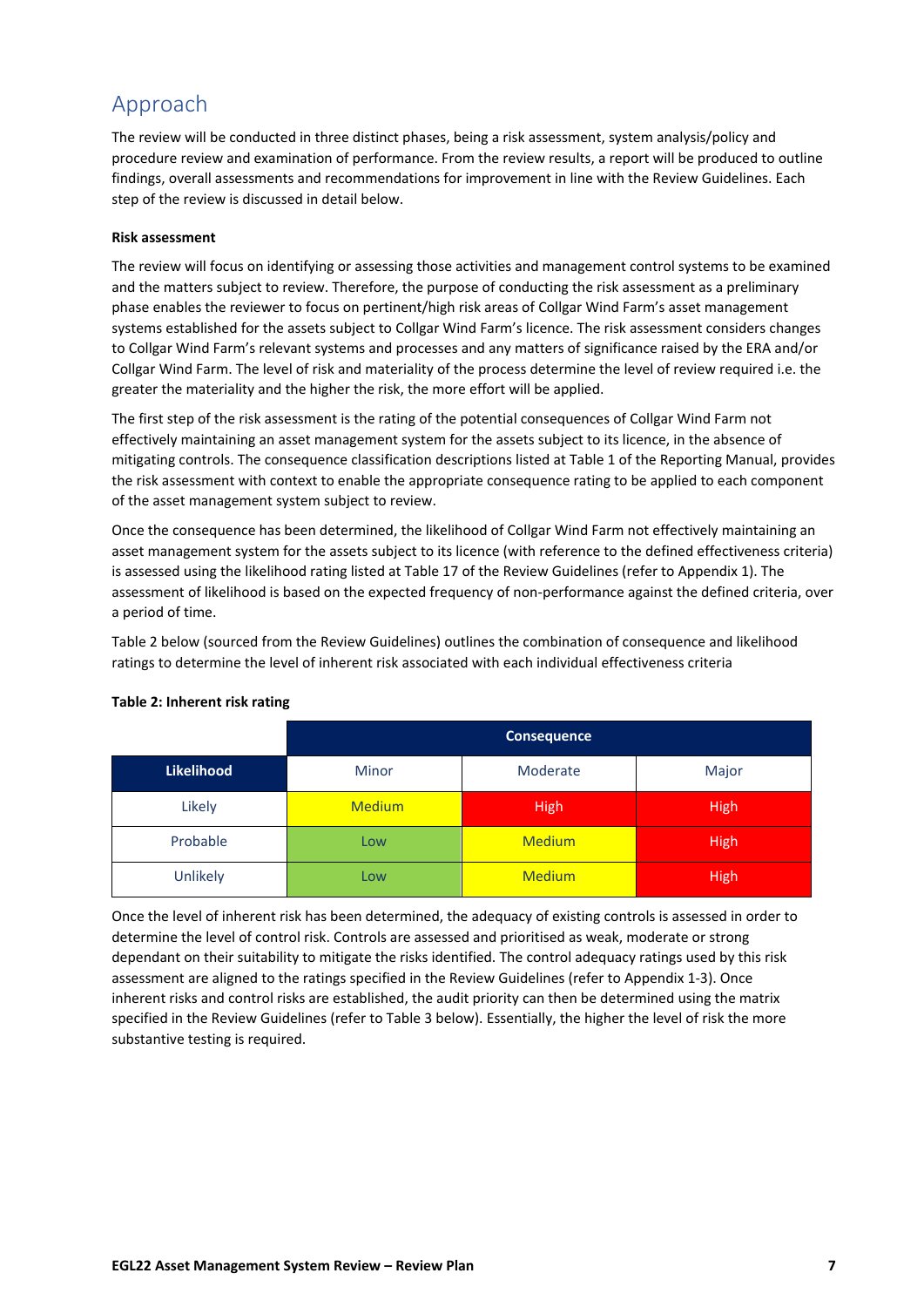## Approach

The review will be conducted in three distinct phases, being a risk assessment, system analysis/policy and procedure review and examination of performance. From the review results, a report will be produced to outline findings, overall assessments and recommendations for improvement in line with the Review Guidelines. Each step of the review is discussed in detail below.

**Risk assessment**

The review will focus on identifying or assessing those activities and management control systems to be examined and the matters subject to review. Therefore, the purpose of conducting the risk assessment as a preliminary phase enables the reviewer to focus on pertinent/high risk areas of Collgar Wind Farm's asset management systems established for the assets subject to Collgar Wind Farm's licence. The risk assessment considers changes to Collgar Wind Farm's relevant systems and processes and any matters of significance raised by the ERA and/or Collgar Wind Farm. The level of risk and materiality of the process determine the level of review required i.e. the greater the materiality and the higher the risk, the more effort will be applied.

The first step of the risk assessment is the rating of the potential consequences of Collgar Wind Farm not effectively maintaining an asset management system for the assets subject to its licence, in the absence of mitigating controls. The consequence classification descriptions listed at Table 1 of the Reporting Manual, provides the risk assessment with context to enable the appropriate consequence rating to be applied to each component of the asset management system subject to review.

Once the consequence has been determined, the likelihood of Collgar Wind Farm not effectively maintaining an asset management system for the assets subject to its licence (with reference to the defined effectiveness criteria) is assessed using the likelihood rating listed at Table 17 of the Review Guidelines (refer to Appendix 1). The assessment of likelihood is based on the expected frequency of non-performance against the defined criteria, over a period of time.

Table 2 below (sourced from the Review Guidelines) outlines the combination of consequence and likelihood ratings to determine the level of inherent risk associated with each individual effectiveness criteria

**Table 2: Inherent risk rating**

| | Consequence | | |
|---|---|---|---|
| **Likelihood** | Minor | Moderate | Major |
| Likely | Medium | High | High |
| Probable | Low | Medium | High |
| Unlikely | Low | Medium | High |

Once the level of inherent risk has been determined, the adequacy of existing controls is assessed in order to determine the level of control risk. Controls are assessed and prioritised as weak, moderate or strong dependant on their suitability to mitigate the risks identified. The control adequacy ratings used by this risk assessment are aligned to the ratings specified in the Review Guidelines (refer to Appendix 1-3). Once inherent risks and control risks are established, the audit priority can then be determined using the matrix specified in the Review Guidelines (refer to Table 3 below). Essentially, the higher the level of risk the more substantive testing is required.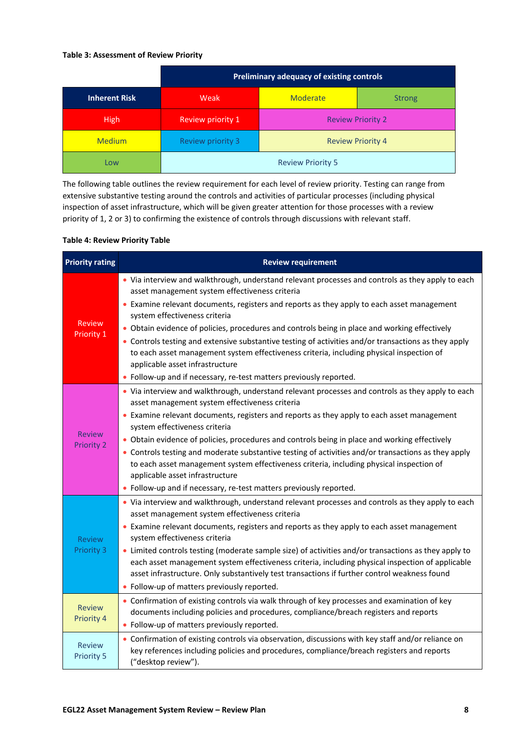**Table 3: Assessment of Review Priority**

| | Preliminary adequacy of existing controls | | |
|---|---|---|---|
| **Inherent Risk** | Weak | Moderate | Strong |
| High | Review priority 1 | Review Priority 2 | |
| Medium | Review priority 3 | Review Priority 4 | |
| Low | Review Priority 5 | | |

The following table outlines the review requirement for each level of review priority. Testing can range from extensive substantive testing around the controls and activities of particular processes (including physical inspection of asset infrastructure, which will be given greater attention for those processes with a review priority of 1, 2 or 3) to confirming the existence of controls through discussions with relevant staff.

**Table 4: Review Priority Table**

| Priority rating | Review requirement |
|---|---|
| Review Priority 1 | • Via interview and walkthrough, understand relevant processes and controls as they apply to each asset management system effectiveness criteria<br>• Examine relevant documents, registers and reports as they apply to each asset management system effectiveness criteria<br>• Obtain evidence of policies, procedures and controls being in place and working effectively<br>• Controls testing and extensive substantive testing of activities and/or transactions as they apply to each asset management system effectiveness criteria, including physical inspection of applicable asset infrastructure<br>• Follow-up and if necessary, re-test matters previously reported. |
| Review Priority 2 | • Via interview and walkthrough, understand relevant processes and controls as they apply to each asset management system effectiveness criteria<br>• Examine relevant documents, registers and reports as they apply to each asset management system effectiveness criteria<br>• Obtain evidence of policies, procedures and controls being in place and working effectively<br>• Controls testing and moderate substantive testing of activities and/or transactions as they apply to each asset management system effectiveness criteria, including physical inspection of applicable asset infrastructure<br>• Follow-up and if necessary, re-test matters previously reported. |
| Review Priority 3 | • Via interview and walkthrough, understand relevant processes and controls as they apply to each asset management system effectiveness criteria<br>• Examine relevant documents, registers and reports as they apply to each asset management system effectiveness criteria<br>• Limited controls testing (moderate sample size) of activities and/or transactions as they apply to each asset management system effectiveness criteria, including physical inspection of applicable asset infrastructure. Only substantively test transactions if further control weakness found<br>• Follow-up of matters previously reported. |
| Review Priority 4 | • Confirmation of existing controls via walk through of key processes and examination of key documents including policies and procedures, compliance/breach registers and reports<br>• Follow-up of matters previously reported. |
| Review Priority 5 | • Confirmation of existing controls via observation, discussions with key staff and/or reliance on key references including policies and procedures, compliance/breach registers and reports ("desktop review"). |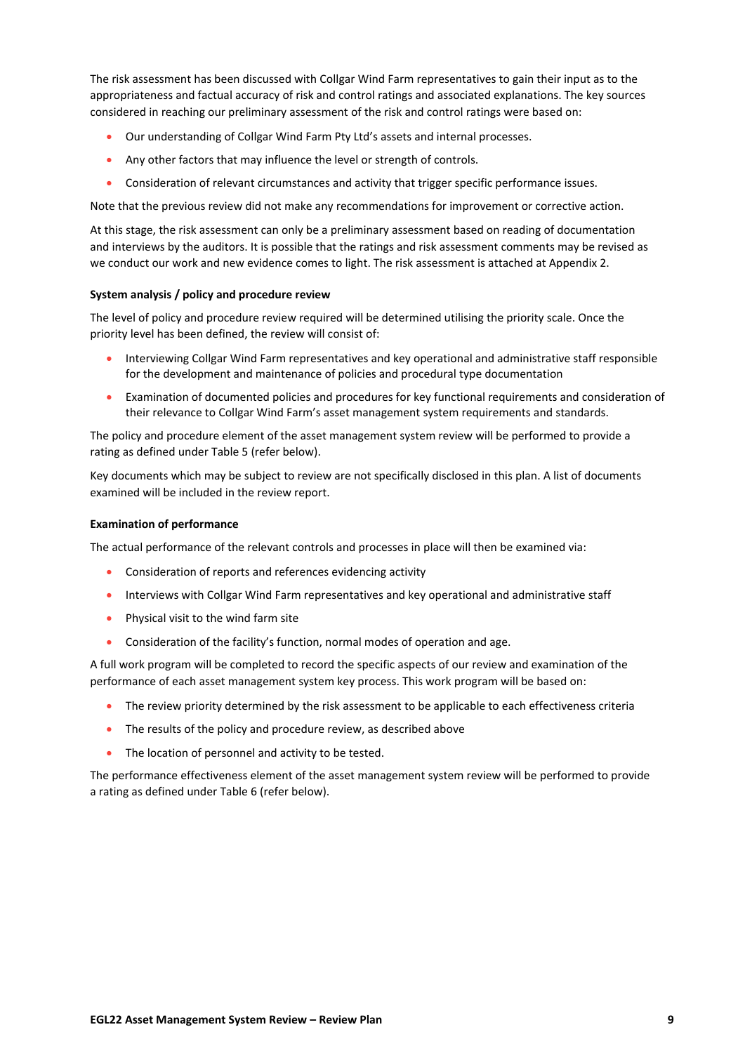The risk assessment has been discussed with Collgar Wind Farm representatives to gain their input as to the appropriateness and factual accuracy of risk and control ratings and associated explanations. The key sources considered in reaching our preliminary assessment of the risk and control ratings were based on:

- Our understanding of Collgar Wind Farm Pty Ltd's assets and internal processes.
- Any other factors that may influence the level or strength of controls.
- Consideration of relevant circumstances and activity that trigger specific performance issues.

Note that the previous review did not make any recommendations for improvement or corrective action.

At this stage, the risk assessment can only be a preliminary assessment based on reading of documentation and interviews by the auditors. It is possible that the ratings and risk assessment comments may be revised as we conduct our work and new evidence comes to light. The risk assessment is attached at Appendix 2.

**System analysis / policy and procedure review**

The level of policy and procedure review required will be determined utilising the priority scale. Once the priority level has been defined, the review will consist of:

- Interviewing Collgar Wind Farm representatives and key operational and administrative staff responsible for the development and maintenance of policies and procedural type documentation
- Examination of documented policies and procedures for key functional requirements and consideration of their relevance to Collgar Wind Farm's asset management system requirements and standards.

The policy and procedure element of the asset management system review will be performed to provide a rating as defined under Table 5 (refer below).

Key documents which may be subject to review are not specifically disclosed in this plan. A list of documents examined will be included in the review report.

**Examination of performance**

The actual performance of the relevant controls and processes in place will then be examined via:

- Consideration of reports and references evidencing activity
- Interviews with Collgar Wind Farm representatives and key operational and administrative staff
- Physical visit to the wind farm site
- Consideration of the facility's function, normal modes of operation and age.

A full work program will be completed to record the specific aspects of our review and examination of the performance of each asset management system key process. This work program will be based on:

- The review priority determined by the risk assessment to be applicable to each effectiveness criteria
- The results of the policy and procedure review, as described above
- The location of personnel and activity to be tested.

The performance effectiveness element of the asset management system review will be performed to provide a rating as defined under Table 6 (refer below).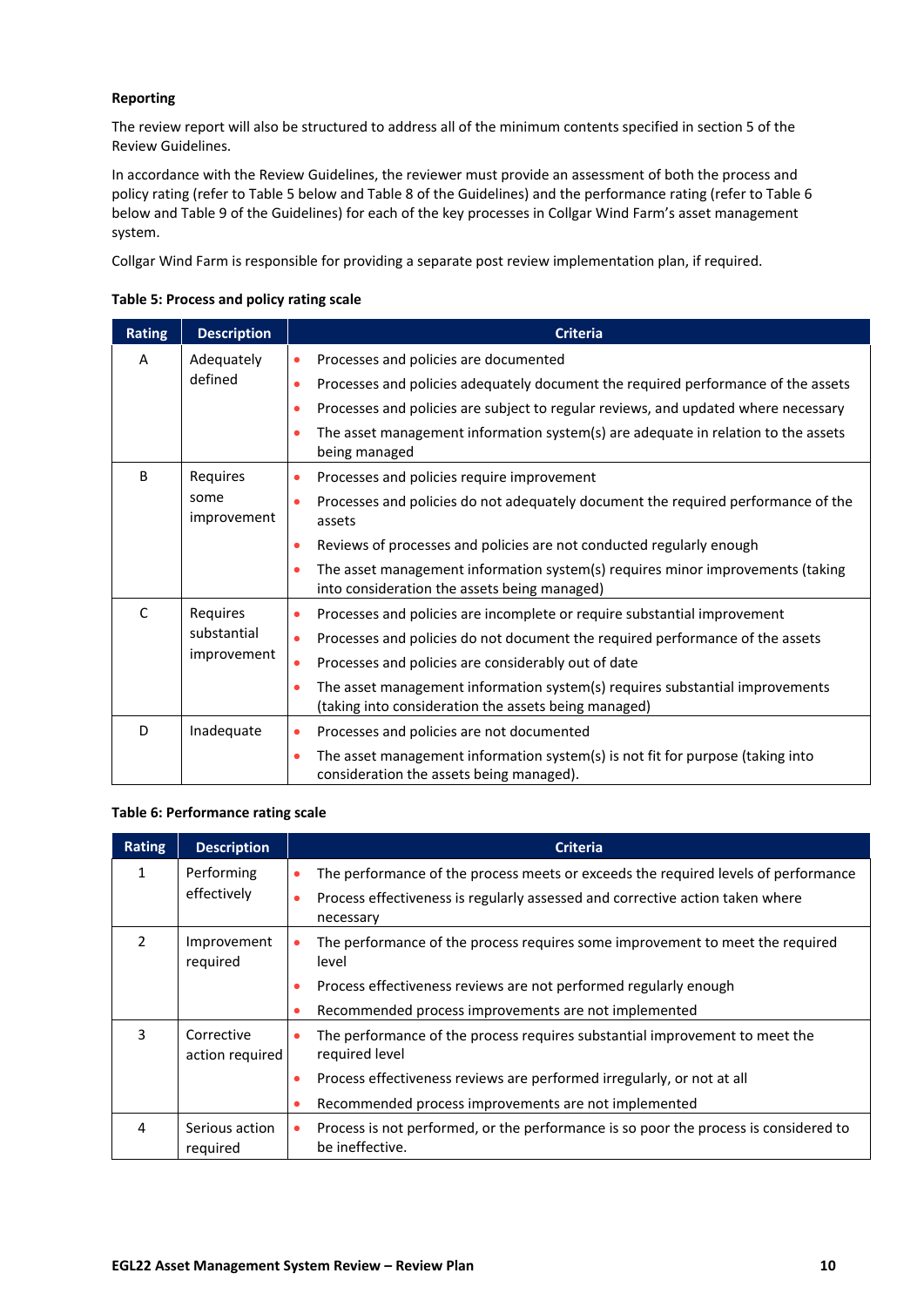**Reporting**

The review report will also be structured to address all of the minimum contents specified in section 5 of the Review Guidelines.

In accordance with the Review Guidelines, the reviewer must provide an assessment of both the process and policy rating (refer to Table 5 below and Table 8 of the Guidelines) and the performance rating (refer to Table 6 below and Table 9 of the Guidelines) for each of the key processes in Collgar Wind Farm's asset management system.

Collgar Wind Farm is responsible for providing a separate post review implementation plan, if required.

**Table 5: Process and policy rating scale**

| Rating | Description | Criteria |
|---|---|---|
| A | Adequately defined | • Processes and policies are documented<br>• Processes and policies adequately document the required performance of the assets<br>• Processes and policies are subject to regular reviews, and updated where necessary<br>• The asset management information system(s) are adequate in relation to the assets being managed |
| B | Requires some improvement | • Processes and policies require improvement<br>• Processes and policies do not adequately document the required performance of the assets<br>• Reviews of processes and policies are not conducted regularly enough<br>• The asset management information system(s) requires minor improvements (taking into consideration the assets being managed) |
| C | Requires substantial improvement | • Processes and policies are incomplete or require substantial improvement<br>• Processes and policies do not document the required performance of the assets<br>• Processes and policies are considerably out of date<br>• The asset management information system(s) requires substantial improvements (taking into consideration the assets being managed) |
| D | Inadequate | • Processes and policies are not documented<br>• The asset management information system(s) is not fit for purpose (taking into consideration the assets being managed). |

**Table 6: Performance rating scale**

| Rating | Description | Criteria |
|---|---|---|
| 1 | Performing effectively | • The performance of the process meets or exceeds the required levels of performance<br>• Process effectiveness is regularly assessed and corrective action taken where necessary |
| 2 | Improvement required | • The performance of the process requires some improvement to meet the required level<br>• Process effectiveness reviews are not performed regularly enough<br>• Recommended process improvements are not implemented |
| 3 | Corrective action required | • The performance of the process requires substantial improvement to meet the required level<br>• Process effectiveness reviews are performed irregularly, or not at all<br>• Recommended process improvements are not implemented |
| 4 | Serious action required | • Process is not performed, or the performance is so poor the process is considered to be ineffective. |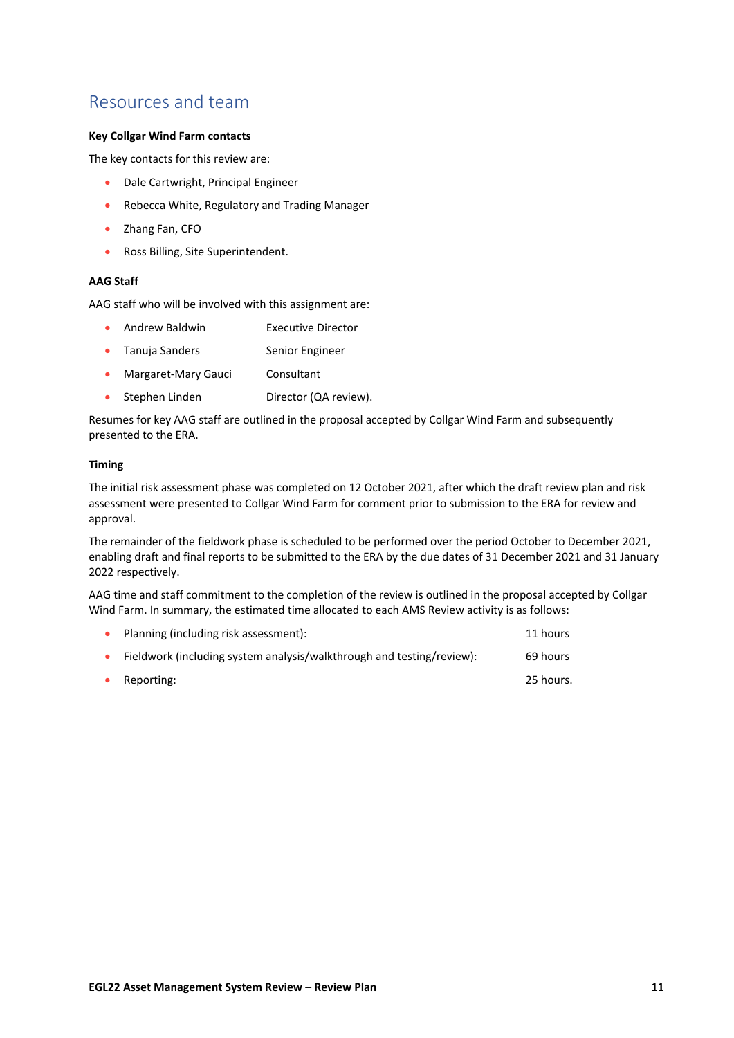## Resources and team

**Key Collgar Wind Farm contacts**

The key contacts for this review are:

- Dale Cartwright, Principal Engineer
- Rebecca White, Regulatory and Trading Manager
- Zhang Fan, CFO
- Ross Billing, Site Superintendent.

**AAG Staff**

AAG staff who will be involved with this assignment are:

- Andrew Baldwin — Executive Director
- Tanuja Sanders — Senior Engineer
- Margaret-Mary Gauci — Consultant
- Stephen Linden — Director (QA review).

Resumes for key AAG staff are outlined in the proposal accepted by Collgar Wind Farm and subsequently presented to the ERA.

**Timing**

The initial risk assessment phase was completed on 12 October 2021, after which the draft review plan and risk assessment were presented to Collgar Wind Farm for comment prior to submission to the ERA for review and approval.

The remainder of the fieldwork phase is scheduled to be performed over the period October to December 2021, enabling draft and final reports to be submitted to the ERA by the due dates of 31 December 2021 and 31 January 2022 respectively.

AAG time and staff commitment to the completion of the review is outlined in the proposal accepted by Collgar Wind Farm. In summary, the estimated time allocated to each AMS Review activity is as follows:

- Planning (including risk assessment): 11 hours
- Fieldwork (including system analysis/walkthrough and testing/review): 69 hours
- Reporting: 25 hours.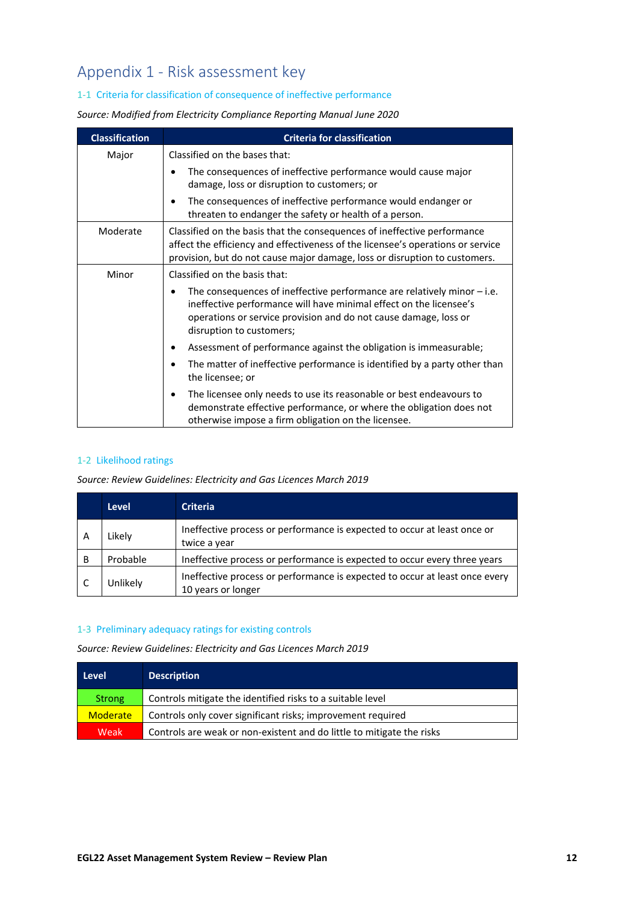# Appendix 1 - Risk assessment key

## 1-1 Criteria for classification of consequence of ineffective performance

*Source: Modified from Electricity Compliance Reporting Manual June 2020*

| Classification | Criteria for classification |
|---|---|
| Major | Classified on the bases that:<br>• The consequences of ineffective performance would cause major damage, loss or disruption to customers; or<br>• The consequences of ineffective performance would endanger or threaten to endanger the safety or health of a person. |
| Moderate | Classified on the basis that the consequences of ineffective performance affect the efficiency and effectiveness of the licensee's operations or service provision, but do not cause major damage, loss or disruption to customers. |
| Minor | Classified on the basis that:<br>• The consequences of ineffective performance are relatively minor – i.e. ineffective performance will have minimal effect on the licensee's operations or service provision and do not cause damage, loss or disruption to customers;<br>• Assessment of performance against the obligation is immeasurable;<br>• The matter of ineffective performance is identified by a party other than the licensee; or<br>• The licensee only needs to use its reasonable or best endeavours to demonstrate effective performance, or where the obligation does not otherwise impose a firm obligation on the licensee. |

## 1-2 Likelihood ratings

*Source: Review Guidelines: Electricity and Gas Licences March 2019*

| | Level | Criteria |
|---|---|---|
| A | Likely | Ineffective process or performance is expected to occur at least once or twice a year |
| B | Probable | Ineffective process or performance is expected to occur every three years |
| C | Unlikely | Ineffective process or performance is expected to occur at least once every 10 years or longer |

## 1-3 Preliminary adequacy ratings for existing controls

*Source: Review Guidelines: Electricity and Gas Licences March 2019*

| Level | Description |
|---|---|
| Strong | Controls mitigate the identified risks to a suitable level |
| Moderate | Controls only cover significant risks; improvement required |
| Weak | Controls are weak or non-existent and do little to mitigate the risks |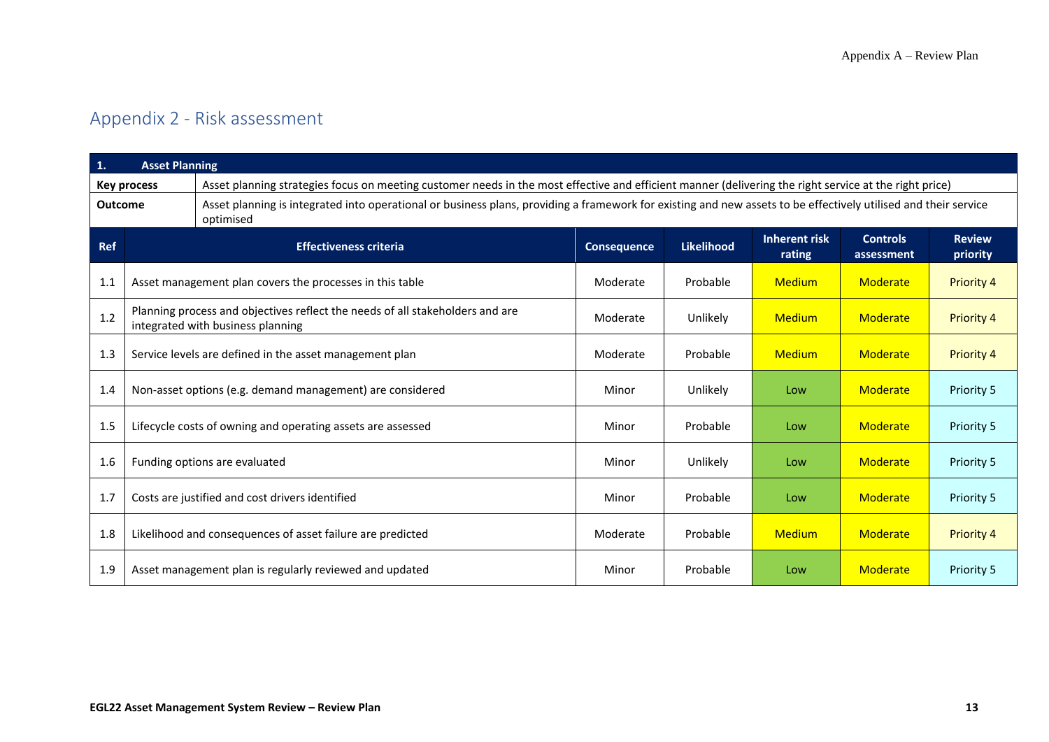## Appendix 2 - Risk assessment

| 1. Asset Planning | | | | | | |
|---|---|---|---|---|---|---|
| **Key process** | Asset planning strategies focus on meeting customer needs in the most effective and efficient manner (delivering the right service at the right price) | | | | | |
| **Outcome** | Asset planning is integrated into operational or business plans, providing a framework for existing and new assets to be effectively utilised and their service optimised | | | | | |
| **Ref** | **Effectiveness criteria** | **Consequence** | **Likelihood** | **Inherent risk rating** | **Controls assessment** | **Review priority** |
| 1.1 | Asset management plan covers the processes in this table | Moderate | Probable | Medium | Moderate | Priority 4 |
| 1.2 | Planning process and objectives reflect the needs of all stakeholders and are integrated with business planning | Moderate | Unlikely | Medium | Moderate | Priority 4 |
| 1.3 | Service levels are defined in the asset management plan | Moderate | Probable | Medium | Moderate | Priority 4 |
| 1.4 | Non-asset options (e.g. demand management) are considered | Minor | Unlikely | Low | Moderate | Priority 5 |
| 1.5 | Lifecycle costs of owning and operating assets are assessed | Minor | Probable | Low | Moderate | Priority 5 |
| 1.6 | Funding options are evaluated | Minor | Unlikely | Low | Moderate | Priority 5 |
| 1.7 | Costs are justified and cost drivers identified | Minor | Probable | Low | Moderate | Priority 5 |
| 1.8 | Likelihood and consequences of asset failure are predicted | Moderate | Probable | Medium | Moderate | Priority 4 |
| 1.9 | Asset management plan is regularly reviewed and updated | Minor | Probable | Low | Moderate | Priority 5 |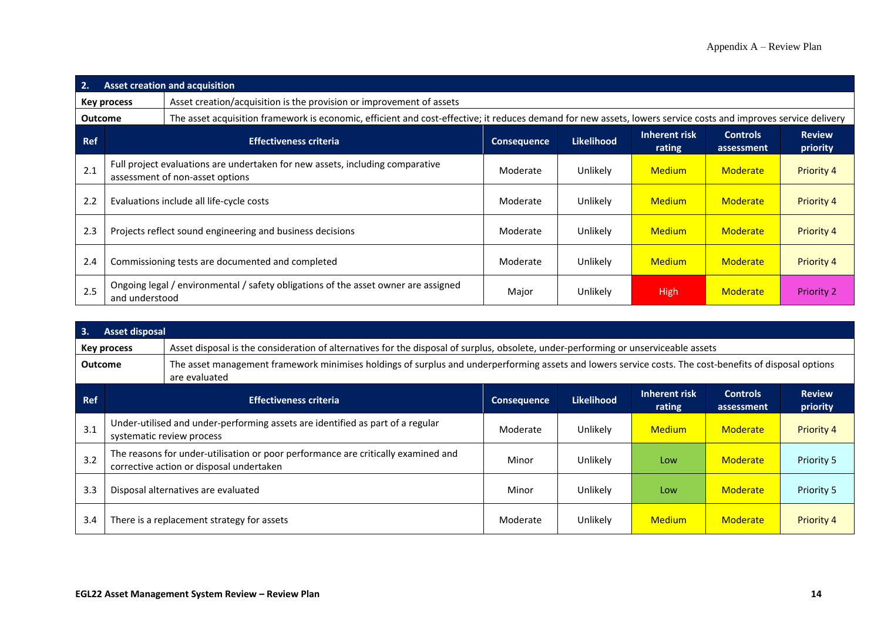| 2. | Asset creation and acquisition | | | | | |
|---|---|---|---|---|---|---|
| **Key process** | Asset creation/acquisition is the provision or improvement of assets | | | | | |
| **Outcome** | The asset acquisition framework is economic, efficient and cost-effective; it reduces demand for new assets, lowers service costs and improves service delivery | | | | | |
| **Ref** | **Effectiveness criteria** | **Consequence** | **Likelihood** | **Inherent risk rating** | **Controls assessment** | **Review priority** |
| 2.1 | Full project evaluations are undertaken for new assets, including comparative assessment of non-asset options | Moderate | Unlikely | Medium | Moderate | Priority 4 |
| 2.2 | Evaluations include all life-cycle costs | Moderate | Unlikely | Medium | Moderate | Priority 4 |
| 2.3 | Projects reflect sound engineering and business decisions | Moderate | Unlikely | Medium | Moderate | Priority 4 |
| 2.4 | Commissioning tests are documented and completed | Moderate | Unlikely | Medium | Moderate | Priority 4 |
| 2.5 | Ongoing legal / environmental / safety obligations of the asset owner are assigned and understood | Major | Unlikely | High | Moderate | Priority 2 |

| 3. | Asset disposal | | | | | |
|---|---|---|---|---|---|---|
| **Key process** | Asset disposal is the consideration of alternatives for the disposal of surplus, obsolete, under-performing or unserviceable assets | | | | | |
| **Outcome** | The asset management framework minimises holdings of surplus and underperforming assets and lowers service costs. The cost-benefits of disposal options are evaluated | | | | | |
| **Ref** | **Effectiveness criteria** | **Consequence** | **Likelihood** | **Inherent risk rating** | **Controls assessment** | **Review priority** |
| 3.1 | Under-utilised and under-performing assets are identified as part of a regular systematic review process | Moderate | Unlikely | Medium | Moderate | Priority 4 |
| 3.2 | The reasons for under-utilisation or poor performance are critically examined and corrective action or disposal undertaken | Minor | Unlikely | Low | Moderate | Priority 5 |
| 3.3 | Disposal alternatives are evaluated | Minor | Unlikely | Low | Moderate | Priority 5 |
| 3.4 | There is a replacement strategy for assets | Moderate | Unlikely | Medium | Moderate | Priority 4 |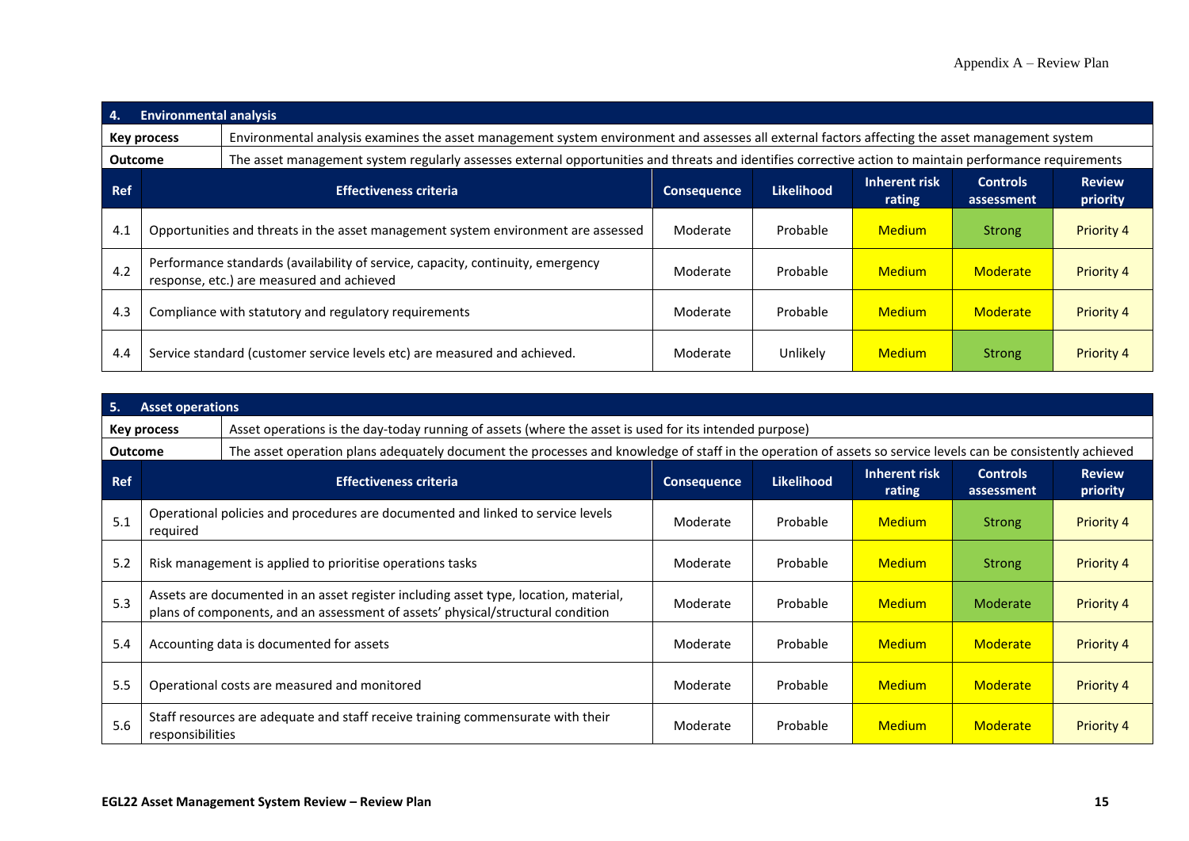| 4. Environmental analysis | | | | | | |
|---|---|---|---|---|---|---|
| **Key process** | Environmental analysis examines the asset management system environment and assesses all external factors affecting the asset management system | | | | | |
| **Outcome** | The asset management system regularly assesses external opportunities and threats and identifies corrective action to maintain performance requirements | | | | | |
| **Ref** | **Effectiveness criteria** | **Consequence** | **Likelihood** | **Inherent risk rating** | **Controls assessment** | **Review priority** |
| 4.1 | Opportunities and threats in the asset management system environment are assessed | Moderate | Probable | Medium | Strong | Priority 4 |
| 4.2 | Performance standards (availability of service, capacity, continuity, emergency response, etc.) are measured and achieved | Moderate | Probable | Medium | Moderate | Priority 4 |
| 4.3 | Compliance with statutory and regulatory requirements | Moderate | Probable | Medium | Moderate | Priority 4 |
| 4.4 | Service standard (customer service levels etc) are measured and achieved. | Moderate | Unlikely | Medium | Strong | Priority 4 |

| 5. Asset operations | | | | | | |
|---|---|---|---|---|---|---|
| **Key process** | Asset operations is the day-today running of assets (where the asset is used for its intended purpose) | | | | | |
| **Outcome** | The asset operation plans adequately document the processes and knowledge of staff in the operation of assets so service levels can be consistently achieved | | | | | |
| **Ref** | **Effectiveness criteria** | **Consequence** | **Likelihood** | **Inherent risk rating** | **Controls assessment** | **Review priority** |
| 5.1 | Operational policies and procedures are documented and linked to service levels required | Moderate | Probable | Medium | Strong | Priority 4 |
| 5.2 | Risk management is applied to prioritise operations tasks | Moderate | Probable | Medium | Strong | Priority 4 |
| 5.3 | Assets are documented in an asset register including asset type, location, material, plans of components, and an assessment of assets' physical/structural condition | Moderate | Probable | Medium | Moderate | Priority 4 |
| 5.4 | Accounting data is documented for assets | Moderate | Probable | Medium | Moderate | Priority 4 |
| 5.5 | Operational costs are measured and monitored | Moderate | Probable | Medium | Moderate | Priority 4 |
| 5.6 | Staff resources are adequate and staff receive training commensurate with their responsibilities | Moderate | Probable | Medium | Moderate | Priority 4 |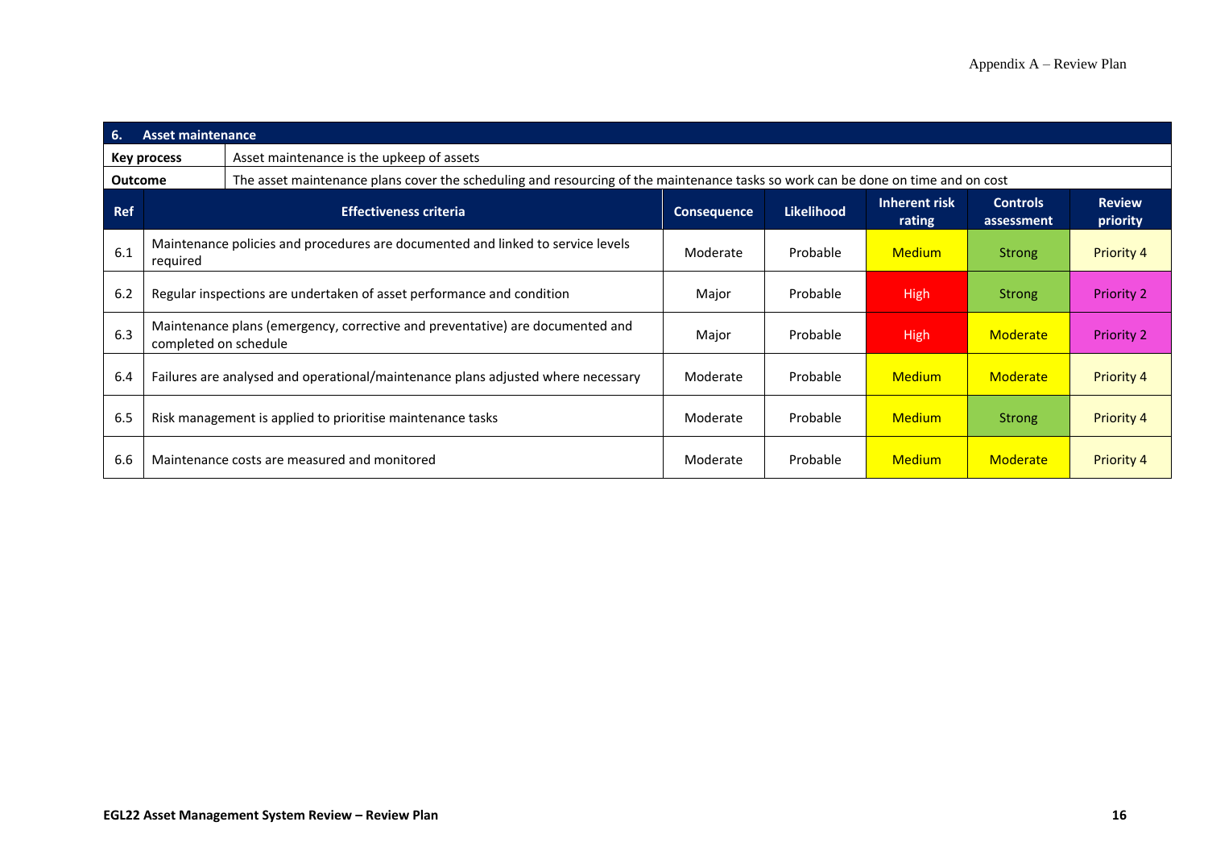| 6. Asset maintenance | | | | | | |
|---|---|---|---|---|---|---|
| **Key process** | Asset maintenance is the upkeep of assets | | | | | |
| **Outcome** | The asset maintenance plans cover the scheduling and resourcing of the maintenance tasks so work can be done on time and on cost | | | | | |
| **Ref** | **Effectiveness criteria** | **Consequence** | **Likelihood** | **Inherent risk rating** | **Controls assessment** | **Review priority** |
| 6.1 | Maintenance policies and procedures are documented and linked to service levels required | Moderate | Probable | Medium | Strong | Priority 4 |
| 6.2 | Regular inspections are undertaken of asset performance and condition | Major | Probable | High | Strong | Priority 2 |
| 6.3 | Maintenance plans (emergency, corrective and preventative) are documented and completed on schedule | Major | Probable | High | Moderate | Priority 2 |
| 6.4 | Failures are analysed and operational/maintenance plans adjusted where necessary | Moderate | Probable | Medium | Moderate | Priority 4 |
| 6.5 | Risk management is applied to prioritise maintenance tasks | Moderate | Probable | Medium | Strong | Priority 4 |
| 6.6 | Maintenance costs are measured and monitored | Moderate | Probable | Medium | Moderate | Priority 4 |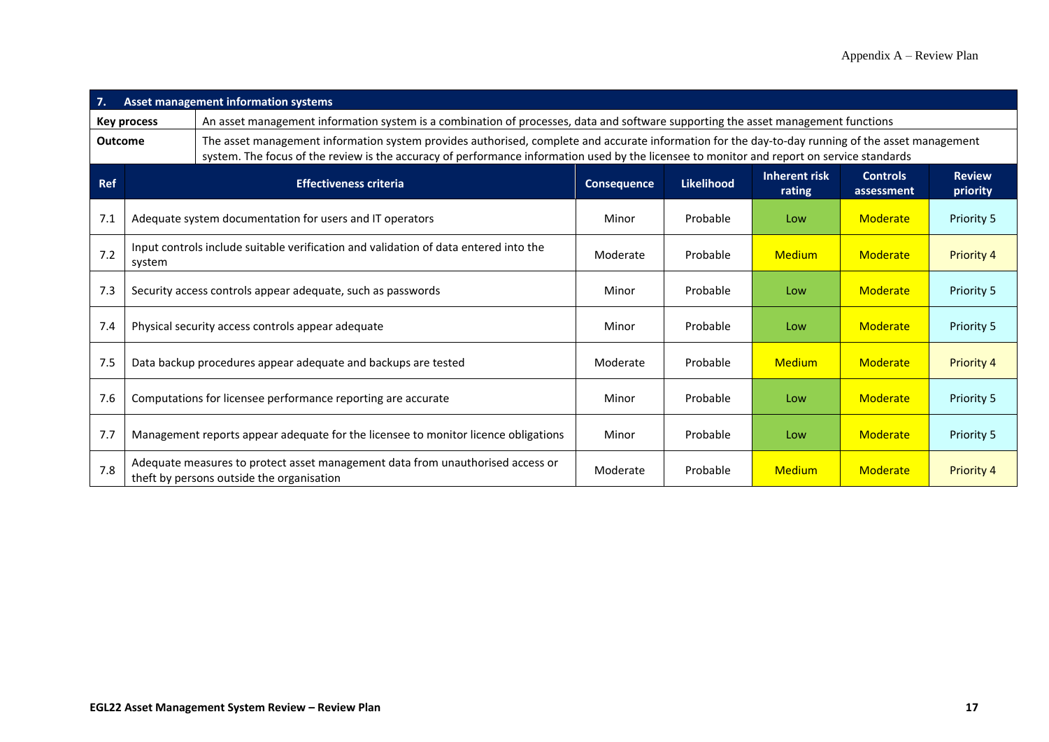| 7. Asset management information systems | | | | | | |
|---|---|---|---|---|---|---|
| **Key process** | An asset management information system is a combination of processes, data and software supporting the asset management functions | | | | | |
| **Outcome** | The asset management information system provides authorised, complete and accurate information for the day-to-day running of the asset management system. The focus of the review is the accuracy of performance information used by the licensee to monitor and report on service standards | | | | | |
| **Ref** | **Effectiveness criteria** | **Consequence** | **Likelihood** | **Inherent risk rating** | **Controls assessment** | **Review priority** |
| 7.1 | Adequate system documentation for users and IT operators | Minor | Probable | Low | Moderate | Priority 5 |
| 7.2 | Input controls include suitable verification and validation of data entered into the system | Moderate | Probable | Medium | Moderate | Priority 4 |
| 7.3 | Security access controls appear adequate, such as passwords | Minor | Probable | Low | Moderate | Priority 5 |
| 7.4 | Physical security access controls appear adequate | Minor | Probable | Low | Moderate | Priority 5 |
| 7.5 | Data backup procedures appear adequate and backups are tested | Moderate | Probable | Medium | Moderate | Priority 4 |
| 7.6 | Computations for licensee performance reporting are accurate | Minor | Probable | Low | Moderate | Priority 5 |
| 7.7 | Management reports appear adequate for the licensee to monitor licence obligations | Minor | Probable | Low | Moderate | Priority 5 |
| 7.8 | Adequate measures to protect asset management data from unauthorised access or theft by persons outside the organisation | Moderate | Probable | Medium | Moderate | Priority 4 |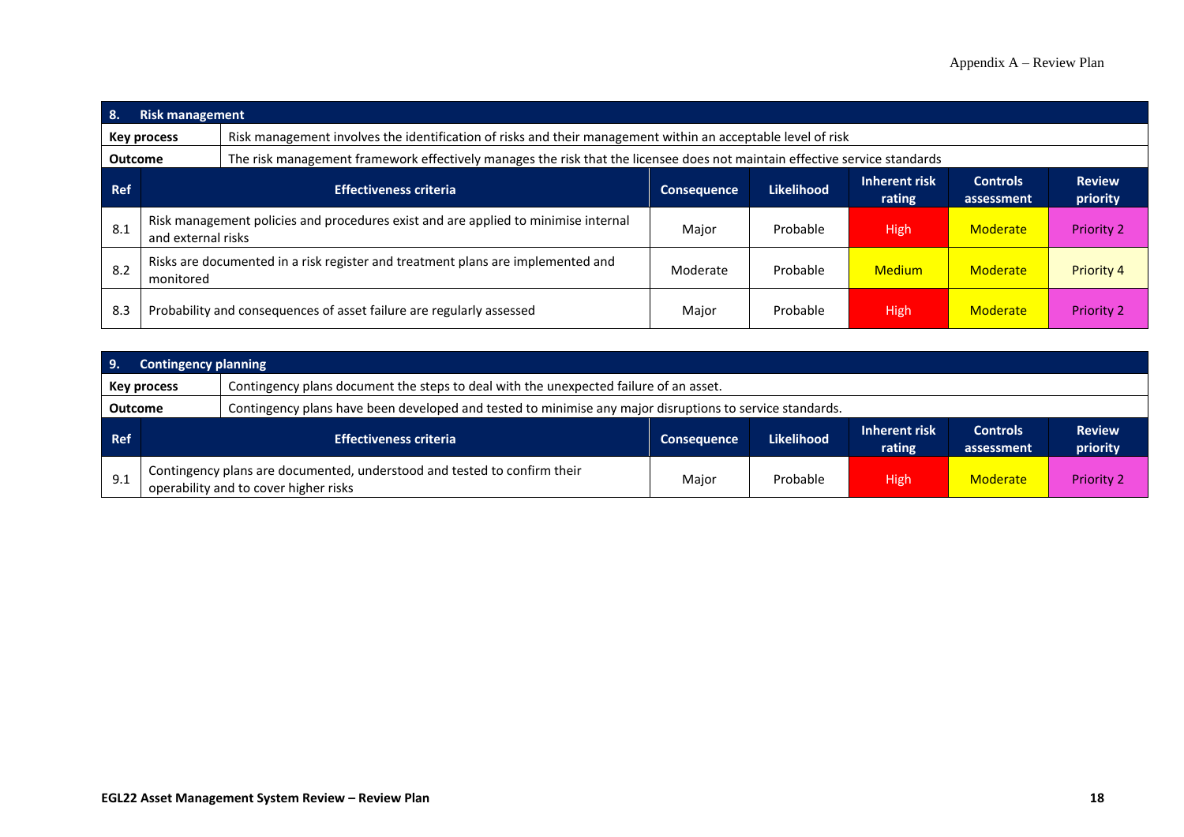## 8. Risk management

| | |
|---|---|
| **Key process** | Risk management involves the identification of risks and their management within an acceptable level of risk |
| **Outcome** | The risk management framework effectively manages the risk that the licensee does not maintain effective service standards |

| Ref | Effectiveness criteria | Consequence | Likelihood | Inherent risk rating | Controls assessment | Review priority |
|---|---|---|---|---|---|---|
| 8.1 | Risk management policies and procedures exist and are applied to minimise internal and external risks | Major | Probable | High | Moderate | Priority 2 |
| 8.2 | Risks are documented in a risk register and treatment plans are implemented and monitored | Moderate | Probable | Medium | Moderate | Priority 4 |
| 8.3 | Probability and consequences of asset failure are regularly assessed | Major | Probable | High | Moderate | Priority 2 |

## 9. Contingency planning

| | |
|---|---|
| **Key process** | Contingency plans document the steps to deal with the unexpected failure of an asset. |
| **Outcome** | Contingency plans have been developed and tested to minimise any major disruptions to service standards. |

| Ref | Effectiveness criteria | Consequence | Likelihood | Inherent risk rating | Controls assessment | Review priority |
|---|---|---|---|---|---|---|
| 9.1 | Contingency plans are documented, understood and tested to confirm their operability and to cover higher risks | Major | Probable | High | Moderate | Priority 2 |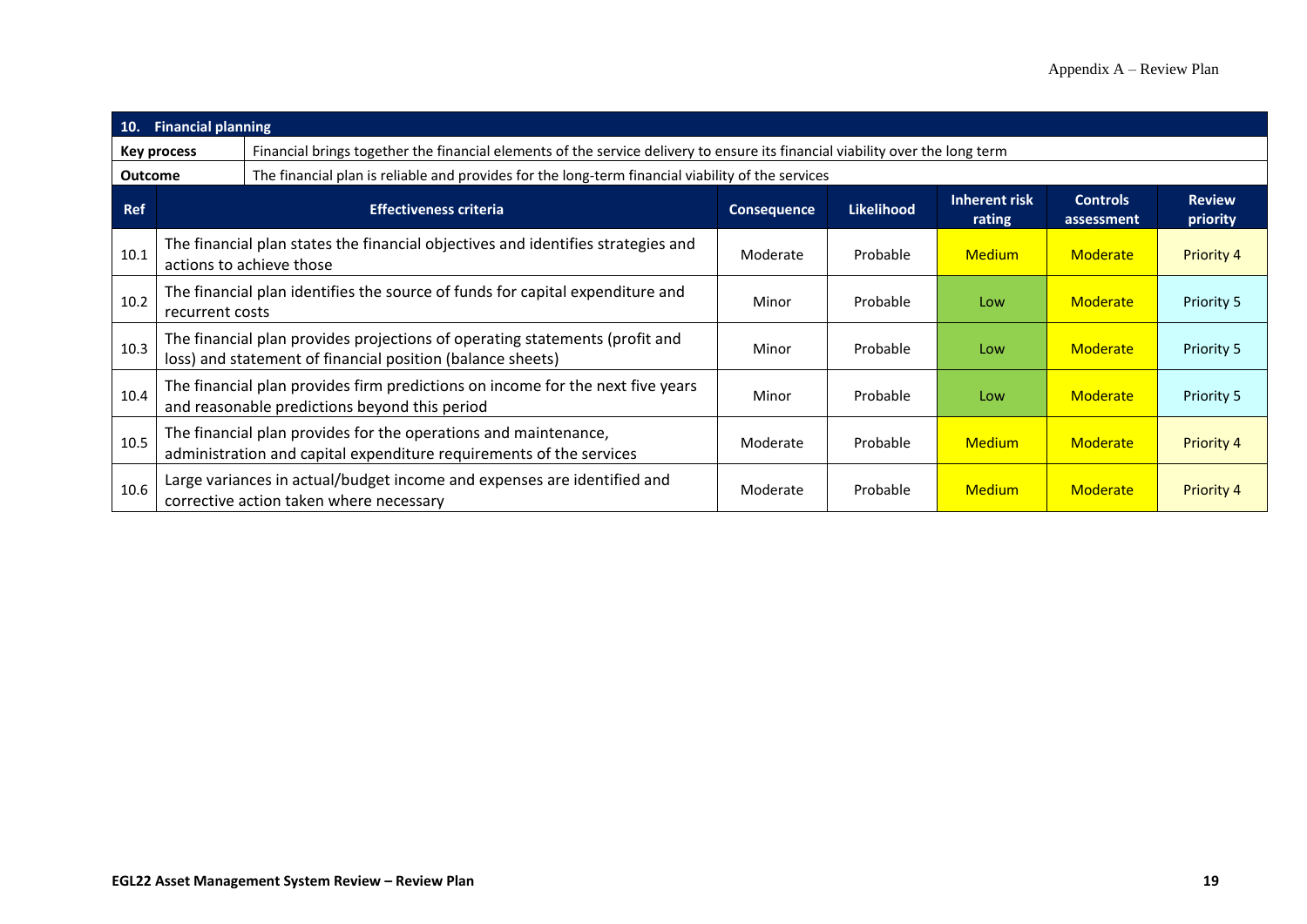| 10. Financial planning | | | | | | |
|---|---|---|---|---|---|---|
| **Key process** | Financial brings together the financial elements of the service delivery to ensure its financial viability over the long term | | | | | |
| **Outcome** | The financial plan is reliable and provides for the long-term financial viability of the services | | | | | |
| **Ref** | **Effectiveness criteria** | **Consequence** | **Likelihood** | **Inherent risk rating** | **Controls assessment** | **Review priority** |
| 10.1 | The financial plan states the financial objectives and identifies strategies and actions to achieve those | Moderate | Probable | Medium | Moderate | Priority 4 |
| 10.2 | The financial plan identifies the source of funds for capital expenditure and recurrent costs | Minor | Probable | Low | Moderate | Priority 5 |
| 10.3 | The financial plan provides projections of operating statements (profit and loss) and statement of financial position (balance sheets) | Minor | Probable | Low | Moderate | Priority 5 |
| 10.4 | The financial plan provides firm predictions on income for the next five years and reasonable predictions beyond this period | Minor | Probable | Low | Moderate | Priority 5 |
| 10.5 | The financial plan provides for the operations and maintenance, administration and capital expenditure requirements of the services | Moderate | Probable | Medium | Moderate | Priority 4 |
| 10.6 | Large variances in actual/budget income and expenses are identified and corrective action taken where necessary | Moderate | Probable | Medium | Moderate | Priority 4 |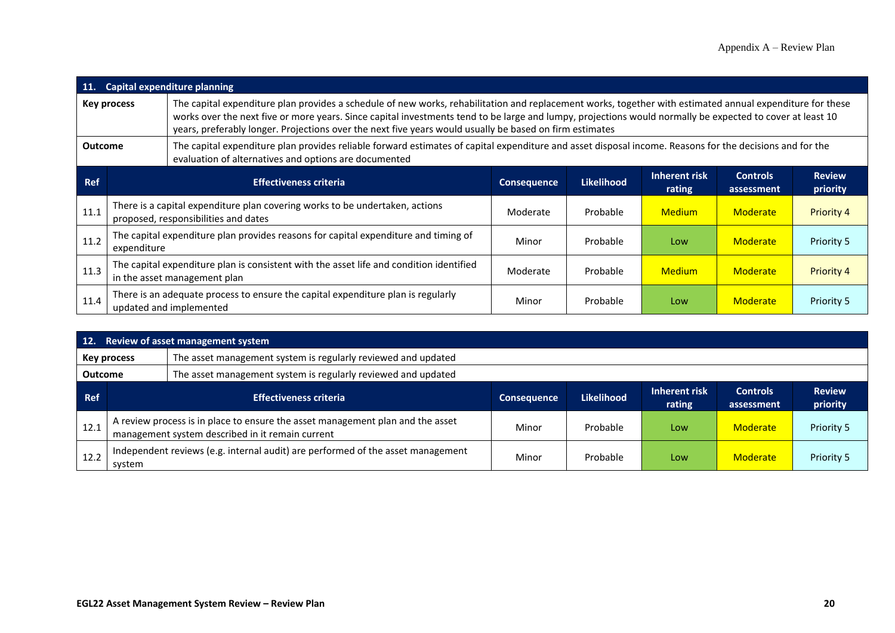| 11. Capital expenditure planning | | | | | | |
|---|---|---|---|---|---|---|
| **Key process** | The capital expenditure plan provides a schedule of new works, rehabilitation and replacement works, together with estimated annual expenditure for these works over the next five or more years. Since capital investments tend to be large and lumpy, projections would normally be expected to cover at least 10 years, preferably longer. Projections over the next five years would usually be based on firm estimates | | | | | |
| **Outcome** | The capital expenditure plan provides reliable forward estimates of capital expenditure and asset disposal income. Reasons for the decisions and for the evaluation of alternatives and options are documented | | | | | |
| **Ref** | **Effectiveness criteria** | **Consequence** | **Likelihood** | **Inherent risk rating** | **Controls assessment** | **Review priority** |
| 11.1 | There is a capital expenditure plan covering works to be undertaken, actions proposed, responsibilities and dates | Moderate | Probable | Medium | Moderate | Priority 4 |
| 11.2 | The capital expenditure plan provides reasons for capital expenditure and timing of expenditure | Minor | Probable | Low | Moderate | Priority 5 |
| 11.3 | The capital expenditure plan is consistent with the asset life and condition identified in the asset management plan | Moderate | Probable | Medium | Moderate | Priority 4 |
| 11.4 | There is an adequate process to ensure the capital expenditure plan is regularly updated and implemented | Minor | Probable | Low | Moderate | Priority 5 |

| 12. Review of asset management system | | | | | | |
|---|---|---|---|---|---|---|
| **Key process** | The asset management system is regularly reviewed and updated | | | | | |
| **Outcome** | The asset management system is regularly reviewed and updated | | | | | |
| **Ref** | **Effectiveness criteria** | **Consequence** | **Likelihood** | **Inherent risk rating** | **Controls assessment** | **Review priority** |
| 12.1 | A review process is in place to ensure the asset management plan and the asset management system described in it remain current | Minor | Probable | Low | Moderate | Priority 5 |
| 12.2 | Independent reviews (e.g. internal audit) are performed of the asset management system | Minor | Probable | Low | Moderate | Priority 5 |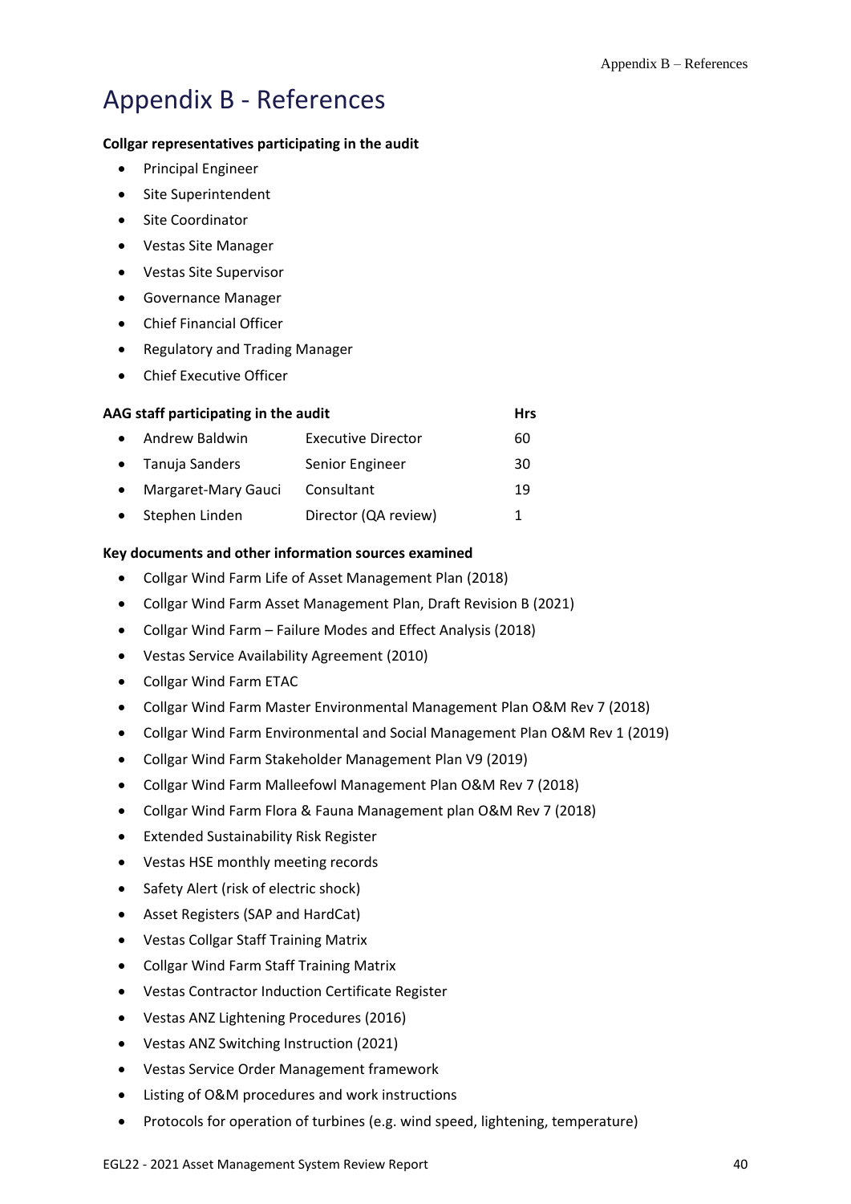# Appendix B - References

**Collgar representatives participating in the audit**

- Principal Engineer
- Site Superintendent
- Site Coordinator
- Vestas Site Manager
- Vestas Site Supervisor
- Governance Manager
- Chief Financial Officer
- Regulatory and Trading Manager
- Chief Executive Officer

**AAG staff participating in the audit**

| Name | Role | Hrs |
|---|---|---|
| Andrew Baldwin | Executive Director | 60 |
| Tanuja Sanders | Senior Engineer | 30 |
| Margaret-Mary Gauci | Consultant | 19 |
| Stephen Linden | Director (QA review) | 1 |

**Key documents and other information sources examined**

- Collgar Wind Farm Life of Asset Management Plan (2018)
- Collgar Wind Farm Asset Management Plan, Draft Revision B (2021)
- Collgar Wind Farm – Failure Modes and Effect Analysis (2018)
- Vestas Service Availability Agreement (2010)
- Collgar Wind Farm ETAC
- Collgar Wind Farm Master Environmental Management Plan O&M Rev 7 (2018)
- Collgar Wind Farm Environmental and Social Management Plan O&M Rev 1 (2019)
- Collgar Wind Farm Stakeholder Management Plan V9 (2019)
- Collgar Wind Farm Malleefowl Management Plan O&M Rev 7 (2018)
- Collgar Wind Farm Flora & Fauna Management plan O&M Rev 7 (2018)
- Extended Sustainability Risk Register
- Vestas HSE monthly meeting records
- Safety Alert (risk of electric shock)
- Asset Registers (SAP and HardCat)
- Vestas Collgar Staff Training Matrix
- Collgar Wind Farm Staff Training Matrix
- Vestas Contractor Induction Certificate Register
- Vestas ANZ Lightening Procedures (2016)
- Vestas ANZ Switching Instruction (2021)
- Vestas Service Order Management framework
- Listing of O&M procedures and work instructions
- Protocols for operation of turbines (e.g. wind speed, lightening, temperature)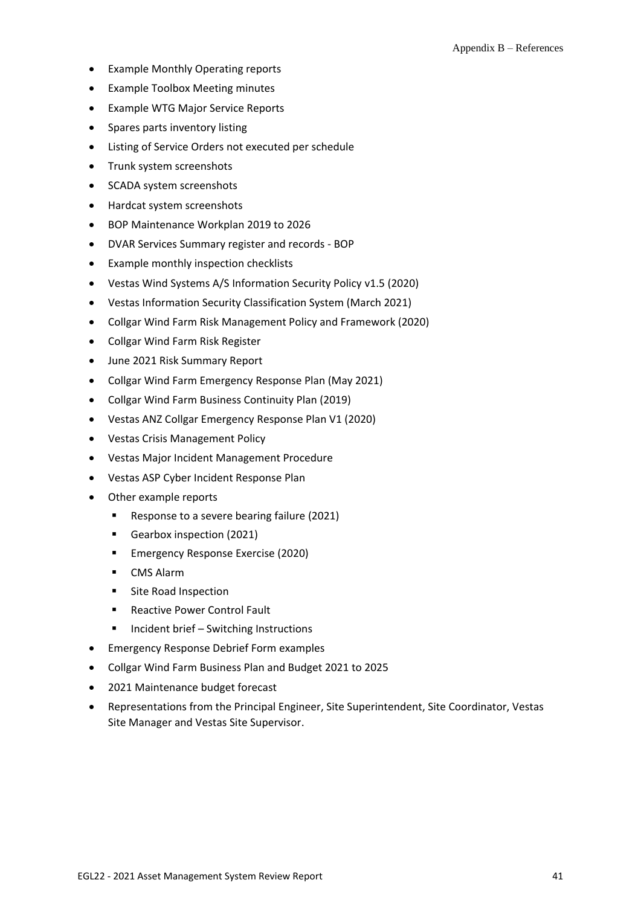- Example Monthly Operating reports
- Example Toolbox Meeting minutes
- Example WTG Major Service Reports
- Spares parts inventory listing
- Listing of Service Orders not executed per schedule
- Trunk system screenshots
- SCADA system screenshots
- Hardcat system screenshots
- BOP Maintenance Workplan 2019 to 2026
- DVAR Services Summary register and records - BOP
- Example monthly inspection checklists
- Vestas Wind Systems A/S Information Security Policy v1.5 (2020)
- Vestas Information Security Classification System (March 2021)
- Collgar Wind Farm Risk Management Policy and Framework (2020)
- Collgar Wind Farm Risk Register
- June 2021 Risk Summary Report
- Collgar Wind Farm Emergency Response Plan (May 2021)
- Collgar Wind Farm Business Continuity Plan (2019)
- Vestas ANZ Collgar Emergency Response Plan V1 (2020)
- Vestas Crisis Management Policy
- Vestas Major Incident Management Procedure
- Vestas ASP Cyber Incident Response Plan
- Other example reports
  - Response to a severe bearing failure (2021)
  - Gearbox inspection (2021)
  - Emergency Response Exercise (2020)
  - CMS Alarm
  - Site Road Inspection
  - Reactive Power Control Fault
  - Incident brief – Switching Instructions
- Emergency Response Debrief Form examples
- Collgar Wind Farm Business Plan and Budget 2021 to 2025
- 2021 Maintenance budget forecast
- Representations from the Principal Engineer, Site Superintendent, Site Coordinator, Vestas Site Manager and Vestas Site Supervisor.